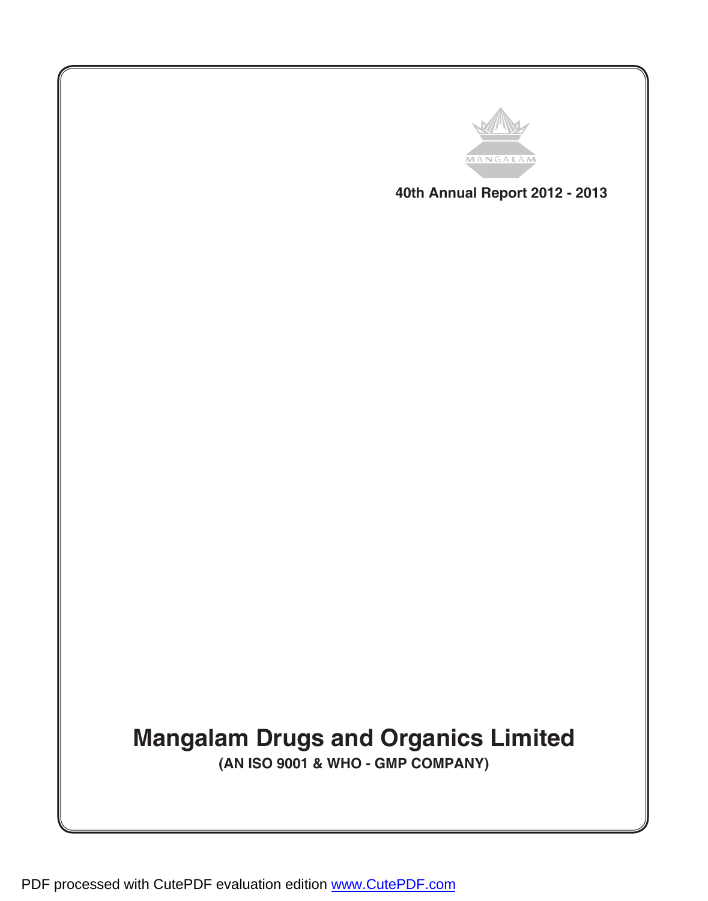MANGALAM

40th Annual Report 2012 - 2013

# Mangalam Drugs and Organics Limited

**(AN ISO 9001 & WHO - GMP COMPANY)**

PDF processed with CutePDF evaluation edition www.CutePDF.com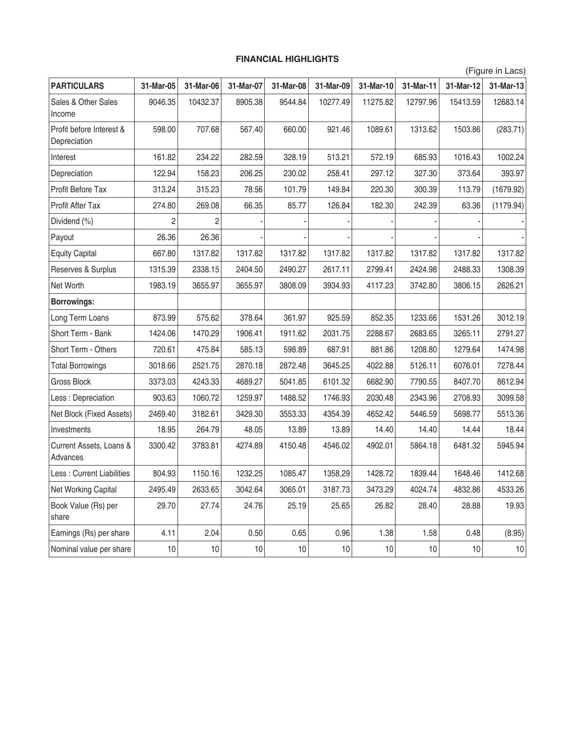## FINANCIAL HIGHLIGHTS

(Figure in Lacs)

| PARTICULARS | 31-Mar-05 | 31-Mar-06 | 31-Mar-07 | 31-Mar-08 | 31-Mar-09 | 31-Mar-10 | 31-Mar-11 | 31-Mar-12 | 31-Mar-13 |
|---|---|---|---|---|---|---|---|---|---|
| Sales & Other Sales Income | 9046.35 | 10432.37 | 8905.38 | 9544.84 | 10277.49 | 11275.82 | 12797.96 | 15413.59 | 12683.14 |
| Profit before Interest & Depreciation | 598.00 | 707.68 | 567.40 | 660.00 | 921.46 | 1089.61 | 1313.62 | 1503.86 | (283.71) |
| Interest | 161.82 | 234.22 | 282.59 | 328.19 | 513.21 | 572.19 | 685.93 | 1016.43 | 1002.24 |
| Depreciation | 122.94 | 158.23 | 206.25 | 230.02 | 258.41 | 297.12 | 327.30 | 373.64 | 393.97 |
| Profit Before Tax | 313.24 | 315.23 | 78.56 | 101.79 | 149.84 | 220.30 | 300.39 | 113.79 | (1679.92) |
| Profit After Tax | 274.80 | 269.08 | 66.35 | 85.77 | 126.84 | 182.30 | 242.39 | 63.36 | (1179.94) |
| Dividend (%) | 2 | 2 | - | - | - | - | - | - | - |
| Payout | 26.36 | 26.36 | - | - | - | - | - | - | - |
| Equity Capital | 667.80 | 1317.82 | 1317.82 | 1317.82 | 1317.82 | 1317.82 | 1317.82 | 1317.82 | 1317.82 |
| Reserves & Surplus | 1315.39 | 2338.15 | 2404.50 | 2490.27 | 2617.11 | 2799.41 | 2424.98 | 2488.33 | 1308.39 |
| Net Worth | 1983.19 | 3655.97 | 3655.97 | 3808.09 | 3934.93 | 4117.23 | 3742.80 | 3806.15 | 2626.21 |
| **Borrowings:** | | | | | | | | | |
| Long Term Loans | 873.99 | 575.62 | 378.64 | 361.97 | 925.59 | 852.35 | 1233.66 | 1531.26 | 3012.19 |
| Short Term - Bank | 1424.06 | 1470.29 | 1906.41 | 1911.62 | 2031.75 | 2288.67 | 2683.65 | 3265.11 | 2791.27 |
| Short Term - Others | 720.61 | 475.84 | 585.13 | 598.89 | 687.91 | 881.86 | 1208.80 | 1279.64 | 1474.98 |
| Total Borrowings | 3018.66 | 2521.75 | 2870.18 | 2872.48 | 3645.25 | 4022.88 | 5126.11 | 6076.01 | 7278.44 |
| Gross Block | 3373.03 | 4243.33 | 4689.27 | 5041.85 | 6101.32 | 6682.90 | 7790.55 | 8407.70 | 8612.94 |
| Less : Depreciation | 903.63 | 1060.72 | 1259.97 | 1488.52 | 1746.93 | 2030.48 | 2343.96 | 2708.93 | 3099.58 |
| Net Block (Fixed Assets) | 2469.40 | 3182.61 | 3429.30 | 3553.33 | 4354.39 | 4652.42 | 5446.59 | 5698.77 | 5513.36 |
| Investments | 18.95 | 264.79 | 48.05 | 13.89 | 13.89 | 14.40 | 14.40 | 14.44 | 18.44 |
| Current Assets, Loans & Advances | 3300.42 | 3783.81 | 4274.89 | 4150.48 | 4546.02 | 4902.01 | 5864.18 | 6481.32 | 5945.94 |
| Less : Current Liabilities | 804.93 | 1150.16 | 1232.25 | 1085.47 | 1358.29 | 1428.72 | 1839.44 | 1648.46 | 1412.68 |
| Net Working Capital | 2495.49 | 2633.65 | 3042.64 | 3065.01 | 3187.73 | 3473.29 | 4024.74 | 4832.86 | 4533.26 |
| Book Value (Rs) per share | 29.70 | 27.74 | 24.76 | 25.19 | 25.65 | 26.82 | 28.40 | 28.88 | 19.93 |
| Earnings (Rs) per share | 4.11 | 2.04 | 0.50 | 0.65 | 0.96 | 1.38 | 1.58 | 0.48 | (8.95) |
| Nominal value per share | 10 | 10 | 10 | 10 | 10 | 10 | 10 | 10 | 10 |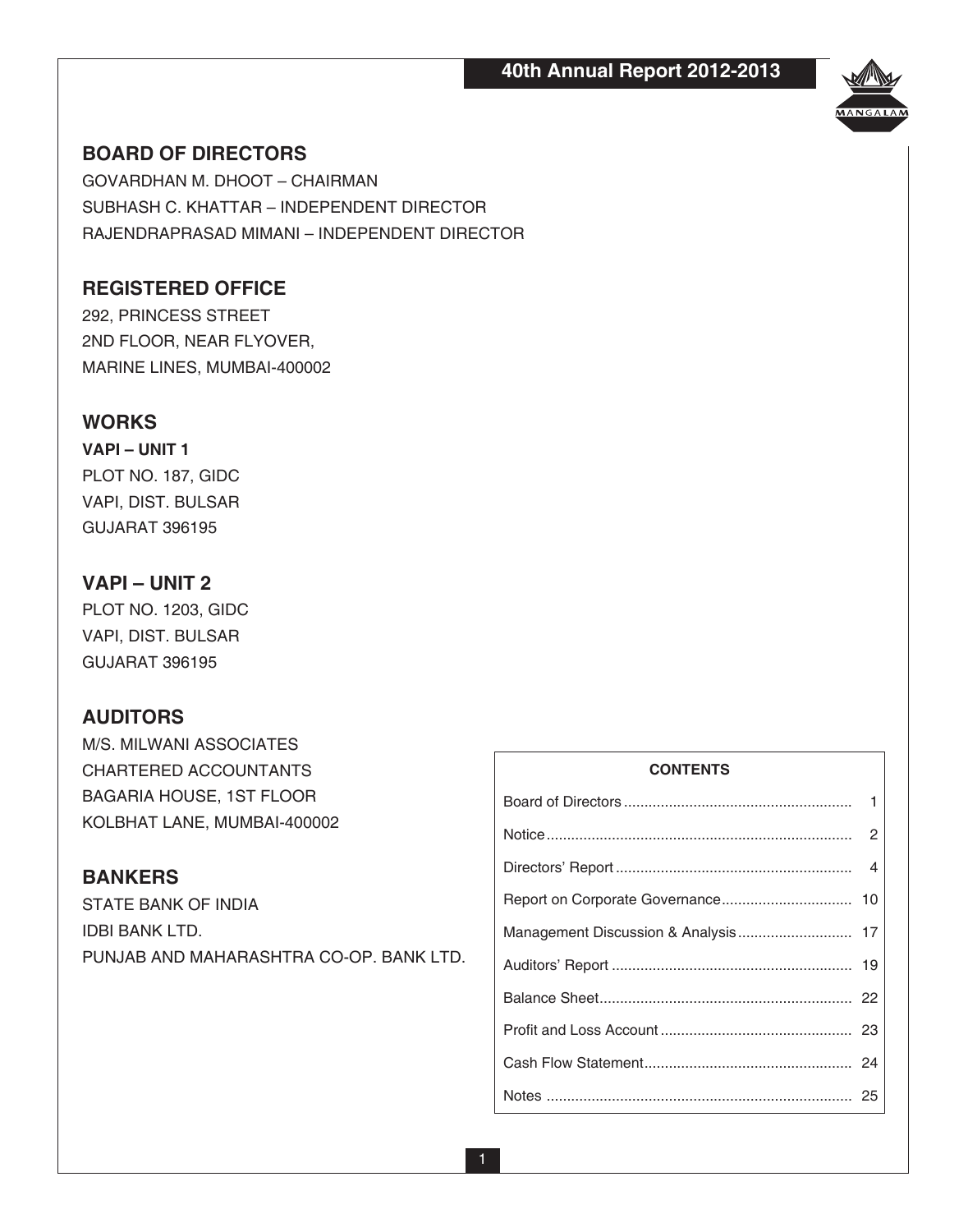## BOARD OF DIRECTORS

GOVARDHAN M. DHOOT – CHAIRMAN
SUBHASH C. KHATTAR – INDEPENDENT DIRECTOR
RAJENDRAPRASAD MIMANI – INDEPENDENT DIRECTOR

## REGISTERED OFFICE

292, PRINCESS STREET
2ND FLOOR, NEAR FLYOVER,
MARINE LINES, MUMBAI-400002

## WORKS

**VAPI – UNIT 1**
PLOT NO. 187, GIDC
VAPI, DIST. BULSAR
GUJARAT 396195

## VAPI – UNIT 2

PLOT NO. 1203, GIDC
VAPI, DIST. BULSAR
GUJARAT 396195

## AUDITORS

M/S. MILWANI ASSOCIATES
CHARTERED ACCOUNTANTS
BAGARIA HOUSE, 1ST FLOOR
KOLBHAT LANE, MUMBAI-400002

## BANKERS

STATE BANK OF INDIA
IDBI BANK LTD.
PUNJAB AND MAHARASHTRA CO-OP. BANK LTD.

| CONTENTS | |
|---|---|
| Board of Directors | 1 |
| Notice | 2 |
| Directors' Report | 4 |
| Report on Corporate Governance | 10 |
| Management Discussion & Analysis | 17 |
| Auditors' Report | 19 |
| Balance Sheet | 22 |
| Profit and Loss Account | 23 |
| Cash Flow Statement | 24 |
| Notes | 25 |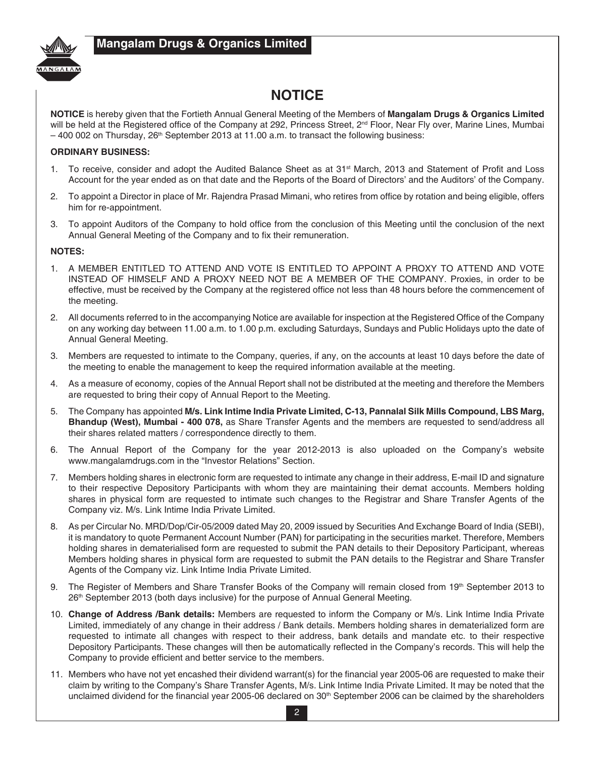# NOTICE

**NOTICE** is hereby given that the Fortieth Annual General Meeting of the Members of **Mangalam Drugs & Organics Limited** will be held at the Registered office of the Company at 292, Princess Street, 2nd Floor, Near Fly over, Marine Lines, Mumbai – 400 002 on Thursday, 26th September 2013 at 11.00 a.m. to transact the following business:

**ORDINARY BUSINESS:**

1. To receive, consider and adopt the Audited Balance Sheet as at 31st March, 2013 and Statement of Profit and Loss Account for the year ended as on that date and the Reports of the Board of Directors' and the Auditors' of the Company.
2. To appoint a Director in place of Mr. Rajendra Prasad Mimani, who retires from office by rotation and being eligible, offers him for re-appointment.
3. To appoint Auditors of the Company to hold office from the conclusion of this Meeting until the conclusion of the next Annual General Meeting of the Company and to fix their remuneration.

**NOTES:**

1. A MEMBER ENTITLED TO ATTEND AND VOTE IS ENTITLED TO APPOINT A PROXY TO ATTEND AND VOTE INSTEAD OF HIMSELF AND A PROXY NEED NOT BE A MEMBER OF THE COMPANY. Proxies, in order to be effective, must be received by the Company at the registered office not less than 48 hours before the commencement of the meeting.
2. All documents referred to in the accompanying Notice are available for inspection at the Registered Office of the Company on any working day between 11.00 a.m. to 1.00 p.m. excluding Saturdays, Sundays and Public Holidays upto the date of Annual General Meeting.
3. Members are requested to intimate to the Company, queries, if any, on the accounts at least 10 days before the date of the meeting to enable the management to keep the required information available at the meeting.
4. As a measure of economy, copies of the Annual Report shall not be distributed at the meeting and therefore the Members are requested to bring their copy of Annual Report to the Meeting.
5. The Company has appointed **M/s. Link Intime India Private Limited, C-13, Pannalal Silk Mills Compound, LBS Marg, Bhandup (West), Mumbai - 400 078,** as Share Transfer Agents and the members are requested to send/address all their shares related matters / correspondence directly to them.
6. The Annual Report of the Company for the year 2012-2013 is also uploaded on the Company's website www.mangalamdrugs.com in the "Investor Relations" Section.
7. Members holding shares in electronic form are requested to intimate any change in their address, E-mail ID and signature to their respective Depository Participants with whom they are maintaining their demat accounts. Members holding shares in physical form are requested to intimate such changes to the Registrar and Share Transfer Agents of the Company viz. M/s. Link Intime India Private Limited.
8. As per Circular No. MRD/Dop/Cir-05/2009 dated May 20, 2009 issued by Securities And Exchange Board of India (SEBI), it is mandatory to quote Permanent Account Number (PAN) for participating in the securities market. Therefore, Members holding shares in dematerialised form are requested to submit the PAN details to their Depository Participant, whereas Members holding shares in physical form are requested to submit the PAN details to the Registrar and Share Transfer Agents of the Company viz. Link Intime India Private Limited.
9. The Register of Members and Share Transfer Books of the Company will remain closed from 19th September 2013 to 26th September 2013 (both days inclusive) for the purpose of Annual General Meeting.
10. **Change of Address /Bank details:** Members are requested to inform the Company or M/s. Link Intime India Private Limited, immediately of any change in their address / Bank details. Members holding shares in dematerialized form are requested to intimate all changes with respect to their address, bank details and mandate etc. to their respective Depository Participants. These changes will then be automatically reflected in the Company's records. This will help the Company to provide efficient and better service to the members.
11. Members who have not yet encashed their dividend warrant(s) for the financial year 2005-06 are requested to make their claim by writing to the Company's Share Transfer Agents, M/s. Link Intime India Private Limited. It may be noted that the unclaimed dividend for the financial year 2005-06 declared on 30th September 2006 can be claimed by the shareholders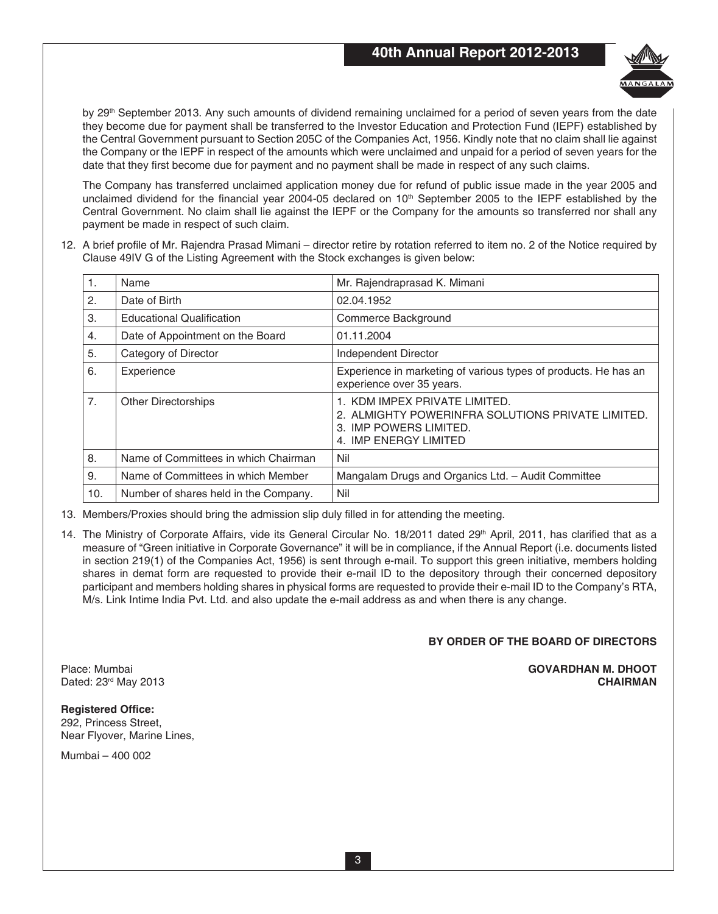by 29th September 2013. Any such amounts of dividend remaining unclaimed for a period of seven years from the date they become due for payment shall be transferred to the Investor Education and Protection Fund (IEPF) established by the Central Government pursuant to Section 205C of the Companies Act, 1956. Kindly note that no claim shall lie against the Company or the IEPF in respect of the amounts which were unclaimed and unpaid for a period of seven years for the date that they first become due for payment and no payment shall be made in respect of any such claims.

The Company has transferred unclaimed application money due for refund of public issue made in the year 2005 and unclaimed dividend for the financial year 2004-05 declared on 10th September 2005 to the IEPF established by the Central Government. No claim shall lie against the IEPF or the Company for the amounts so transferred nor shall any payment be made in respect of such claim.

12. A brief profile of Mr. Rajendra Prasad Mimani – director retire by rotation referred to item no. 2 of the Notice required by Clause 49IV G of the Listing Agreement with the Stock exchanges is given below:

| | | |
|---|---|---|
| 1. | Name | Mr. Rajendraprasad K. Mimani |
| 2. | Date of Birth | 02.04.1952 |
| 3. | Educational Qualification | Commerce Background |
| 4. | Date of Appointment on the Board | 01.11.2004 |
| 5. | Category of Director | Independent Director |
| 6. | Experience | Experience in marketing of various types of products. He has an experience over 35 years. |
| 7. | Other Directorships | 1. KDM IMPEX PRIVATE LIMITED.<br>2. ALMIGHTY POWERINFRA SOLUTIONS PRIVATE LIMITED.<br>3. IMP POWERS LIMITED.<br>4. IMP ENERGY LIMITED |
| 8. | Name of Committees in which Chairman | Nil |
| 9. | Name of Committees in which Member | Mangalam Drugs and Organics Ltd. – Audit Committee |
| 10. | Number of shares held in the Company. | Nil |

13. Members/Proxies should bring the admission slip duly filled in for attending the meeting.

14. The Ministry of Corporate Affairs, vide its General Circular No. 18/2011 dated 29th April, 2011, has clarified that as a measure of "Green initiative in Corporate Governance" it will be in compliance, if the Annual Report (i.e. documents listed in section 219(1) of the Companies Act, 1956) is sent through e-mail. To support this green initiative, members holding shares in demat form are requested to provide their e-mail ID to the depository through their concerned depository participant and members holding shares in physical forms are requested to provide their e-mail ID to the Company's RTA, M/s. Link Intime India Pvt. Ltd. and also update the e-mail address as and when there is any change.

**BY ORDER OF THE BOARD OF DIRECTORS**

Place: Mumbai
Dated: 23rd May 2013

**GOVARDHAN M. DHOOT**
**CHAIRMAN**

**Registered Office:**
292, Princess Street,
Near Flyover, Marine Lines,

Mumbai – 400 002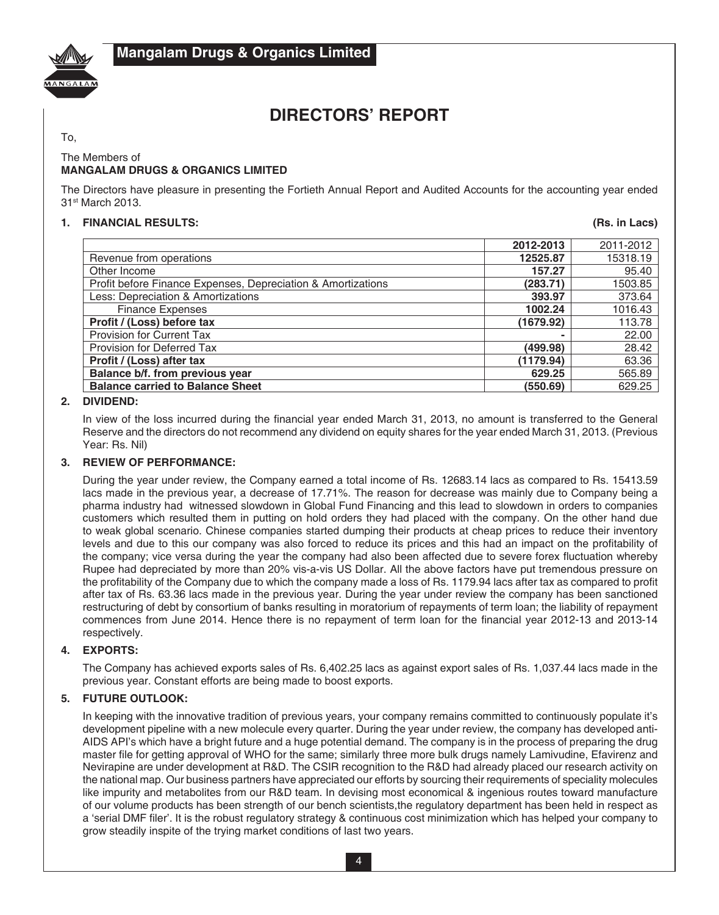# DIRECTORS' REPORT

To,

The Members of
**MANGALAM DRUGS & ORGANICS LIMITED**

The Directors have pleasure in presenting the Fortieth Annual Report and Audited Accounts for the accounting year ended 31[st] March 2013.

## 1. FINANCIAL RESULTS:

**(Rs. in Lacs)**

| | 2012-2013 | 2011-2012 |
|---|---|---|
| Revenue from operations | **12525.87** | 15318.19 |
| Other Income | **157.27** | 95.40 |
| Profit before Finance Expenses, Depreciation & Amortizations | **(283.71)** | 1503.85 |
| Less: Depreciation & Amortizations | **393.97** | 373.64 |
| Finance Expenses | **1002.24** | 1016.43 |
| **Profit / (Loss) before tax** | **(1679.92)** | 113.78 |
| Provision for Current Tax | **-** | 22.00 |
| Provision for Deferred Tax | **(499.98)** | 28.42 |
| **Profit / (Loss) after tax** | **(1179.94)** | 63.36 |
| **Balance b/f. from previous year** | **629.25** | 565.89 |
| **Balance carried to Balance Sheet** | **(550.69)** | 629.25 |

## 2. DIVIDEND:

In view of the loss incurred during the financial year ended March 31, 2013, no amount is transferred to the General Reserve and the directors do not recommend any dividend on equity shares for the year ended March 31, 2013. (Previous Year: Rs. Nil)

## 3. REVIEW OF PERFORMANCE:

During the year under review, the Company earned a total income of Rs. 12683.14 lacs as compared to Rs. 15413.59 lacs made in the previous year, a decrease of 17.71%. The reason for decrease was mainly due to Company being a pharma industry had witnessed slowdown in Global Fund Financing and this lead to slowdown in orders to companies customers which resulted them in putting on hold orders they had placed with the company. On the other hand due to weak global scenario. Chinese companies started dumping their products at cheap prices to reduce their inventory levels and due to this our company was also forced to reduce its prices and this had an impact on the profitability of the company; vice versa during the year the company had also been affected due to severe forex fluctuation whereby Rupee had depreciated by more than 20% vis-a-vis US Dollar. All the above factors have put tremendous pressure on the profitability of the Company due to which the company made a loss of Rs. 1179.94 lacs after tax as compared to profit after tax of Rs. 63.36 lacs made in the previous year. During the year under review the company has been sanctioned restructuring of debt by consortium of banks resulting in moratorium of repayments of term loan; the liability of repayment commences from June 2014. Hence there is no repayment of term loan for the financial year 2012-13 and 2013-14 respectively.

## 4. EXPORTS:

The Company has achieved exports sales of Rs. 6,402.25 lacs as against export sales of Rs. 1,037.44 lacs made in the previous year. Constant efforts are being made to boost exports.

## 5. FUTURE OUTLOOK:

In keeping with the innovative tradition of previous years, your company remains committed to continuously populate it's development pipeline with a new molecule every quarter. During the year under review, the company has developed anti-AIDS API's which have a bright future and a huge potential demand. The company is in the process of preparing the drug master file for getting approval of WHO for the same; similarly three more bulk drugs namely Lamivudine, Efavirenz and Nevirapine are under development at R&D. The CSIR recognition to the R&D had already placed our research activity on the national map. Our business partners have appreciated our efforts by sourcing their requirements of speciality molecules like impurity and metabolites from our R&D team. In devising most economical & ingenious routes toward manufacture of our volume products has been strength of our bench scientists,the regulatory department has been held in respect as a 'serial DMF filer'. It is the robust regulatory strategy & continuous cost minimization which has helped your company to grow steadily inspite of the trying market conditions of last two years.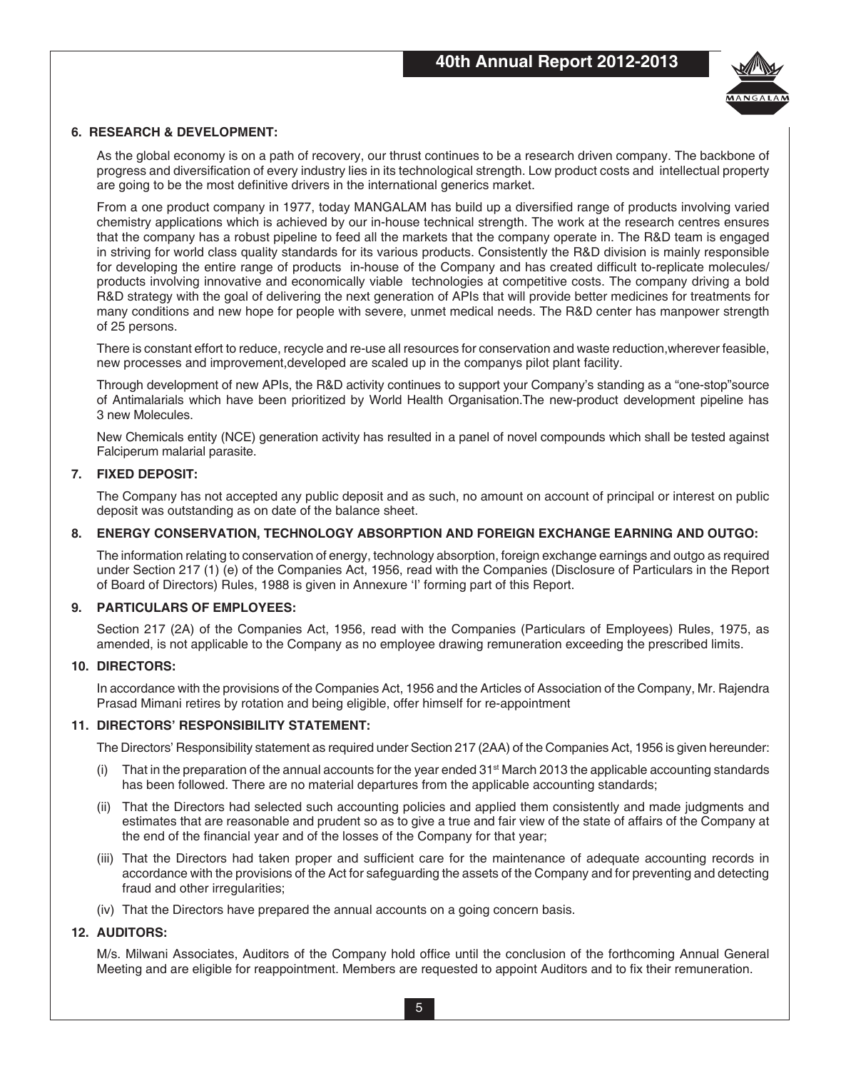## 6. RESEARCH & DEVELOPMENT:

As the global economy is on a path of recovery, our thrust continues to be a research driven company. The backbone of progress and diversification of every industry lies in its technological strength. Low product costs and intellectual property are going to be the most definitive drivers in the international generics market.

From a one product company in 1977, today MANGALAM has build up a diversified range of products involving varied chemistry applications which is achieved by our in-house technical strength. The work at the research centres ensures that the company has a robust pipeline to feed all the markets that the company operate in. The R&D team is engaged in striving for world class quality standards for its various products. Consistently the R&D division is mainly responsible for developing the entire range of products in-house of the Company and has created difficult to-replicate molecules/ products involving innovative and economically viable technologies at competitive costs. The company driving a bold R&D strategy with the goal of delivering the next generation of APIs that will provide better medicines for treatments for many conditions and new hope for people with severe, unmet medical needs. The R&D center has manpower strength of 25 persons.

There is constant effort to reduce, recycle and re-use all resources for conservation and waste reduction,wherever feasible, new processes and improvement,developed are scaled up in the companys pilot plant facility.

Through development of new APIs, the R&D activity continues to support your Company's standing as a "one-stop"source of Antimalarials which have been prioritized by World Health Organisation.The new-product development pipeline has 3 new Molecules.

New Chemicals entity (NCE) generation activity has resulted in a panel of novel compounds which shall be tested against Falciperum malarial parasite.

## 7. FIXED DEPOSIT:

The Company has not accepted any public deposit and as such, no amount on account of principal or interest on public deposit was outstanding as on date of the balance sheet.

## 8. ENERGY CONSERVATION, TECHNOLOGY ABSORPTION AND FOREIGN EXCHANGE EARNING AND OUTGO:

The information relating to conservation of energy, technology absorption, foreign exchange earnings and outgo as required under Section 217 (1) (e) of the Companies Act, 1956, read with the Companies (Disclosure of Particulars in the Report of Board of Directors) Rules, 1988 is given in Annexure 'I' forming part of this Report.

## 9. PARTICULARS OF EMPLOYEES:

Section 217 (2A) of the Companies Act, 1956, read with the Companies (Particulars of Employees) Rules, 1975, as amended, is not applicable to the Company as no employee drawing remuneration exceeding the prescribed limits.

## 10. DIRECTORS:

In accordance with the provisions of the Companies Act, 1956 and the Articles of Association of the Company, Mr. Rajendra Prasad Mimani retires by rotation and being eligible, offer himself for re-appointment

## 11. DIRECTORS' RESPONSIBILITY STATEMENT:

The Directors' Responsibility statement as required under Section 217 (2AA) of the Companies Act, 1956 is given hereunder:

(i) That in the preparation of the annual accounts for the year ended 31st March 2013 the applicable accounting standards has been followed. There are no material departures from the applicable accounting standards;

(ii) That the Directors had selected such accounting policies and applied them consistently and made judgments and estimates that are reasonable and prudent so as to give a true and fair view of the state of affairs of the Company at the end of the financial year and of the losses of the Company for that year;

(iii) That the Directors had taken proper and sufficient care for the maintenance of adequate accounting records in accordance with the provisions of the Act for safeguarding the assets of the Company and for preventing and detecting fraud and other irregularities;

(iv) That the Directors have prepared the annual accounts on a going concern basis.

## 12. AUDITORS:

M/s. Milwani Associates, Auditors of the Company hold office until the conclusion of the forthcoming Annual General Meeting and are eligible for reappointment. Members are requested to appoint Auditors and to fix their remuneration.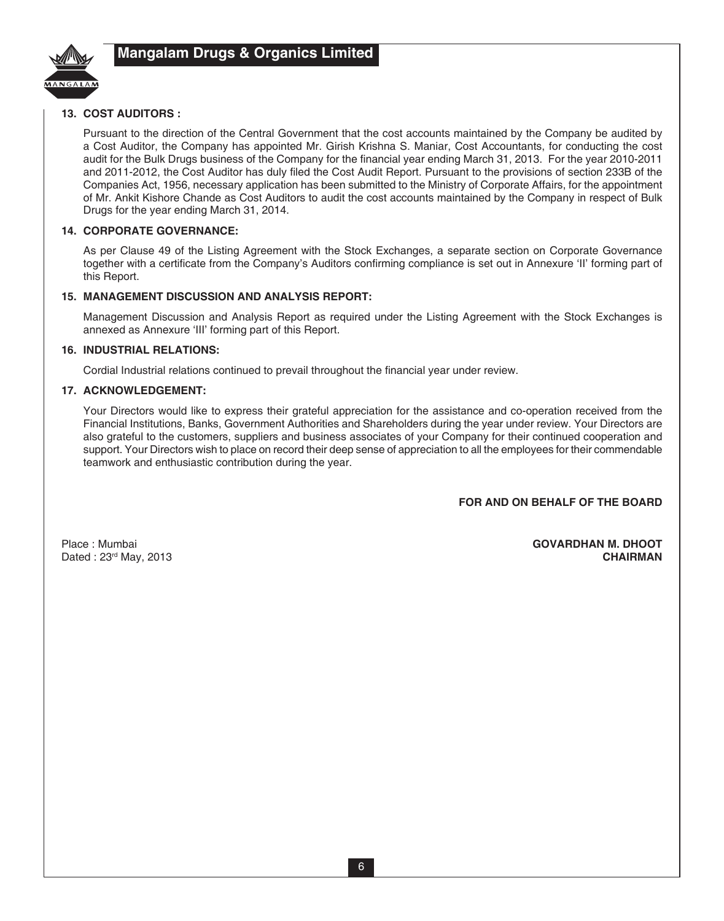**13. COST AUDITORS :**

Pursuant to the direction of the Central Government that the cost accounts maintained by the Company be audited by a Cost Auditor, the Company has appointed Mr. Girish Krishna S. Maniar, Cost Accountants, for conducting the cost audit for the Bulk Drugs business of the Company for the financial year ending March 31, 2013. For the year 2010-2011 and 2011-2012, the Cost Auditor has duly filed the Cost Audit Report. Pursuant to the provisions of section 233B of the Companies Act, 1956, necessary application has been submitted to the Ministry of Corporate Affairs, for the appointment of Mr. Ankit Kishore Chande as Cost Auditors to audit the cost accounts maintained by the Company in respect of Bulk Drugs for the year ending March 31, 2014.

**14. CORPORATE GOVERNANCE:**

As per Clause 49 of the Listing Agreement with the Stock Exchanges, a separate section on Corporate Governance together with a certificate from the Company's Auditors confirming compliance is set out in Annexure 'II' forming part of this Report.

**15. MANAGEMENT DISCUSSION AND ANALYSIS REPORT:**

Management Discussion and Analysis Report as required under the Listing Agreement with the Stock Exchanges is annexed as Annexure 'III' forming part of this Report.

**16. INDUSTRIAL RELATIONS:**

Cordial Industrial relations continued to prevail throughout the financial year under review.

**17. ACKNOWLEDGEMENT:**

Your Directors would like to express their grateful appreciation for the assistance and co-operation received from the Financial Institutions, Banks, Government Authorities and Shareholders during the year under review. Your Directors are also grateful to the customers, suppliers and business associates of your Company for their continued cooperation and support. Your Directors wish to place on record their deep sense of appreciation to all the employees for their commendable teamwork and enthusiastic contribution during the year.

**FOR AND ON BEHALF OF THE BOARD**

Place : Mumbai
Dated : 23rd May, 2013

**GOVARDHAN M. DHOOT**
**CHAIRMAN**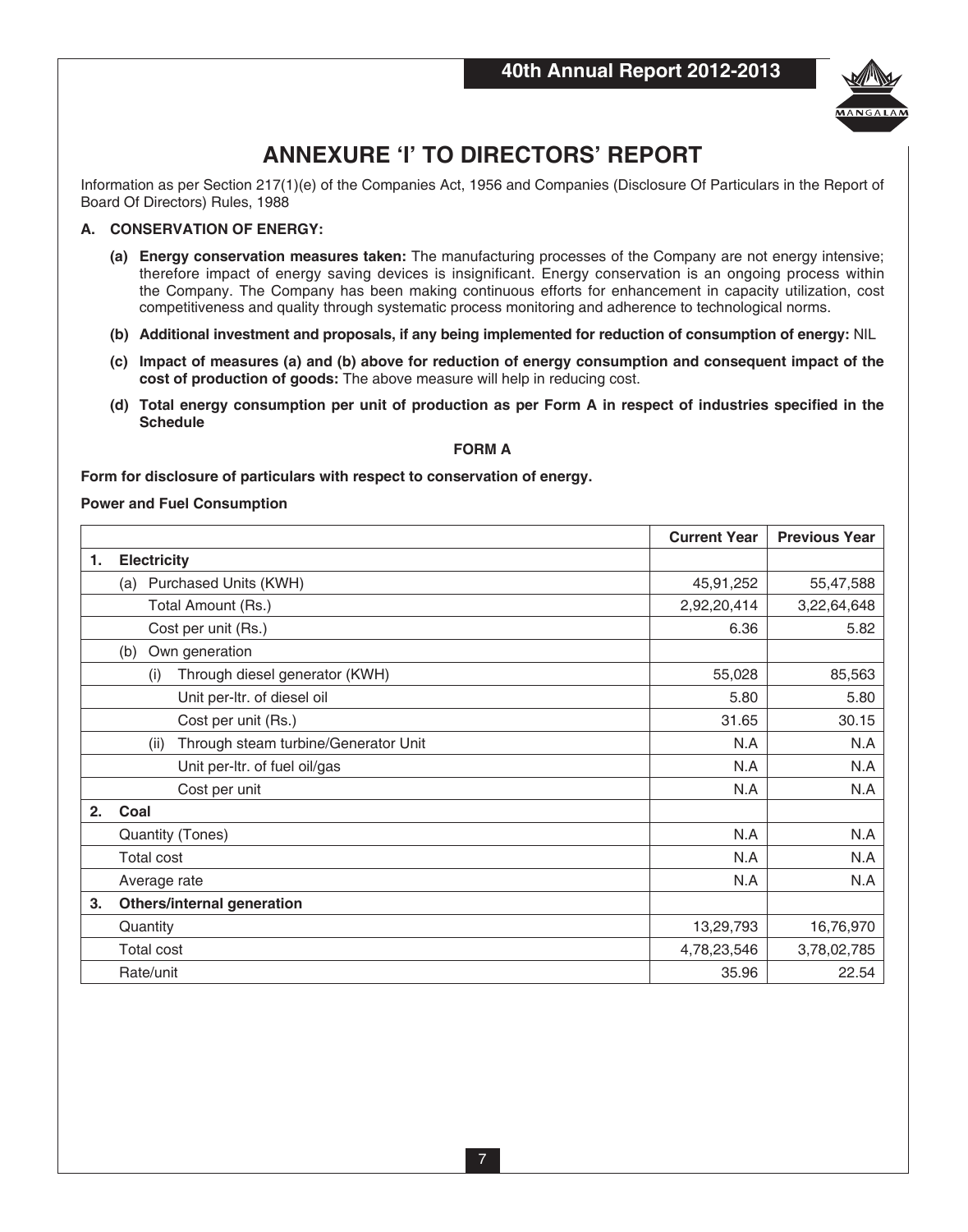# ANNEXURE 'I' TO DIRECTORS' REPORT

Information as per Section 217(1)(e) of the Companies Act, 1956 and Companies (Disclosure Of Particulars in the Report of Board Of Directors) Rules, 1988

**A. CONSERVATION OF ENERGY:**

**(a) Energy conservation measures taken:** The manufacturing processes of the Company are not energy intensive; therefore impact of energy saving devices is insignificant. Energy conservation is an ongoing process within the Company. The Company has been making continuous efforts for enhancement in capacity utilization, cost competitiveness and quality through systematic process monitoring and adherence to technological norms.

**(b) Additional investment and proposals, if any being implemented for reduction of consumption of energy:** NIL

**(c) Impact of measures (a) and (b) above for reduction of energy consumption and consequent impact of the cost of production of goods:** The above measure will help in reducing cost.

**(d) Total energy consumption per unit of production as per Form A in respect of industries specified in the Schedule**

**FORM A**

**Form for disclosure of particulars with respect to conservation of energy.**

**Power and Fuel Consumption**

| | Current Year | Previous Year |
|---|---|---|
| **1. Electricity** | | |
| (a) Purchased Units (KWH) | 45,91,252 | 55,47,588 |
| Total Amount (Rs.) | 2,92,20,414 | 3,22,64,648 |
| Cost per unit (Rs.) | 6.36 | 5.82 |
| (b) Own generation | | |
| (i) Through diesel generator (KWH) | 55,028 | 85,563 |
| Unit per-ltr. of diesel oil | 5.80 | 5.80 |
| Cost per unit (Rs.) | 31.65 | 30.15 |
| (ii) Through steam turbine/Generator Unit | N.A | N.A |
| Unit per-ltr. of fuel oil/gas | N.A | N.A |
| Cost per unit | N.A | N.A |
| **2. Coal** | | |
| Quantity (Tones) | N.A | N.A |
| Total cost | N.A | N.A |
| Average rate | N.A | N.A |
| **3. Others/internal generation** | | |
| Quantity | 13,29,793 | 16,76,970 |
| Total cost | 4,78,23,546 | 3,78,02,785 |
| Rate/unit | 35.96 | 22.54 |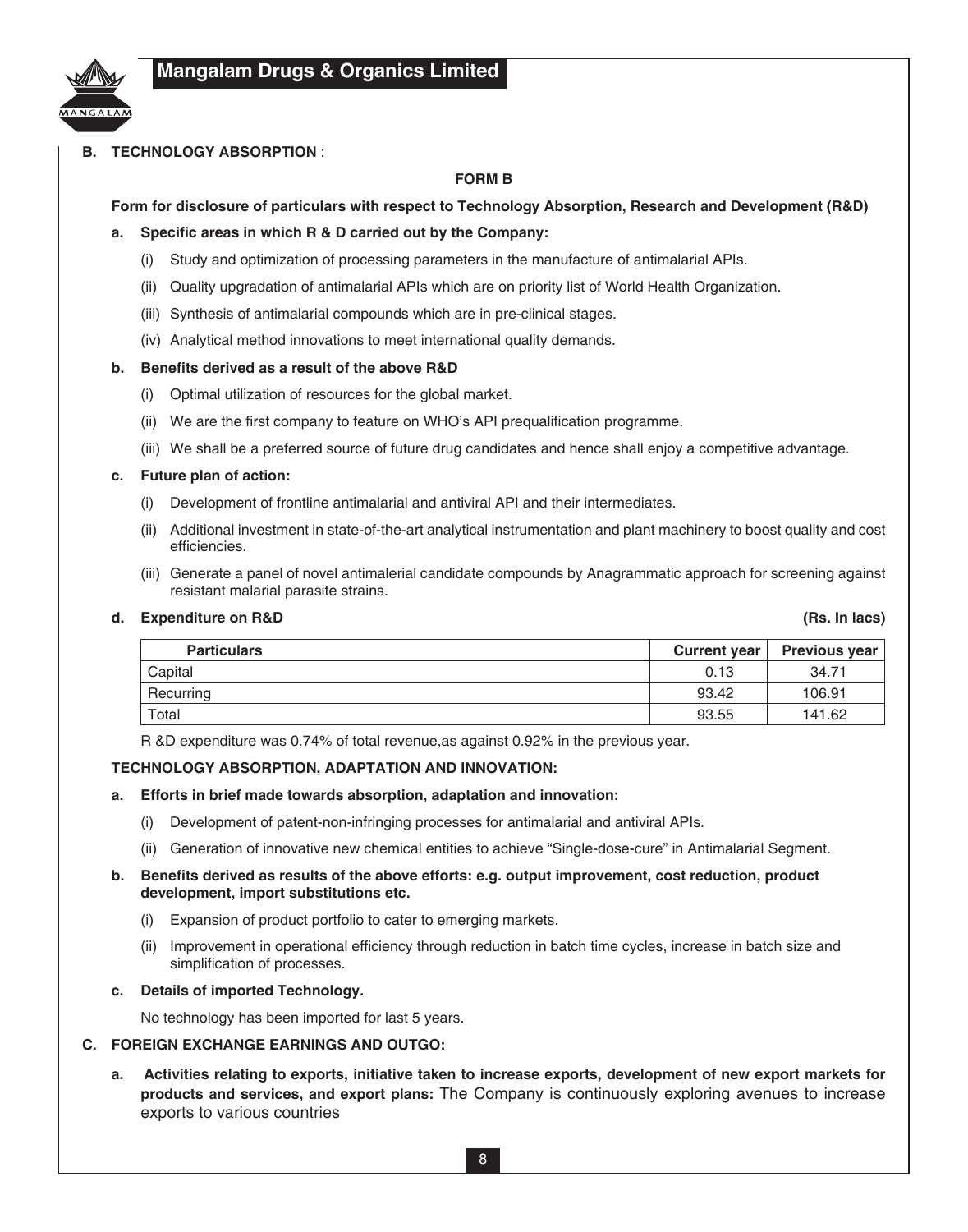**B. TECHNOLOGY ABSORPTION** :

**FORM B**

**Form for disclosure of particulars with respect to Technology Absorption, Research and Development (R&D)**

**a. Specific areas in which R & D carried out by the Company:**

(i) Study and optimization of processing parameters in the manufacture of antimalarial APIs.

(ii) Quality upgradation of antimalarial APIs which are on priority list of World Health Organization.

(iii) Synthesis of antimalarial compounds which are in pre-clinical stages.

(iv) Analytical method innovations to meet international quality demands.

**b. Benefits derived as a result of the above R&D**

(i) Optimal utilization of resources for the global market.

(ii) We are the first company to feature on WHO's API prequalification programme.

(iii) We shall be a preferred source of future drug candidates and hence shall enjoy a competitive advantage.

**c. Future plan of action:**

(i) Development of frontline antimalarial and antiviral API and their intermediates.

(ii) Additional investment in state-of-the-art analytical instrumentation and plant machinery to boost quality and cost efficiencies.

(iii) Generate a panel of novel antimalerial candidate compounds by Anagrammatic approach for screening against resistant malarial parasite strains.

**d. Expenditure on R&D** **(Rs. In lacs)**

| Particulars | Current year | Previous year |
|---|---|---|
| Capital | 0.13 | 34.71 |
| Recurring | 93.42 | 106.91 |
| Total | 93.55 | 141.62 |

R &D expenditure was 0.74% of total revenue,as against 0.92% in the previous year.

**TECHNOLOGY ABSORPTION, ADAPTATION AND INNOVATION:**

**a. Efforts in brief made towards absorption, adaptation and innovation:**

(i) Development of patent-non-infringing processes for antimalarial and antiviral APIs.

(ii) Generation of innovative new chemical entities to achieve "Single-dose-cure" in Antimalarial Segment.

**b. Benefits derived as results of the above efforts: e.g. output improvement, cost reduction, product development, import substitutions etc.**

(i) Expansion of product portfolio to cater to emerging markets.

(ii) Improvement in operational efficiency through reduction in batch time cycles, increase in batch size and simplification of processes.

**c. Details of imported Technology.**

No technology has been imported for last 5 years.

**C. FOREIGN EXCHANGE EARNINGS AND OUTGO:**

**a. Activities relating to exports, initiative taken to increase exports, development of new export markets for products and services, and export plans:** The Company is continuously exploring avenues to increase exports to various countries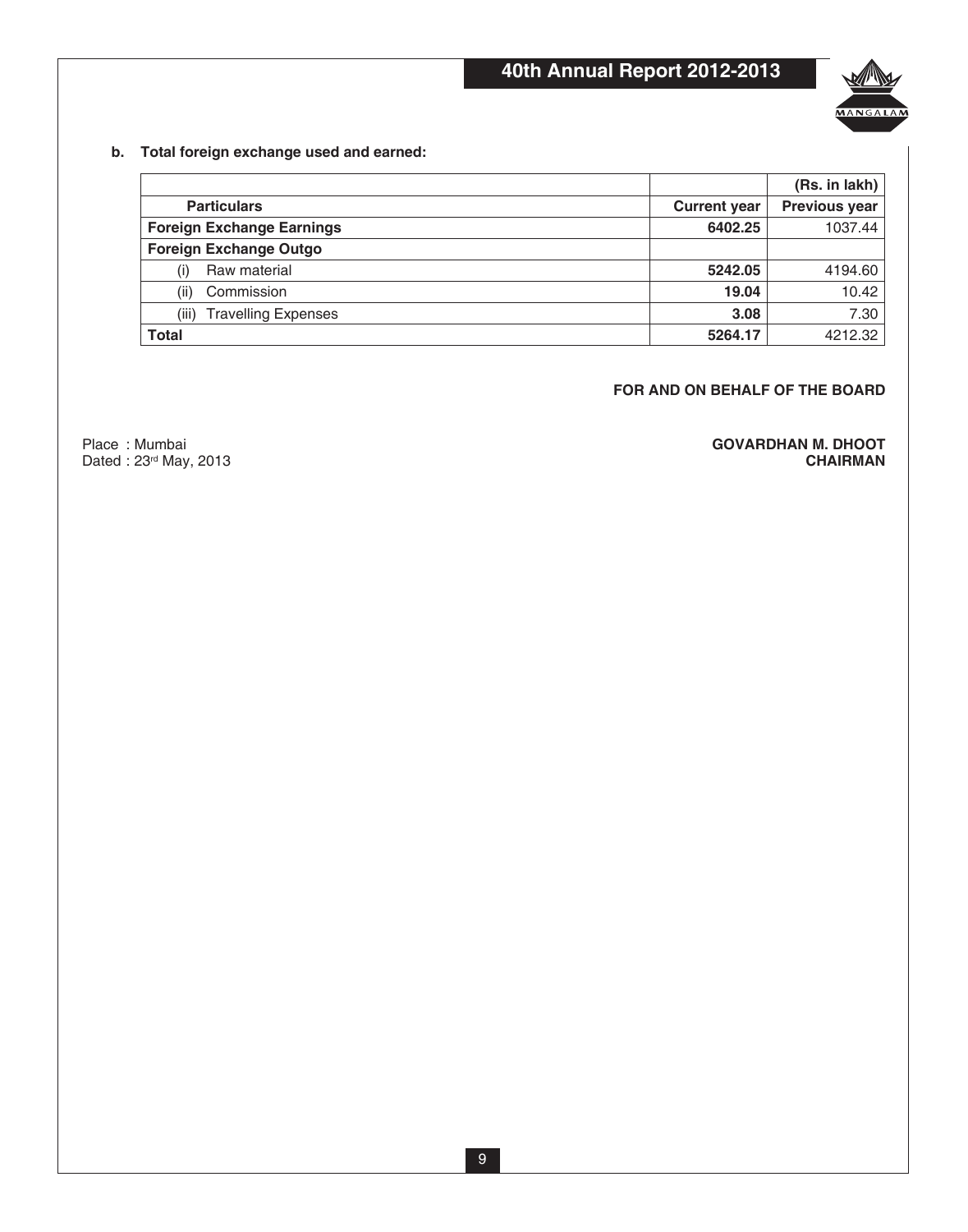**b. Total foreign exchange used and earned:**

| | | (Rs. in lakh) |
|---|---|---|
| **Particulars** | **Current year** | **Previous year** |
| **Foreign Exchange Earnings** | **6402.25** | 1037.44 |
| **Foreign Exchange Outgo** | | |
| (i) Raw material | **5242.05** | 4194.60 |
| (ii) Commission | **19.04** | 10.42 |
| (iii) Travelling Expenses | **3.08** | 7.30 |
| **Total** | **5264.17** | 4212.32 |

**FOR AND ON BEHALF OF THE BOARD**

Place : Mumbai
Dated : 23rd May, 2013

**GOVARDHAN M. DHOOT**
**CHAIRMAN**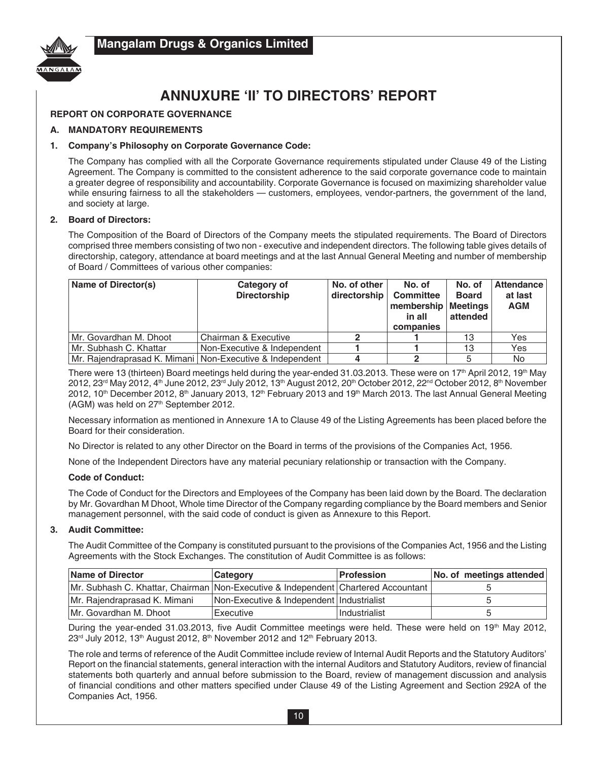# ANNUXURE 'II' TO DIRECTORS' REPORT

**REPORT ON CORPORATE GOVERNANCE**

**A. MANDATORY REQUIREMENTS**

**1. Company's Philosophy on Corporate Governance Code:**

The Company has complied with all the Corporate Governance requirements stipulated under Clause 49 of the Listing Agreement. The Company is committed to the consistent adherence to the said corporate governance code to maintain a greater degree of responsibility and accountability. Corporate Governance is focused on maximizing shareholder value while ensuring fairness to all the stakeholders — customers, employees, vendor-partners, the government of the land, and society at large.

**2. Board of Directors:**

The Composition of the Board of Directors of the Company meets the stipulated requirements. The Board of Directors comprised three members consisting of two non - executive and independent directors. The following table gives details of directorship, category, attendance at board meetings and at the last Annual General Meeting and number of membership of Board / Committees of various other companies:

| Name of Director(s) | Category of Directorship | No. of other directorship | No. of Committee membership in all companies | No. of Board Meetings attended | Attendance at last AGM |
|---|---|---|---|---|---|
| Mr. Govardhan M. Dhoot | Chairman & Executive | **2** | **1** | 13 | Yes |
| Mr. Subhash C. Khattar | Non-Executive & Independent | **1** | **1** | 13 | Yes |
| Mr. Rajendraprasad K. Mimani | Non-Executive & Independent | **4** | **2** | 5 | No |

There were 13 (thirteen) Board meetings held during the year-ended 31.03.2013. These were on 17th April 2012, 19th May 2012, 23rd May 2012, 4th June 2012, 23rd July 2012, 13th August 2012, 20th October 2012, 22nd October 2012, 8th November 2012, 10th December 2012, 8th January 2013, 12th February 2013 and 19th March 2013. The last Annual General Meeting (AGM) was held on 27th September 2012.

Necessary information as mentioned in Annexure 1A to Clause 49 of the Listing Agreements has been placed before the Board for their consideration.

No Director is related to any other Director on the Board in terms of the provisions of the Companies Act, 1956.

None of the Independent Directors have any material pecuniary relationship or transaction with the Company.

**Code of Conduct:**

The Code of Conduct for the Directors and Employees of the Company has been laid down by the Board. The declaration by Mr. Govardhan M Dhoot, Whole time Director of the Company regarding compliance by the Board members and Senior management personnel, with the said code of conduct is given as Annexure to this Report.

**3. Audit Committee:**

The Audit Committee of the Company is constituted pursuant to the provisions of the Companies Act, 1956 and the Listing Agreements with the Stock Exchanges. The constitution of Audit Committee is as follows:

| Name of Director | Category | Profession | No. of meetings attended |
|---|---|---|---|
| Mr. Subhash C. Khattar, Chairman | Non-Executive & Independent | Chartered Accountant | 5 |
| Mr. Rajendraprasad K. Mimani | Non-Executive & Independent | Industrialist | 5 |
| Mr. Govardhan M. Dhoot | Executive | Industrialist | 5 |

During the year-ended 31.03.2013, five Audit Committee meetings were held. These were held on 19th May 2012, 23rd July 2012, 13th August 2012, 8th November 2012 and 12th February 2013.

The role and terms of reference of the Audit Committee include review of Internal Audit Reports and the Statutory Auditors' Report on the financial statements, general interaction with the internal Auditors and Statutory Auditors, review of financial statements both quarterly and annual before submission to the Board, review of management discussion and analysis of financial conditions and other matters specified under Clause 49 of the Listing Agreement and Section 292A of the Companies Act, 1956.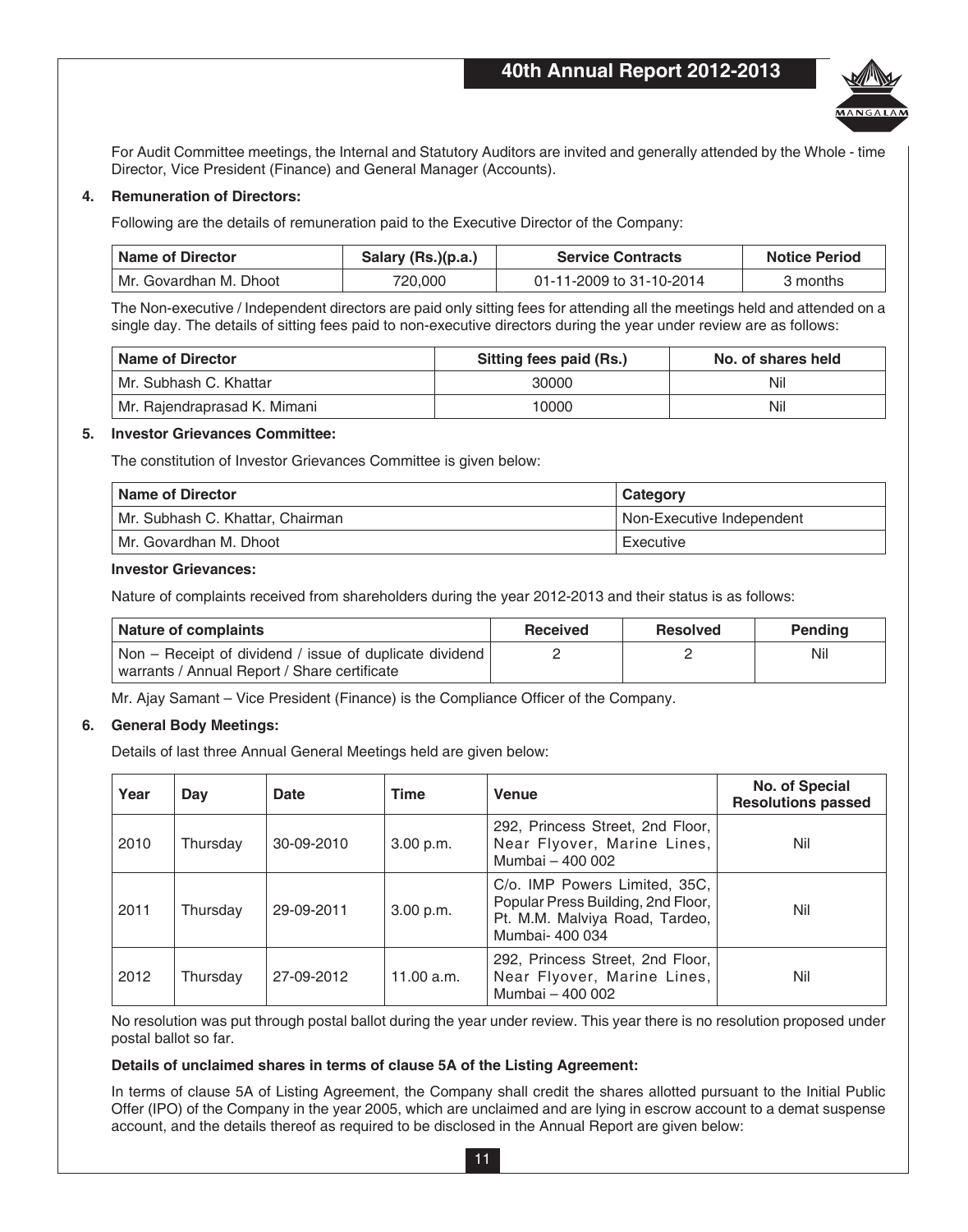For Audit Committee meetings, the Internal and Statutory Auditors are invited and generally attended by the Whole - time Director, Vice President (Finance) and General Manager (Accounts).

**4. Remuneration of Directors:**

Following are the details of remuneration paid to the Executive Director of the Company:

| Name of Director | Salary (Rs.)(p.a.) | Service Contracts | Notice Period |
|---|---|---|---|
| Mr. Govardhan M. Dhoot | 720,000 | 01-11-2009 to 31-10-2014 | 3 months |

The Non-executive / Independent directors are paid only sitting fees for attending all the meetings held and attended on a single day. The details of sitting fees paid to non-executive directors during the year under review are as follows:

| Name of Director | Sitting fees paid (Rs.) | No. of shares held |
|---|---|---|
| Mr. Subhash C. Khattar | 30000 | Nil |
| Mr. Rajendraprasad K. Mimani | 10000 | Nil |

**5. Investor Grievances Committee:**

The constitution of Investor Grievances Committee is given below:

| Name of Director | Category |
|---|---|
| Mr. Subhash C. Khattar, Chairman | Non-Executive Independent |
| Mr. Govardhan M. Dhoot | Executive |

**Investor Grievances:**

Nature of complaints received from shareholders during the year 2012-2013 and their status is as follows:

| Nature of complaints | Received | Resolved | Pending |
|---|---|---|---|
| Non – Receipt of dividend / issue of duplicate dividend warrants / Annual Report / Share certificate | 2 | 2 | Nil |

Mr. Ajay Samant – Vice President (Finance) is the Compliance Officer of the Company.

**6. General Body Meetings:**

Details of last three Annual General Meetings held are given below:

| Year | Day | Date | Time | Venue | No. of Special Resolutions passed |
|---|---|---|---|---|---|
| 2010 | Thursday | 30-09-2010 | 3.00 p.m. | 292, Princess Street, 2nd Floor, Near Flyover, Marine Lines, Mumbai – 400 002 | Nil |
| 2011 | Thursday | 29-09-2011 | 3.00 p.m. | C/o. IMP Powers Limited, 35C, Popular Press Building, 2nd Floor, Pt. M.M. Malviya Road, Tardeo, Mumbai- 400 034 | Nil |
| 2012 | Thursday | 27-09-2012 | 11.00 a.m. | 292, Princess Street, 2nd Floor, Near Flyover, Marine Lines, Mumbai – 400 002 | Nil |

No resolution was put through postal ballot during the year under review. This year there is no resolution proposed under postal ballot so far.

**Details of unclaimed shares in terms of clause 5A of the Listing Agreement:**

In terms of clause 5A of Listing Agreement, the Company shall credit the shares allotted pursuant to the Initial Public Offer (IPO) of the Company in the year 2005, which are unclaimed and are lying in escrow account to a demat suspense account, and the details thereof as required to be disclosed in the Annual Report are given below: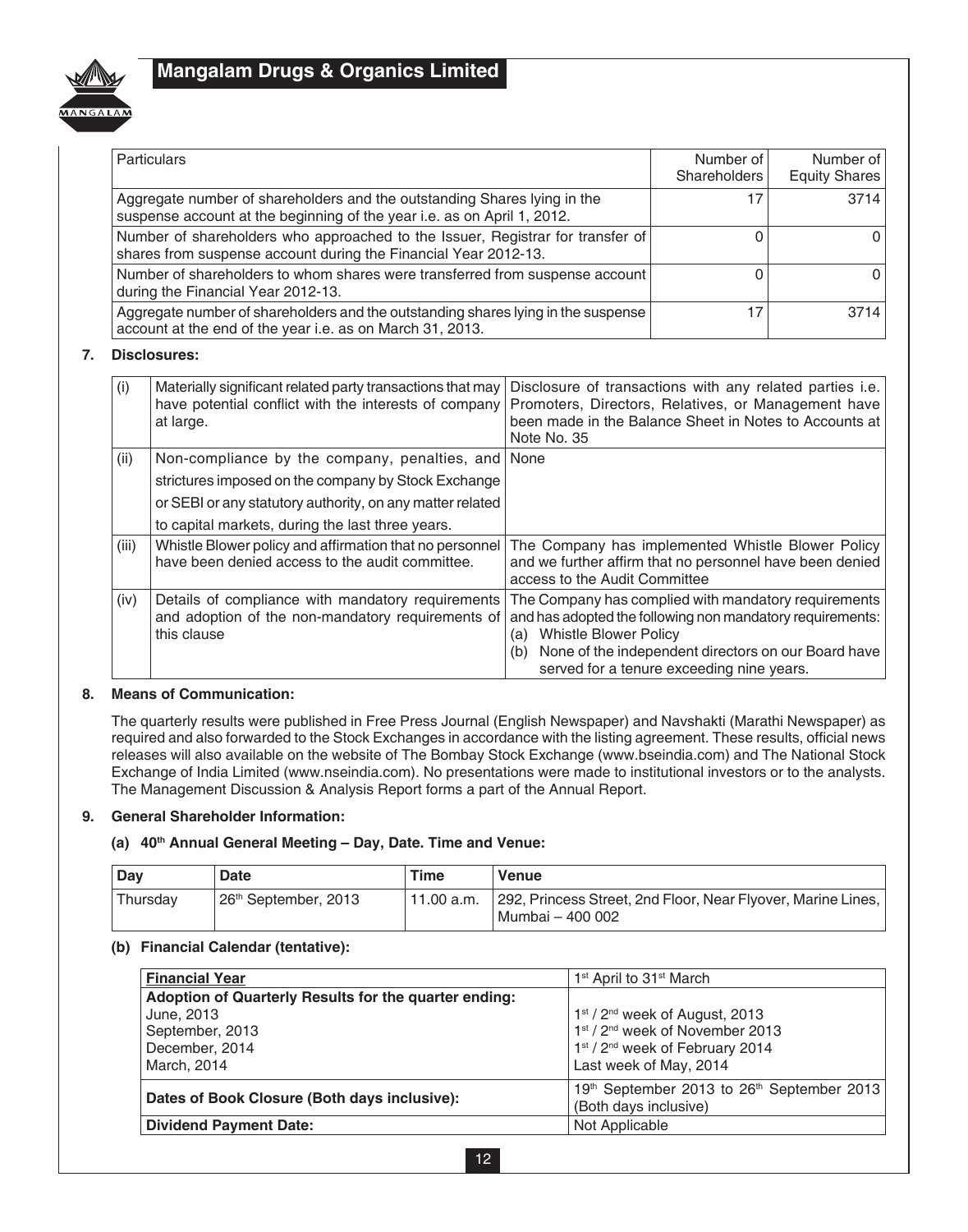| Particulars | Number of Shareholders | Number of Equity Shares |
|---|---|---|
| Aggregate number of shareholders and the outstanding Shares lying in the suspense account at the beginning of the year i.e. as on April 1, 2012. | 17 | 3714 |
| Number of shareholders who approached to the Issuer, Registrar for transfer of shares from suspense account during the Financial Year 2012-13. | 0 | 0 |
| Number of shareholders to whom shares were transferred from suspense account during the Financial Year 2012-13. | 0 | 0 |
| Aggregate number of shareholders and the outstanding shares lying in the suspense account at the end of the year i.e. as on March 31, 2013. | 17 | 3714 |

**7. Disclosures:**

| | | |
|---|---|---|
| (i) | Materially significant related party transactions that may have potential conflict with the interests of company at large. | Disclosure of transactions with any related parties i.e. Promoters, Directors, Relatives, or Management have been made in the Balance Sheet in Notes to Accounts at Note No. 35 |
| (ii) | Non-compliance by the company, penalties, and strictures imposed on the company by Stock Exchange or SEBI or any statutory authority, on any matter related to capital markets, during the last three years. | None |
| (iii) | Whistle Blower policy and affirmation that no personnel have been denied access to the audit committee. | The Company has implemented Whistle Blower Policy and we further affirm that no personnel have been denied access to the Audit Committee |
| (iv) | Details of compliance with mandatory requirements and adoption of the non-mandatory requirements of this clause | The Company has complied with mandatory requirements and has adopted the following non mandatory requirements: (a) Whistle Blower Policy (b) None of the independent directors on our Board have served for a tenure exceeding nine years. |

**8. Means of Communication:**

The quarterly results were published in Free Press Journal (English Newspaper) and Navshakti (Marathi Newspaper) as required and also forwarded to the Stock Exchanges in accordance with the listing agreement. These results, official news releases will also available on the website of The Bombay Stock Exchange (www.bseindia.com) and The National Stock Exchange of India Limited (www.nseindia.com). No presentations were made to institutional investors or to the analysts. The Management Discussion & Analysis Report forms a part of the Annual Report.

**9. General Shareholder Information:**

**(a) 40th Annual General Meeting – Day, Date. Time and Venue:**

| Day | Date | Time | Venue |
|---|---|---|---|
| Thursday | 26th September, 2013 | 11.00 a.m. | 292, Princess Street, 2nd Floor, Near Flyover, Marine Lines, Mumbai – 400 002 |

**(b) Financial Calendar (tentative):**

| | |
|---|---|
| **Financial Year** | 1st April to 31st March |
| **Adoption of Quarterly Results for the quarter ending:**<br>June, 2013<br>September, 2013<br>December, 2014<br>March, 2014 | <br>1st / 2nd week of August, 2013<br>1st / 2nd week of November 2013<br>1st / 2nd week of February 2014<br>Last week of May, 2014 |
| **Dates of Book Closure (Both days inclusive):** | 19th September 2013 to 26th September 2013 (Both days inclusive) |
| **Dividend Payment Date:** | Not Applicable |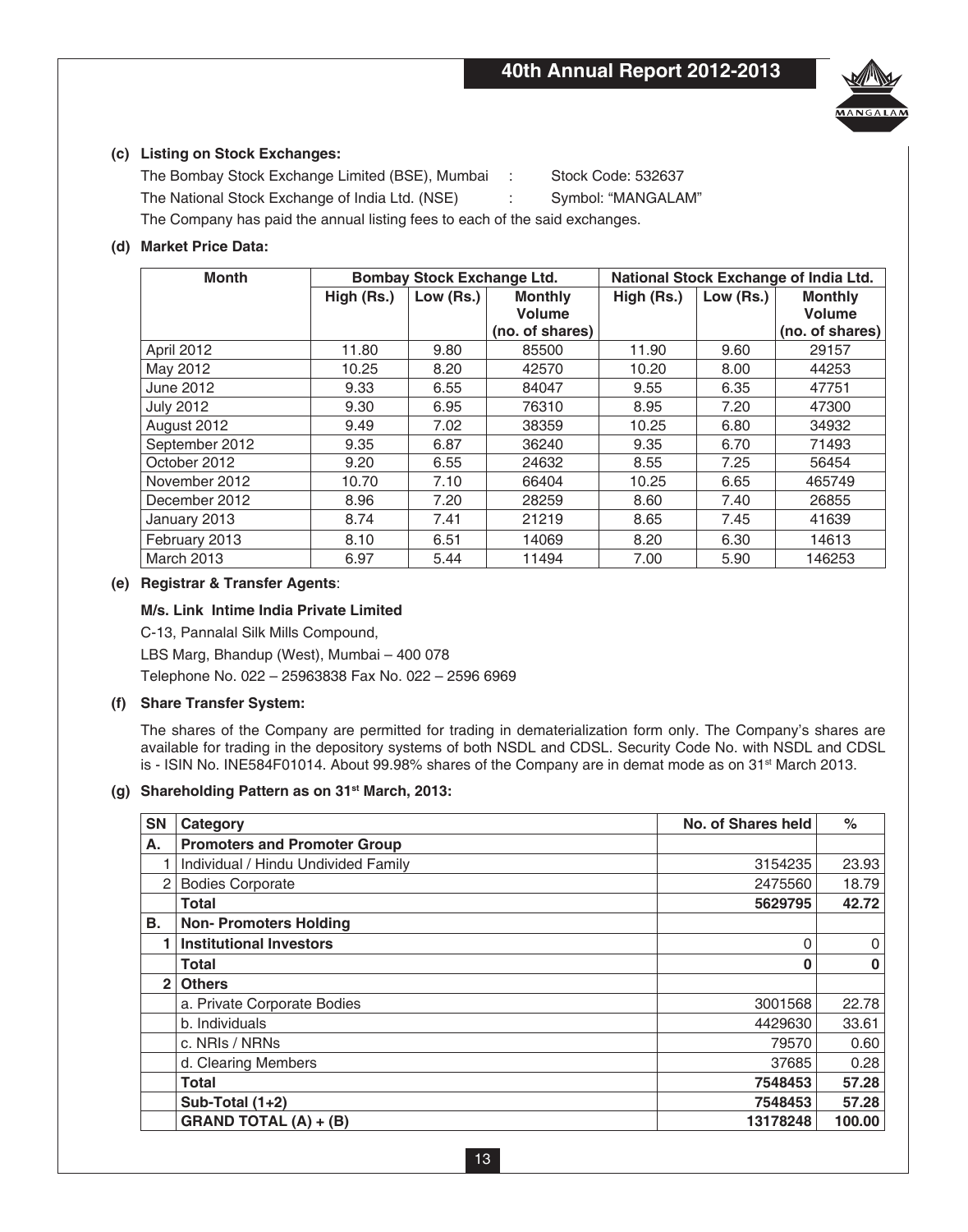**(c) Listing on Stock Exchanges:**

The Bombay Stock Exchange Limited (BSE), Mumbai : Stock Code: 532637

The National Stock Exchange of India Ltd. (NSE) : Symbol: "MANGALAM"

The Company has paid the annual listing fees to each of the said exchanges.

**(d) Market Price Data:**

| Month | Bombay Stock Exchange Ltd. | | | National Stock Exchange of India Ltd. | | |
|---|---|---|---|---|---|---|
| | High (Rs.) | Low (Rs.) | Monthly Volume (no. of shares) | High (Rs.) | Low (Rs.) | Monthly Volume (no. of shares) |
| April 2012 | 11.80 | 9.80 | 85500 | 11.90 | 9.60 | 29157 |
| May 2012 | 10.25 | 8.20 | 42570 | 10.20 | 8.00 | 44253 |
| June 2012 | 9.33 | 6.55 | 84047 | 9.55 | 6.35 | 47751 |
| July 2012 | 9.30 | 6.95 | 76310 | 8.95 | 7.20 | 47300 |
| August 2012 | 9.49 | 7.02 | 38359 | 10.25 | 6.80 | 34932 |
| September 2012 | 9.35 | 6.87 | 36240 | 9.35 | 6.70 | 71493 |
| October 2012 | 9.20 | 6.55 | 24632 | 8.55 | 7.25 | 56454 |
| November 2012 | 10.70 | 7.10 | 66404 | 10.25 | 6.65 | 465749 |
| December 2012 | 8.96 | 7.20 | 28259 | 8.60 | 7.40 | 26855 |
| January 2013 | 8.74 | 7.41 | 21219 | 8.65 | 7.45 | 41639 |
| February 2013 | 8.10 | 6.51 | 14069 | 8.20 | 6.30 | 14613 |
| March 2013 | 6.97 | 5.44 | 11494 | 7.00 | 5.90 | 146253 |

**(e) Registrar & Transfer Agents**:

**M/s. Link Intime India Private Limited**

C-13, Pannalal Silk Mills Compound,

LBS Marg, Bhandup (West), Mumbai – 400 078

Telephone No. 022 – 25963838 Fax No. 022 – 2596 6969

**(f) Share Transfer System:**

The shares of the Company are permitted for trading in dematerialization form only. The Company's shares are available for trading in the depository systems of both NSDL and CDSL. Security Code No. with NSDL and CDSL is - ISIN No. INE584F01014. About 99.98% shares of the Company are in demat mode as on 31st March 2013.

**(g) Shareholding Pattern as on 31st March, 2013:**

| SN | Category | No. of Shares held | % |
|---|---|---|---|
| **A.** | **Promoters and Promoter Group** | | |
| 1 | Individual / Hindu Undivided Family | 3154235 | 23.93 |
| 2 | Bodies Corporate | 2475560 | 18.79 |
| | **Total** | **5629795** | **42.72** |
| **B.** | **Non- Promoters Holding** | | |
| **1** | **Institutional Investors** | 0 | 0 |
| | **Total** | **0** | **0** |
| **2** | **Others** | | |
| | a. Private Corporate Bodies | 3001568 | 22.78 |
| | b. Individuals | 4429630 | 33.61 |
| | c. NRIs / NRNs | 79570 | 0.60 |
| | d. Clearing Members | 37685 | 0.28 |
| | **Total** | **7548453** | **57.28** |
| | **Sub-Total (1+2)** | **7548453** | **57.28** |
| | **GRAND TOTAL (A) + (B)** | **13178248** | **100.00** |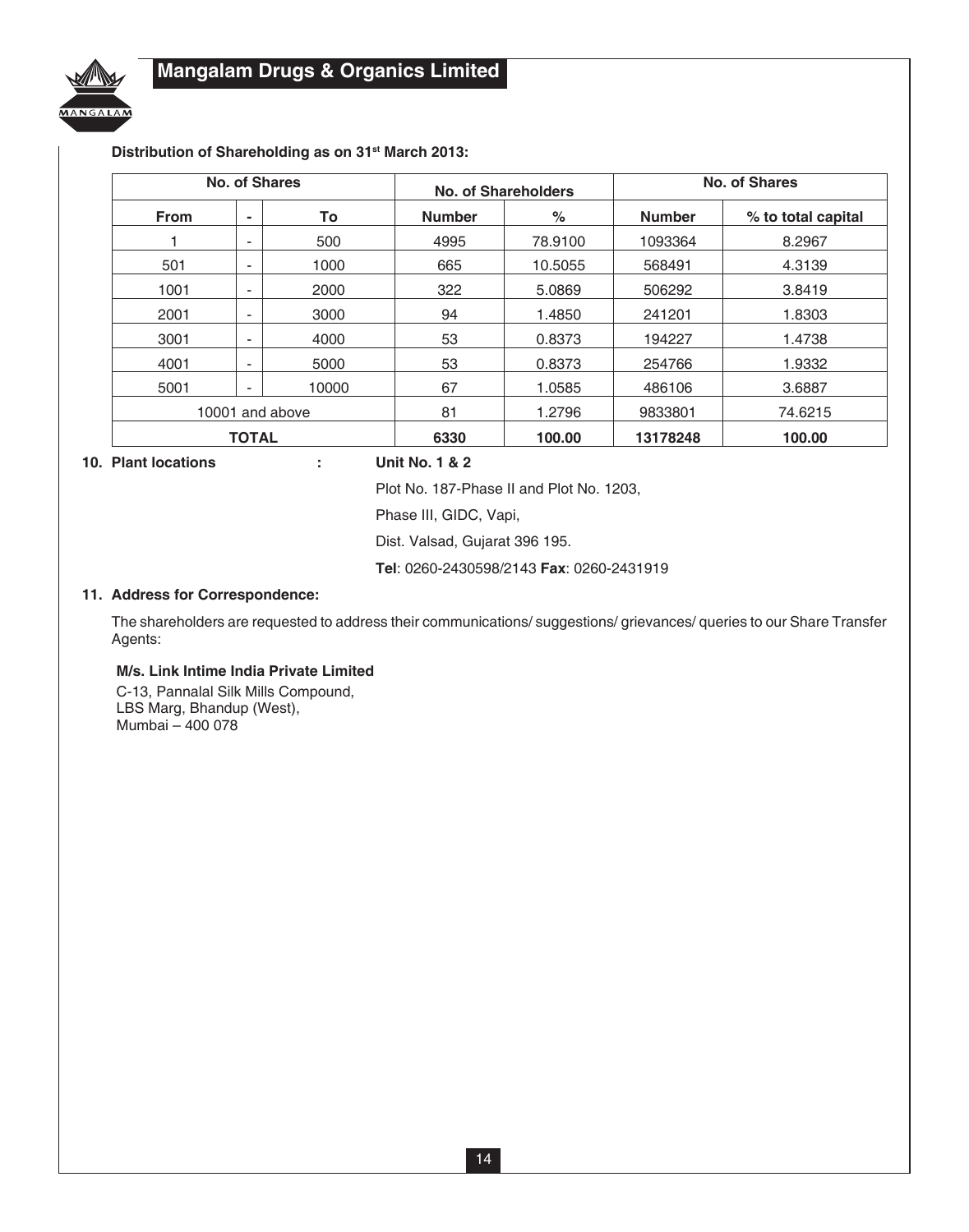**Distribution of Shareholding as on 31st March 2013:**

| No. of Shares | | | No. of Shareholders | | No. of Shares | |
|---|---|---|---|---|---|---|
| **From** | **-** | **To** | **Number** | **%** | **Number** | **% to total capital** |
| 1 | - | 500 | 4995 | 78.9100 | 1093364 | 8.2967 |
| 501 | - | 1000 | 665 | 10.5055 | 568491 | 4.3139 |
| 1001 | - | 2000 | 322 | 5.0869 | 506292 | 3.8419 |
| 2001 | - | 3000 | 94 | 1.4850 | 241201 | 1.8303 |
| 3001 | - | 4000 | 53 | 0.8373 | 194227 | 1.4738 |
| 4001 | - | 5000 | 53 | 0.8373 | 254766 | 1.9332 |
| 5001 | - | 10000 | 67 | 1.0585 | 486106 | 3.6887 |
| 10001 and above | | | 81 | 1.2796 | 9833801 | 74.6215 |
| **TOTAL** | | | **6330** | **100.00** | **13178248** | **100.00** |

**10. Plant locations** : **Unit No. 1 & 2**

Plot No. 187-Phase II and Plot No. 1203,

Phase III, GIDC, Vapi,

Dist. Valsad, Gujarat 396 195.

**Tel**: 0260-2430598/2143 **Fax**: 0260-2431919

**11. Address for Correspondence:**

The shareholders are requested to address their communications/ suggestions/ grievances/ queries to our Share Transfer Agents:

**M/s. Link Intime India Private Limited**
C-13, Pannalal Silk Mills Compound,
LBS Marg, Bhandup (West),
Mumbai – 400 078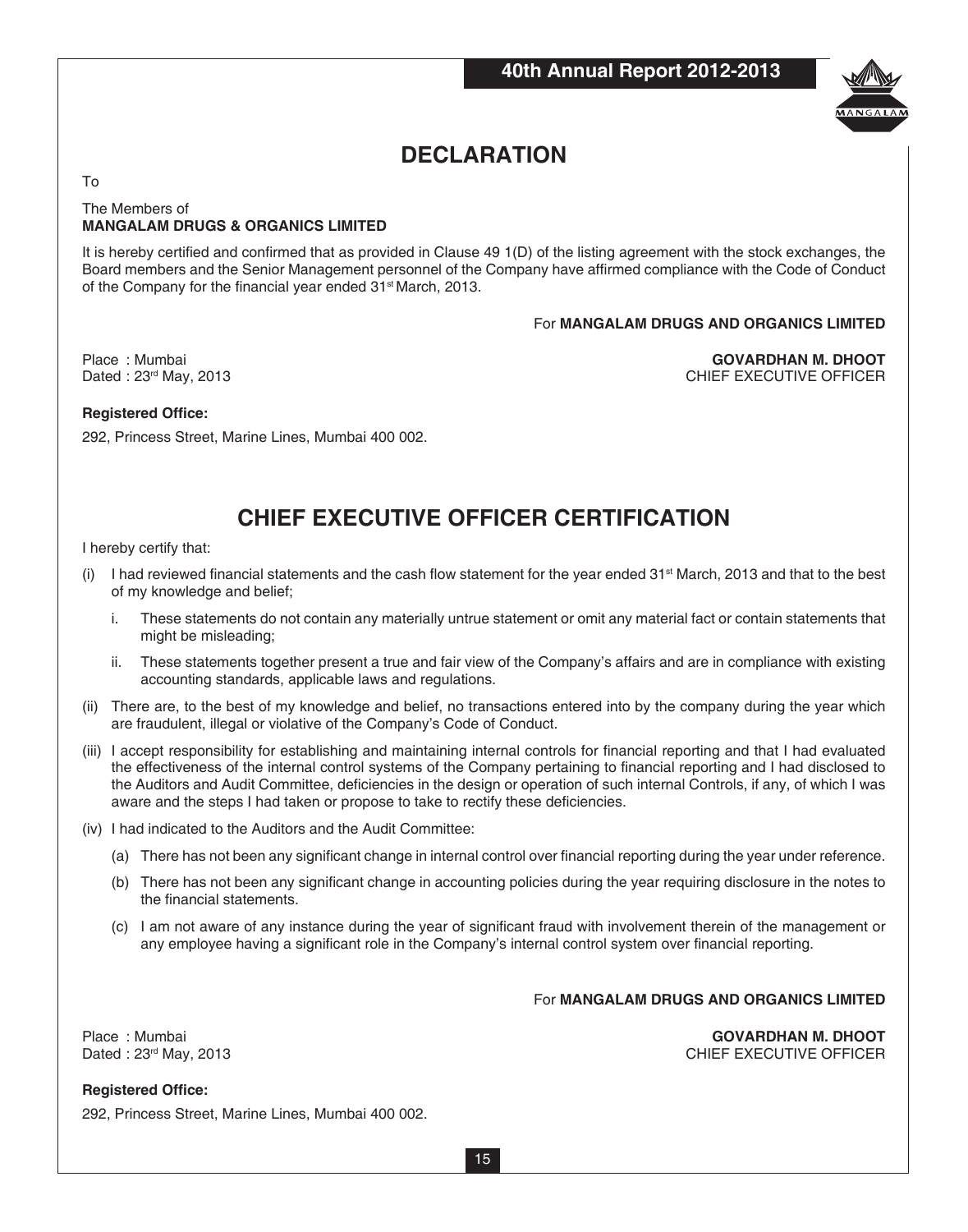# DECLARATION

To

The Members of
**MANGALAM DRUGS & ORGANICS LIMITED**

It is hereby certified and confirmed that as provided in Clause 49 1(D) of the listing agreement with the stock exchanges, the Board members and the Senior Management personnel of the Company have affirmed compliance with the Code of Conduct of the Company for the financial year ended 31st March, 2013.

For **MANGALAM DRUGS AND ORGANICS LIMITED**

Place : Mumbai
Dated : 23rd May, 2013

**GOVARDHAN M. DHOOT**
CHIEF EXECUTIVE OFFICER

**Registered Office:**

292, Princess Street, Marine Lines, Mumbai 400 002.

# CHIEF EXECUTIVE OFFICER CERTIFICATION

I hereby certify that:

(i) I had reviewed financial statements and the cash flow statement for the year ended 31st March, 2013 and that to the best of my knowledge and belief;

   i. These statements do not contain any materially untrue statement or omit any material fact or contain statements that might be misleading;

   ii. These statements together present a true and fair view of the Company's affairs and are in compliance with existing accounting standards, applicable laws and regulations.

(ii) There are, to the best of my knowledge and belief, no transactions entered into by the company during the year which are fraudulent, illegal or violative of the Company's Code of Conduct.

(iii) I accept responsibility for establishing and maintaining internal controls for financial reporting and that I had evaluated the effectiveness of the internal control systems of the Company pertaining to financial reporting and I had disclosed to the Auditors and Audit Committee, deficiencies in the design or operation of such internal Controls, if any, of which I was aware and the steps I had taken or propose to take to rectify these deficiencies.

(iv) I had indicated to the Auditors and the Audit Committee:

   (a) There has not been any significant change in internal control over financial reporting during the year under reference.

   (b) There has not been any significant change in accounting policies during the year requiring disclosure in the notes to the financial statements.

   (c) I am not aware of any instance during the year of significant fraud with involvement therein of the management or any employee having a significant role in the Company's internal control system over financial reporting.

For **MANGALAM DRUGS AND ORGANICS LIMITED**

Place : Mumbai
Dated : 23rd May, 2013

**GOVARDHAN M. DHOOT**
CHIEF EXECUTIVE OFFICER

**Registered Office:**

292, Princess Street, Marine Lines, Mumbai 400 002.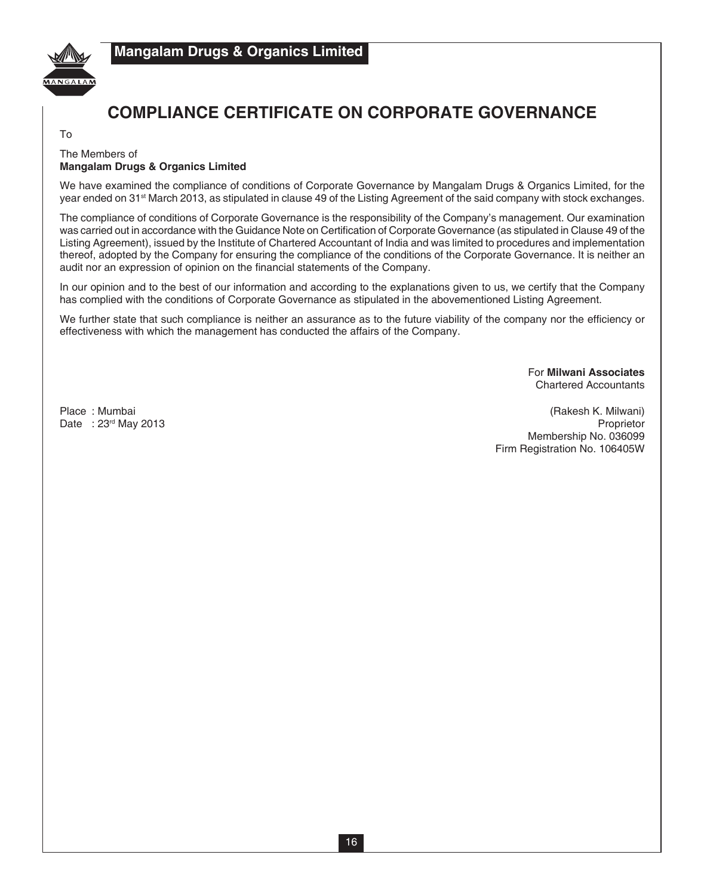# COMPLIANCE CERTIFICATE ON CORPORATE GOVERNANCE

To

The Members of
**Mangalam Drugs & Organics Limited**

We have examined the compliance of conditions of Corporate Governance by Mangalam Drugs & Organics Limited, for the year ended on 31st March 2013, as stipulated in clause 49 of the Listing Agreement of the said company with stock exchanges.

The compliance of conditions of Corporate Governance is the responsibility of the Company's management. Our examination was carried out in accordance with the Guidance Note on Certification of Corporate Governance (as stipulated in Clause 49 of the Listing Agreement), issued by the Institute of Chartered Accountant of India and was limited to procedures and implementation thereof, adopted by the Company for ensuring the compliance of the conditions of the Corporate Governance. It is neither an audit nor an expression of opinion on the financial statements of the Company.

In our opinion and to the best of our information and according to the explanations given to us, we certify that the Company has complied with the conditions of Corporate Governance as stipulated in the abovementioned Listing Agreement.

We further state that such compliance is neither an assurance as to the future viability of the company nor the efficiency or effectiveness with which the management has conducted the affairs of the Company.

For **Milwani Associates**
Chartered Accountants

(Rakesh K. Milwani)
Proprietor
Membership No. 036099
Firm Registration No. 106405W

Place : Mumbai
Date : 23rd May 2013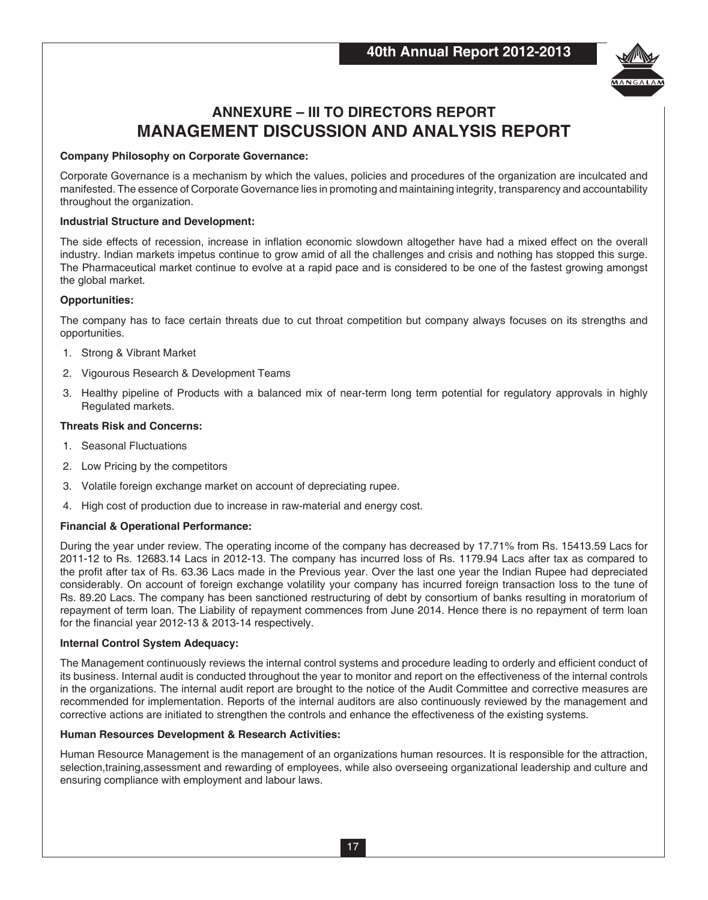# ANNEXURE – III TO DIRECTORS REPORT

# MANAGEMENT DISCUSSION AND ANALYSIS REPORT

**Company Philosophy on Corporate Governance:**

Corporate Governance is a mechanism by which the values, policies and procedures of the organization are inculcated and manifested. The essence of Corporate Governance lies in promoting and maintaining integrity, transparency and accountability throughout the organization.

**Industrial Structure and Development:**

The side effects of recession, increase in inflation economic slowdown altogether have had a mixed effect on the overall industry. Indian markets impetus continue to grow amid of all the challenges and crisis and nothing has stopped this surge. The Pharmaceutical market continue to evolve at a rapid pace and is considered to be one of the fastest growing amongst the global market.

**Opportunities:**

The company has to face certain threats due to cut throat competition but company always focuses on its strengths and opportunities.

1. Strong & Vibrant Market
2. Vigourous Research & Development Teams
3. Healthy pipeline of Products with a balanced mix of near-term long term potential for regulatory approvals in highly Regulated markets.

**Threats Risk and Concerns:**

1. Seasonal Fluctuations
2. Low Pricing by the competitors
3. Volatile foreign exchange market on account of depreciating rupee.
4. High cost of production due to increase in raw-material and energy cost.

**Financial & Operational Performance:**

During the year under review. The operating income of the company has decreased by 17.71% from Rs. 15413.59 Lacs for 2011-12 to Rs. 12683.14 Lacs in 2012-13. The company has incurred loss of Rs. 1179.94 Lacs after tax as compared to the profit after tax of Rs. 63.36 Lacs made in the Previous year. Over the last one year the Indian Rupee had depreciated considerably. On account of foreign exchange volatility your company has incurred foreign transaction loss to the tune of Rs. 89.20 Lacs. The company has been sanctioned restructuring of debt by consortium of banks resulting in moratorium of repayment of term loan. The Liability of repayment commences from June 2014. Hence there is no repayment of term loan for the financial year 2012-13 & 2013-14 respectively.

**Internal Control System Adequacy:**

The Management continuously reviews the internal control systems and procedure leading to orderly and efficient conduct of its business. Internal audit is conducted throughout the year to monitor and report on the effectiveness of the internal controls in the organizations. The internal audit report are brought to the notice of the Audit Committee and corrective measures are recommended for implementation. Reports of the internal auditors are also continuously reviewed by the management and corrective actions are initiated to strengthen the controls and enhance the effectiveness of the existing systems.

**Human Resources Development & Research Activities:**

Human Resource Management is the management of an organizations human resources. It is responsible for the attraction, selection,training,assessment and rewarding of employees, while also overseeing organizational leadership and culture and ensuring compliance with employment and labour laws.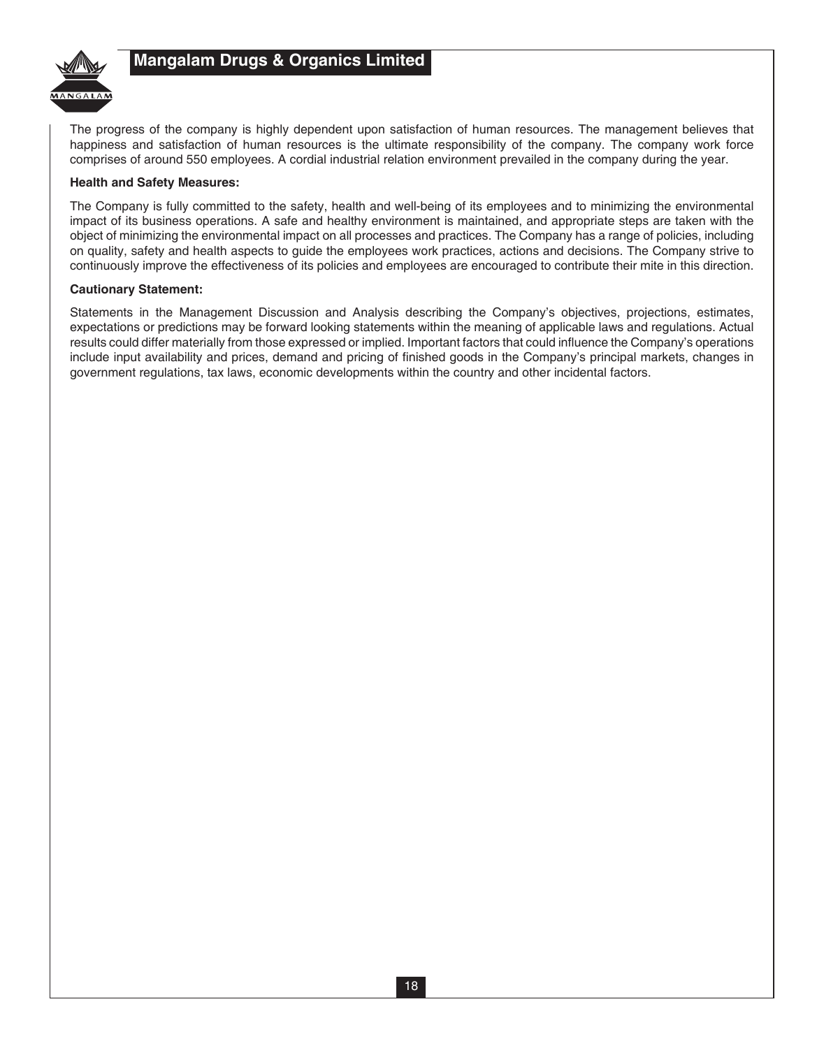The progress of the company is highly dependent upon satisfaction of human resources. The management believes that happiness and satisfaction of human resources is the ultimate responsibility of the company. The company work force comprises of around 550 employees. A cordial industrial relation environment prevailed in the company during the year.

**Health and Safety Measures:**

The Company is fully committed to the safety, health and well-being of its employees and to minimizing the environmental impact of its business operations. A safe and healthy environment is maintained, and appropriate steps are taken with the object of minimizing the environmental impact on all processes and practices. The Company has a range of policies, including on quality, safety and health aspects to guide the employees work practices, actions and decisions. The Company strive to continuously improve the effectiveness of its policies and employees are encouraged to contribute their mite in this direction.

**Cautionary Statement:**

Statements in the Management Discussion and Analysis describing the Company's objectives, projections, estimates, expectations or predictions may be forward looking statements within the meaning of applicable laws and regulations. Actual results could differ materially from those expressed or implied. Important factors that could influence the Company's operations include input availability and prices, demand and pricing of finished goods in the Company's principal markets, changes in government regulations, tax laws, economic developments within the country and other incidental factors.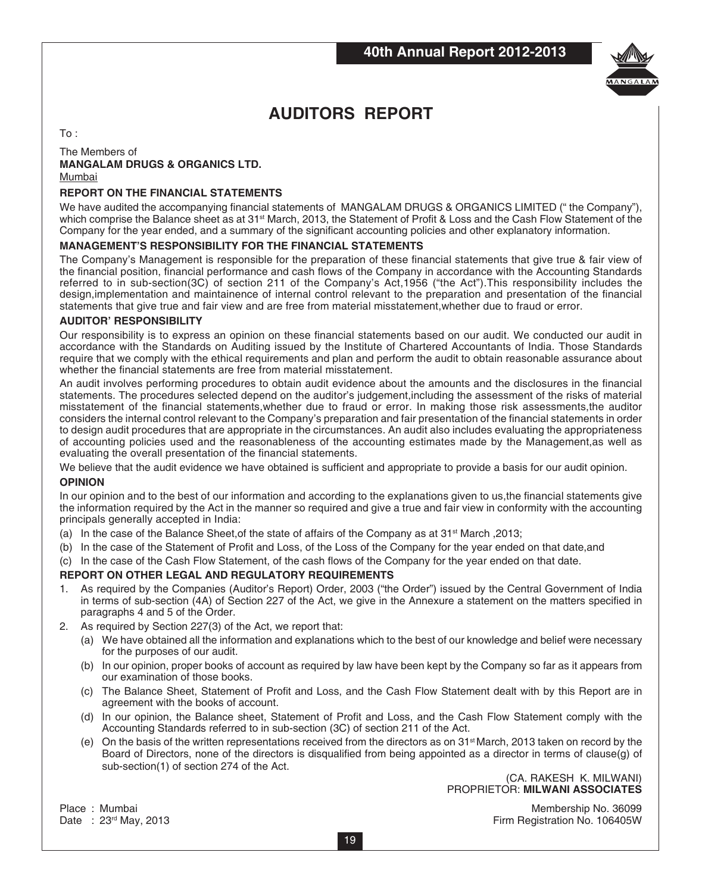# AUDITORS REPORT

To :

The Members of
**MANGALAM DRUGS & ORGANICS LTD.**
Mumbai

### REPORT ON THE FINANCIAL STATEMENTS

We have audited the accompanying financial statements of MANGALAM DRUGS & ORGANICS LIMITED (" the Company"), which comprise the Balance sheet as at 31st March, 2013, the Statement of Profit & Loss and the Cash Flow Statement of the Company for the year ended, and a summary of the significant accounting policies and other explanatory information.

### MANAGEMENT'S RESPONSIBILITY FOR THE FINANCIAL STATEMENTS

The Company's Management is responsible for the preparation of these financial statements that give true & fair view of the financial position, financial performance and cash flows of the Company in accordance with the Accounting Standards referred to in sub-section(3C) of section 211 of the Company's Act,1956 ("the Act").This responsibility includes the design,implementation and maintainence of internal control relevant to the preparation and presentation of the financial statements that give true and fair view and are free from material misstatement,whether due to fraud or error.

### AUDITOR' RESPONSIBILITY

Our responsibility is to express an opinion on these financial statements based on our audit. We conducted our audit in accordance with the Standards on Auditing issued by the Institute of Chartered Accountants of India. Those Standards require that we comply with the ethical requirements and plan and perform the audit to obtain reasonable assurance about whether the financial statements are free from material misstatement.

An audit involves performing procedures to obtain audit evidence about the amounts and the disclosures in the financial statements. The procedures selected depend on the auditor's judgement,including the assessment of the risks of material misstatement of the financial statements,whether due to fraud or error. In making those risk assessments,the auditor considers the internal control relevant to the Company's preparation and fair presentation of the financial statements in order to design audit procedures that are appropriate in the circumstances. An audit also includes evaluating the appropriateness of accounting policies used and the reasonableness of the accounting estimates made by the Management,as well as evaluating the overall presentation of the financial statements.

We believe that the audit evidence we have obtained is sufficient and appropriate to provide a basis for our audit opinion.

### OPINION

In our opinion and to the best of our information and according to the explanations given to us,the financial statements give the information required by the Act in the manner so required and give a true and fair view in conformity with the accounting principals generally accepted in India:

(a) In the case of the Balance Sheet,of the state of affairs of the Company as at 31st March ,2013;

(b) In the case of the Statement of Profit and Loss, of the Loss of the Company for the year ended on that date,and

(c) In the case of the Cash Flow Statement, of the cash flows of the Company for the year ended on that date.

### REPORT ON OTHER LEGAL AND REGULATORY REQUIREMENTS

1. As required by the Companies (Auditor's Report) Order, 2003 ("the Order") issued by the Central Government of India in terms of sub-section (4A) of Section 227 of the Act, we give in the Annexure a statement on the matters specified in paragraphs 4 and 5 of the Order.
2. As required by Section 227(3) of the Act, we report that:
   (a) We have obtained all the information and explanations which to the best of our knowledge and belief were necessary for the purposes of our audit.
   (b) In our opinion, proper books of account as required by law have been kept by the Company so far as it appears from our examination of those books.
   (c) The Balance Sheet, Statement of Profit and Loss, and the Cash Flow Statement dealt with by this Report are in agreement with the books of account.
   (d) In our opinion, the Balance sheet, Statement of Profit and Loss, and the Cash Flow Statement comply with the Accounting Standards referred to in sub-section (3C) of section 211 of the Act.
   (e) On the basis of the written representations received from the directors as on 31st March, 2013 taken on record by the Board of Directors, none of the directors is disqualified from being appointed as a director in terms of clause(g) of sub-section(1) of section 274 of the Act.

(CA. RAKESH K. MILWANI)
PROPRIETOR: **MILWANI ASSOCIATES**

Membership No. 36099
Firm Registration No. 106405W

Place : Mumbai
Date : 23rd May, 2013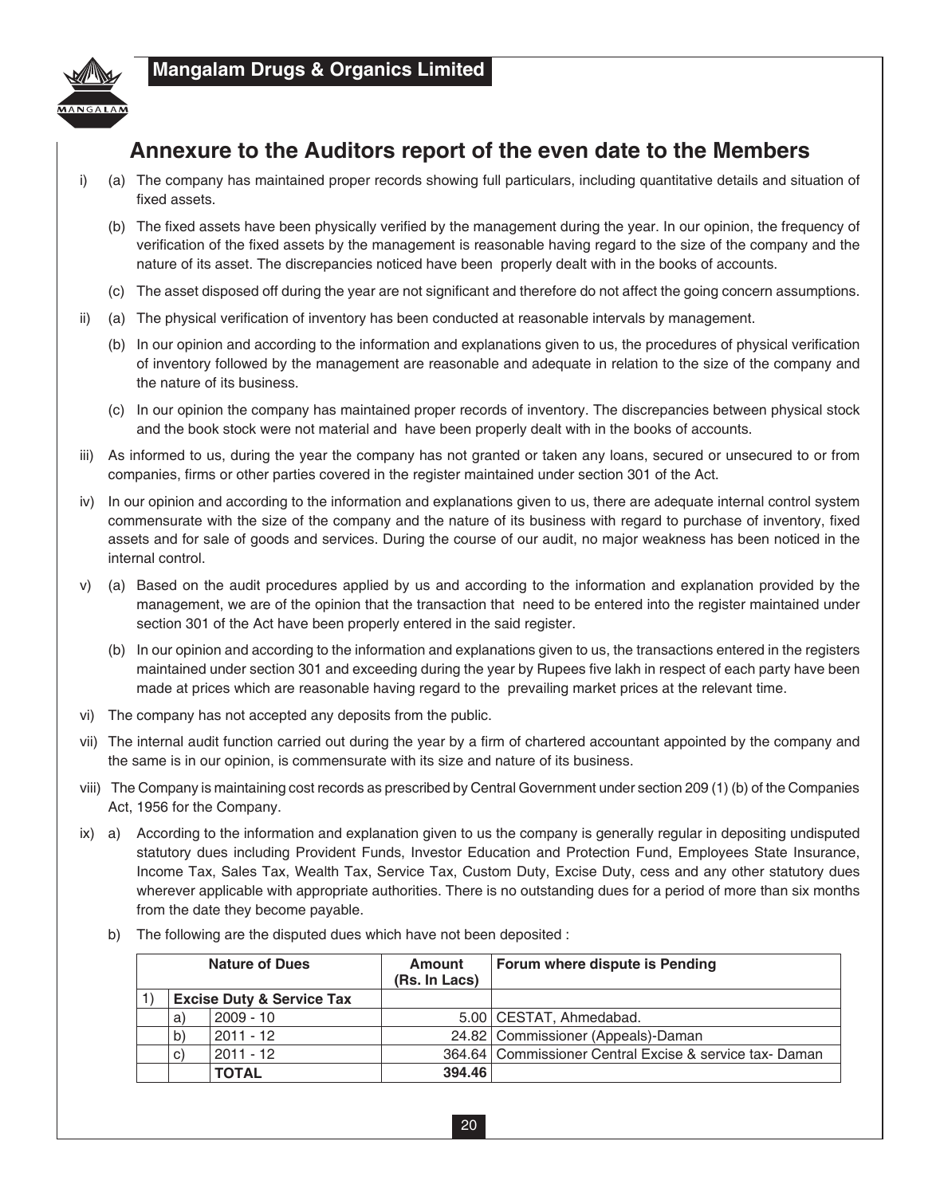## Annexure to the Auditors report of the even date to the Members

i) (a) The company has maintained proper records showing full particulars, including quantitative details and situation of fixed assets.

(b) The fixed assets have been physically verified by the management during the year. In our opinion, the frequency of verification of the fixed assets by the management is reasonable having regard to the size of the company and the nature of its asset. The discrepancies noticed have been properly dealt with in the books of accounts.

(c) The asset disposed off during the year are not significant and therefore do not affect the going concern assumptions.

ii) (a) The physical verification of inventory has been conducted at reasonable intervals by management.

(b) In our opinion and according to the information and explanations given to us, the procedures of physical verification of inventory followed by the management are reasonable and adequate in relation to the size of the company and the nature of its business.

(c) In our opinion the company has maintained proper records of inventory. The discrepancies between physical stock and the book stock were not material and have been properly dealt with in the books of accounts.

iii) As informed to us, during the year the company has not granted or taken any loans, secured or unsecured to or from companies, firms or other parties covered in the register maintained under section 301 of the Act.

iv) In our opinion and according to the information and explanations given to us, there are adequate internal control system commensurate with the size of the company and the nature of its business with regard to purchase of inventory, fixed assets and for sale of goods and services. During the course of our audit, no major weakness has been noticed in the internal control.

v) (a) Based on the audit procedures applied by us and according to the information and explanation provided by the management, we are of the opinion that the transaction that need to be entered into the register maintained under section 301 of the Act have been properly entered in the said register.

(b) In our opinion and according to the information and explanations given to us, the transactions entered in the registers maintained under section 301 and exceeding during the year by Rupees five lakh in respect of each party have been made at prices which are reasonable having regard to the prevailing market prices at the relevant time.

vi) The company has not accepted any deposits from the public.

vii) The internal audit function carried out during the year by a firm of chartered accountant appointed by the company and the same is in our opinion, is commensurate with its size and nature of its business.

viii) The Company is maintaining cost records as prescribed by Central Government under section 209 (1) (b) of the Companies Act, 1956 for the Company.

ix) a) According to the information and explanation given to us the company is generally regular in depositing undisputed statutory dues including Provident Funds, Investor Education and Protection Fund, Employees State Insurance, Income Tax, Sales Tax, Wealth Tax, Service Tax, Custom Duty, Excise Duty, cess and any other statutory dues wherever applicable with appropriate authorities. There is no outstanding dues for a period of more than six months from the date they become payable.

b) The following are the disputed dues which have not been deposited :

| | | Nature of Dues | Amount (Rs. In Lacs) | Forum where dispute is Pending |
|---|---|---|---|---|
| 1) | **Excise Duty & Service Tax** | | | |
| | a) | 2009 - 10 | 5.00 | CESTAT, Ahmedabad. |
| | b) | 2011 - 12 | 24.82 | Commissioner (Appeals)-Daman |
| | c) | 2011 - 12 | 364.64 | Commissioner Central Excise & service tax- Daman |
| | | **TOTAL** | **394.46** | |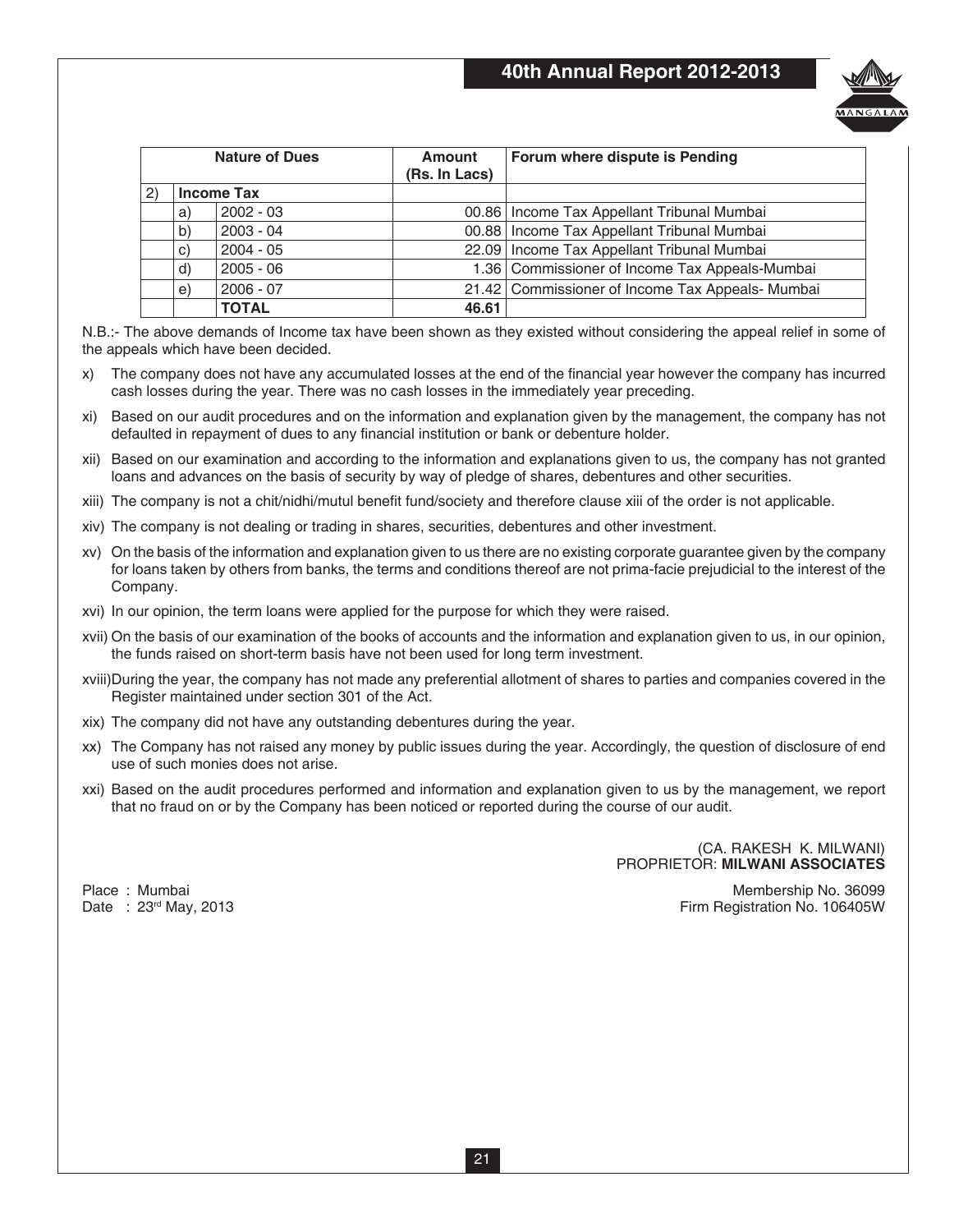| Nature of Dues | | | Amount (Rs. In Lacs) | Forum where dispute is Pending |
|---|---|---|---|---|
| 2) | **Income Tax** | | | |
| | a) | 2002 - 03 | 00.86 | Income Tax Appellant Tribunal Mumbai |
| | b) | 2003 - 04 | 00.88 | Income Tax Appellant Tribunal Mumbai |
| | c) | 2004 - 05 | 22.09 | Income Tax Appellant Tribunal Mumbai |
| | d) | 2005 - 06 | 1.36 | Commissioner of Income Tax Appeals-Mumbai |
| | e) | 2006 - 07 | 21.42 | Commissioner of Income Tax Appeals- Mumbai |
| | | **TOTAL** | **46.61** | |

N.B.:- The above demands of Income tax have been shown as they existed without considering the appeal relief in some of the appeals which have been decided.

x) The company does not have any accumulated losses at the end of the financial year however the company has incurred cash losses during the year. There was no cash losses in the immediately year preceding.

xi) Based on our audit procedures and on the information and explanation given by the management, the company has not defaulted in repayment of dues to any financial institution or bank or debenture holder.

xii) Based on our examination and according to the information and explanations given to us, the company has not granted loans and advances on the basis of security by way of pledge of shares, debentures and other securities.

xiii) The company is not a chit/nidhi/mutul benefit fund/society and therefore clause xiii of the order is not applicable.

xiv) The company is not dealing or trading in shares, securities, debentures and other investment.

xv) On the basis of the information and explanation given to us there are no existing corporate guarantee given by the company for loans taken by others from banks, the terms and conditions thereof are not prima-facie prejudicial to the interest of the Company.

xvi) In our opinion, the term loans were applied for the purpose for which they were raised.

xvii) On the basis of our examination of the books of accounts and the information and explanation given to us, in our opinion, the funds raised on short-term basis have not been used for long term investment.

xviii)During the year, the company has not made any preferential allotment of shares to parties and companies covered in the Register maintained under section 301 of the Act.

xix) The company did not have any outstanding debentures during the year.

xx) The Company has not raised any money by public issues during the year. Accordingly, the question of disclosure of end use of such monies does not arise.

xxi) Based on the audit procedures performed and information and explanation given to us by the management, we report that no fraud on or by the Company has been noticed or reported during the course of our audit.

(CA. RAKESH K. MILWANI)
PROPRIETOR: **MILWANI ASSOCIATES**

Place : Mumbai
Date : 23rd May, 2013

Membership No. 36099
Firm Registration No. 106405W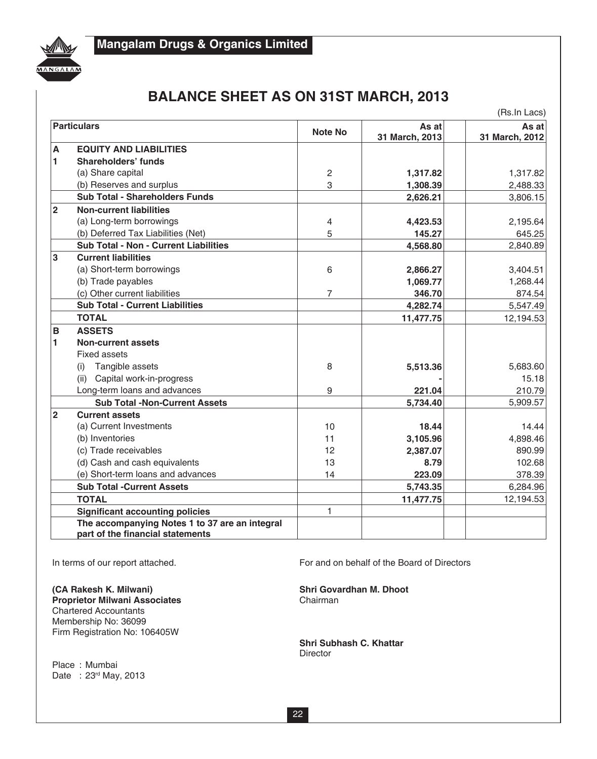# BALANCE SHEET AS ON 31ST MARCH, 2013

(Rs.In Lacs)

| | Particulars | Note No | As at 31 March, 2013 | As at 31 March, 2012 |
|---|---|---|---|---|
| **A** | **EQUITY AND LIABILITIES** | | | |
| **1** | **Shareholders' funds** | | | |
| | (a) Share capital | 2 | **1,317.82** | 1,317.82 |
| | (b) Reserves and surplus | 3 | **1,308.39** | 2,488.33 |
| | **Sub Total - Shareholders Funds** | | **2,626.21** | 3,806.15 |
| **2** | **Non-current liabilities** | | | |
| | (a) Long-term borrowings | 4 | **4,423.53** | 2,195.64 |
| | (b) Deferred Tax Liabilities (Net) | 5 | **145.27** | 645.25 |
| | **Sub Total - Non - Current Liabilities** | | **4,568.80** | 2,840.89 |
| **3** | **Current liabilities** | | | |
| | (a) Short-term borrowings | 6 | **2,866.27** | 3,404.51 |
| | (b) Trade payables | | **1,069.77** | 1,268.44 |
| | (c) Other current liabilities | 7 | **346.70** | 874.54 |
| | **Sub Total - Current Liabilities** | | **4,282.74** | 5,547.49 |
| | **TOTAL** | | **11,477.75** | 12,194.53 |
| **B** | **ASSETS** | | | |
| **1** | **Non-current assets** | | | |
| | Fixed assets | | | |
| | (i) Tangible assets | 8 | **5,513.36** | 5,683.60 |
| | (ii) Capital work-in-progress | | **-** | 15.18 |
| | Long-term loans and advances | 9 | **221.04** | 210.79 |
| | **Sub Total -Non-Current Assets** | | **5,734.40** | 5,909.57 |
| **2** | **Current assets** | | | |
| | (a) Current Investments | 10 | **18.44** | 14.44 |
| | (b) Inventories | 11 | **3,105.96** | 4,898.46 |
| | (c) Trade receivables | 12 | **2,387.07** | 890.99 |
| | (d) Cash and cash equivalents | 13 | **8.79** | 102.68 |
| | (e) Short-term loans and advances | 14 | **223.09** | 378.39 |
| | **Sub Total -Current Assets** | | **5,743.35** | 6,284.96 |
| | **TOTAL** | | **11,477.75** | 12,194.53 |
| | **Significant accounting policies** | 1 | | |
| | **The accompanying Notes 1 to 37 are an integral part of the financial statements** | | | |

In terms of our report attached.

**(CA Rakesh K. Milwani)**
**Proprietor Milwani Associates**
Chartered Accountants
Membership No: 36099
Firm Registration No: 106405W

Place : Mumbai
Date : 23rd May, 2013

For and on behalf of the Board of Directors

**Shri Govardhan M. Dhoot**
Chairman

**Shri Subhash C. Khattar**
Director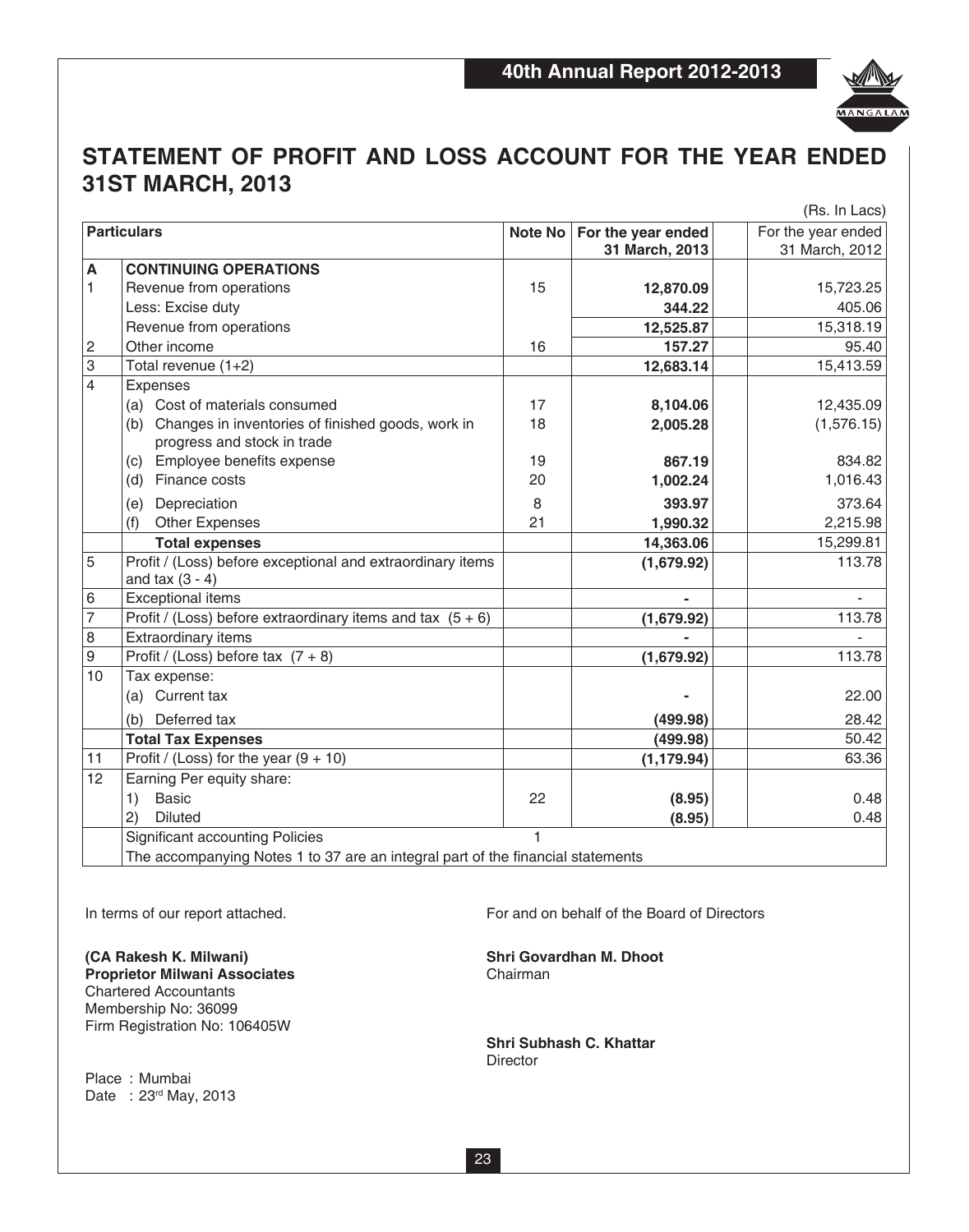# STATEMENT OF PROFIT AND LOSS ACCOUNT FOR THE YEAR ENDED 31ST MARCH, 2013

(Rs. In Lacs)

| | Particulars | Note No | For the year ended 31 March, 2013 | For the year ended 31 March, 2012 |
|---|---|---|---|---|
| **A** | **CONTINUING OPERATIONS** | | | |
| 1 | Revenue from operations | 15 | **12,870.09** | 15,723.25 |
| | Less: Excise duty | | **344.22** | 405.06 |
| | Revenue from operations | | **12,525.87** | 15,318.19 |
| 2 | Other income | 16 | **157.27** | 95.40 |
| 3 | Total revenue (1+2) | | **12,683.14** | 15,413.59 |
| 4 | Expenses | | | |
| | (a) Cost of materials consumed | 17 | **8,104.06** | 12,435.09 |
| | (b) Changes in inventories of finished goods, work in progress and stock in trade | 18 | **2,005.28** | (1,576.15) |
| | (c) Employee benefits expense | 19 | **867.19** | 834.82 |
| | (d) Finance costs | 20 | **1,002.24** | 1,016.43 |
| | (e) Depreciation | 8 | **393.97** | 373.64 |
| | (f) Other Expenses | 21 | **1,990.32** | 2,215.98 |
| | **Total expenses** | | **14,363.06** | 15,299.81 |
| 5 | Profit / (Loss) before exceptional and extraordinary items and tax (3 - 4) | | **(1,679.92)** | 113.78 |
| 6 | Exceptional items | | **-** | - |
| 7 | Profit / (Loss) before extraordinary items and tax (5 + 6) | | **(1,679.92)** | 113.78 |
| 8 | Extraordinary items | | **-** | - |
| 9 | Profit / (Loss) before tax (7 + 8) | | **(1,679.92)** | 113.78 |
| 10 | Tax expense: | | | |
| | (a) Current tax | | **-** | 22.00 |
| | (b) Deferred tax | | **(499.98)** | 28.42 |
| | **Total Tax Expenses** | | **(499.98)** | 50.42 |
| 11 | Profit / (Loss) for the year (9 + 10) | | **(1,179.94)** | 63.36 |
| 12 | Earning Per equity share: | | | |
| | 1) Basic | 22 | **(8.95)** | 0.48 |
| | 2) Diluted | | **(8.95)** | 0.48 |
| | Significant accounting Policies | 1 | | |
| | The accompanying Notes 1 to 37 are an integral part of the financial statements | | | |

In terms of our report attached.

**(CA Rakesh K. Milwani)**
**Proprietor Milwani Associates**
Chartered Accountants
Membership No: 36099
Firm Registration No: 106405W

Place : Mumbai
Date : 23rd May, 2013

For and on behalf of the Board of Directors

**Shri Govardhan M. Dhoot**
Chairman

**Shri Subhash C. Khattar**
Director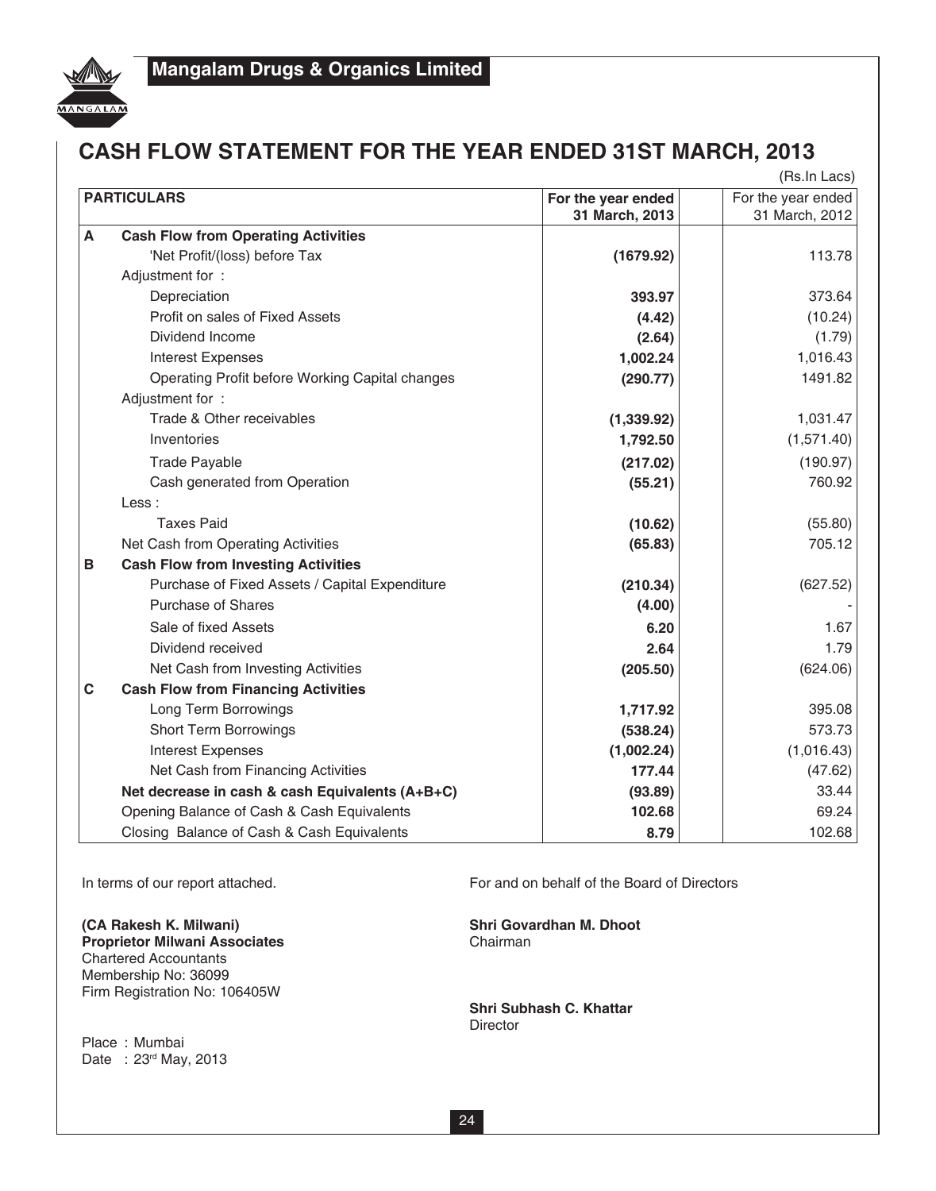# CASH FLOW STATEMENT FOR THE YEAR ENDED 31ST MARCH, 2013

(Rs.In Lacs)

| | PARTICULARS | For the year ended 31 March, 2013 | For the year ended 31 March, 2012 |
|---|---|---|---|
| **A** | **Cash Flow from Operating Activities** | | |
| | 'Net Profit/(loss) before Tax | **(1679.92)** | 113.78 |
| | Adjustment for : | | |
| | Depreciation | **393.97** | 373.64 |
| | Profit on sales of Fixed Assets | **(4.42)** | (10.24) |
| | Dividend Income | **(2.64)** | (1.79) |
| | Interest Expenses | **1,002.24** | 1,016.43 |
| | Operating Profit before Working Capital changes | **(290.77)** | 1491.82 |
| | Adjustment for : | | |
| | Trade & Other receivables | **(1,339.92)** | 1,031.47 |
| | Inventories | **1,792.50** | (1,571.40) |
| | Trade Payable | **(217.02)** | (190.97) |
| | Cash generated from Operation | **(55.21)** | 760.92 |
| | Less : | | |
| | Taxes Paid | **(10.62)** | (55.80) |
| | Net Cash from Operating Activities | **(65.83)** | 705.12 |
| **B** | **Cash Flow from Investing Activities** | | |
| | Purchase of Fixed Assets / Capital Expenditure | **(210.34)** | (627.52) |
| | Purchase of Shares | **(4.00)** | - |
| | Sale of fixed Assets | **6.20** | 1.67 |
| | Dividend received | **2.64** | 1.79 |
| | Net Cash from Investing Activities | **(205.50)** | (624.06) |
| **C** | **Cash Flow from Financing Activities** | | |
| | Long Term Borrowings | **1,717.92** | 395.08 |
| | Short Term Borrowings | **(538.24)** | 573.73 |
| | Interest Expenses | **(1,002.24)** | (1,016.43) |
| | Net Cash from Financing Activities | **177.44** | (47.62) |
| | **Net decrease in cash & cash Equivalents (A+B+C)** | **(93.89)** | 33.44 |
| | Opening Balance of Cash & Cash Equivalents | **102.68** | 69.24 |
| | Closing Balance of Cash & Cash Equivalents | **8.79** | 102.68 |

In terms of our report attached.

**(CA Rakesh K. Milwani)**
**Proprietor Milwani Associates**
Chartered Accountants
Membership No: 36099
Firm Registration No: 106405W

Place : Mumbai
Date : 23rd May, 2013

For and on behalf of the Board of Directors

**Shri Govardhan M. Dhoot**
Chairman

**Shri Subhash C. Khattar**
Director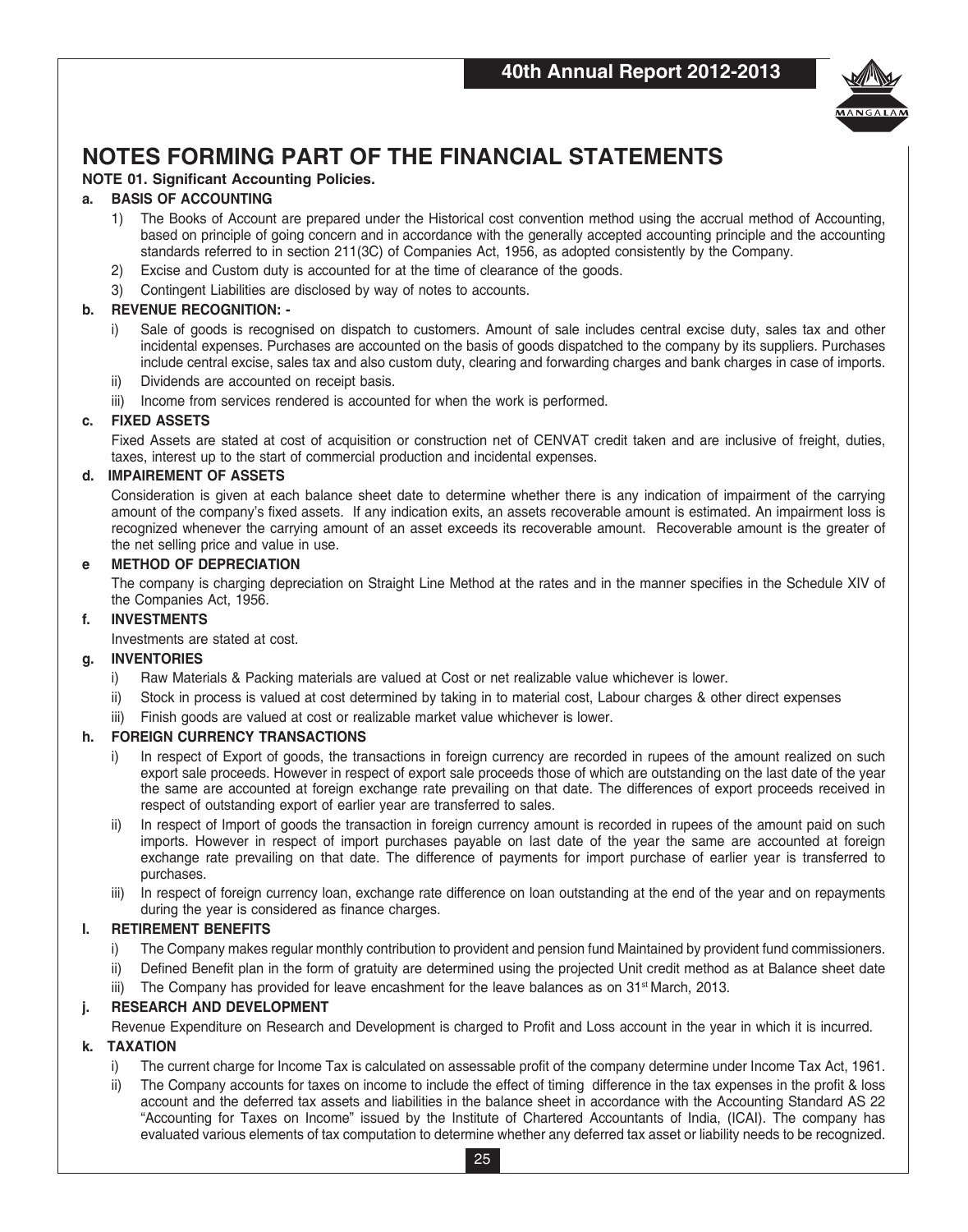# NOTES FORMING PART OF THE FINANCIAL STATEMENTS

**NOTE 01. Significant Accounting Policies.**

**a. BASIS OF ACCOUNTING**

1) The Books of Account are prepared under the Historical cost convention method using the accrual method of Accounting, based on principle of going concern and in accordance with the generally accepted accounting principle and the accounting standards referred to in section 211(3C) of Companies Act, 1956, as adopted consistently by the Company.
2) Excise and Custom duty is accounted for at the time of clearance of the goods.
3) Contingent Liabilities are disclosed by way of notes to accounts.

**b. REVENUE RECOGNITION: -**

i) Sale of goods is recognised on dispatch to customers. Amount of sale includes central excise duty, sales tax and other incidental expenses. Purchases are accounted on the basis of goods dispatched to the company by its suppliers. Purchases include central excise, sales tax and also custom duty, clearing and forwarding charges and bank charges in case of imports.
ii) Dividends are accounted on receipt basis.
iii) Income from services rendered is accounted for when the work is performed.

**c. FIXED ASSETS**

Fixed Assets are stated at cost of acquisition or construction net of CENVAT credit taken and are inclusive of freight, duties, taxes, interest up to the start of commercial production and incidental expenses.

**d. IMPAIREMENT OF ASSETS**

Consideration is given at each balance sheet date to determine whether there is any indication of impairment of the carrying amount of the company's fixed assets. If any indication exits, an assets recoverable amount is estimated. An impairment loss is recognized whenever the carrying amount of an asset exceeds its recoverable amount. Recoverable amount is the greater of the net selling price and value in use.

**e METHOD OF DEPRECIATION**

The company is charging depreciation on Straight Line Method at the rates and in the manner specifies in the Schedule XIV of the Companies Act, 1956.

**f. INVESTMENTS**

Investments are stated at cost.

**g. INVENTORIES**

i) Raw Materials & Packing materials are valued at Cost or net realizable value whichever is lower.
ii) Stock in process is valued at cost determined by taking in to material cost, Labour charges & other direct expenses
iii) Finish goods are valued at cost or realizable market value whichever is lower.

**h. FOREIGN CURRENCY TRANSACTIONS**

i) In respect of Export of goods, the transactions in foreign currency are recorded in rupees of the amount realized on such export sale proceeds. However in respect of export sale proceeds those of which are outstanding on the last date of the year the same are accounted at foreign exchange rate prevailing on that date. The differences of export proceeds received in respect of outstanding export of earlier year are transferred to sales.
ii) In respect of Import of goods the transaction in foreign currency amount is recorded in rupees of the amount paid on such imports. However in respect of import purchases payable on last date of the year the same are accounted at foreign exchange rate prevailing on that date. The difference of payments for import purchase of earlier year is transferred to purchases.
iii) In respect of foreign currency loan, exchange rate difference on loan outstanding at the end of the year and on repayments during the year is considered as finance charges.

**I. RETIREMENT BENEFITS**

i) The Company makes regular monthly contribution to provident and pension fund Maintained by provident fund commissioners.
ii) Defined Benefit plan in the form of gratuity are determined using the projected Unit credit method as at Balance sheet date
iii) The Company has provided for leave encashment for the leave balances as on 31st March, 2013.

**j. RESEARCH AND DEVELOPMENT**

Revenue Expenditure on Research and Development is charged to Profit and Loss account in the year in which it is incurred.

**k. TAXATION**

i) The current charge for Income Tax is calculated on assessable profit of the company determine under Income Tax Act, 1961.
ii) The Company accounts for taxes on income to include the effect of timing difference in the tax expenses in the profit & loss account and the deferred tax assets and liabilities in the balance sheet in accordance with the Accounting Standard AS 22 "Accounting for Taxes on Income" issued by the Institute of Chartered Accountants of India, (ICAI). The company has evaluated various elements of tax computation to determine whether any deferred tax asset or liability needs to be recognized.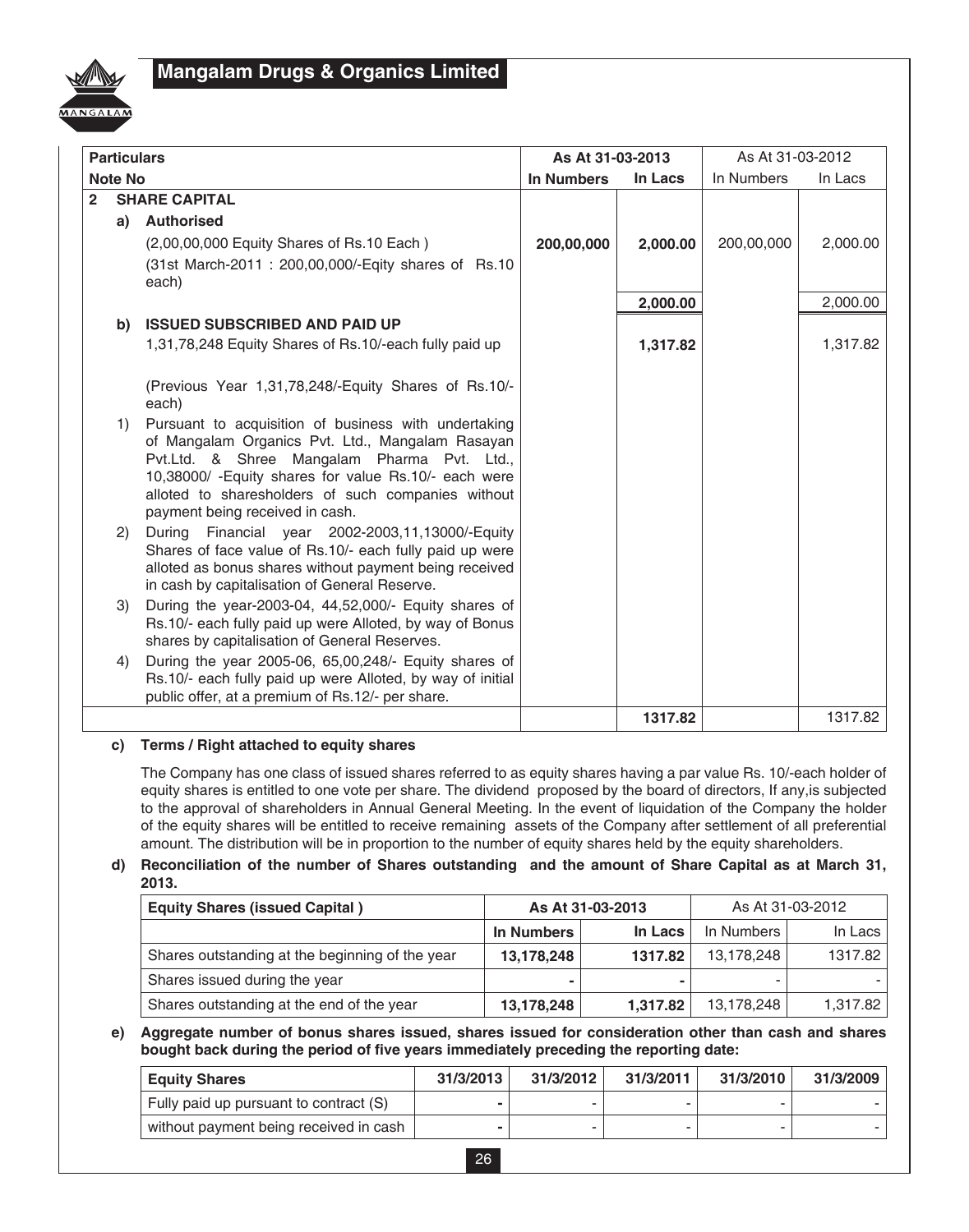| Particulars | | | As At 31-03-2013 | | As At 31-03-2012 | |
|---|---|---|---|---|---|---|
| Note No | | | In Numbers | In Lacs | In Numbers | In Lacs |
| 2 | | **SHARE CAPITAL** | | | | |
| | a) | **Authorised** | | | | |
| | | (2,00,00,000 Equity Shares of Rs.10 Each ) | **200,00,000** | **2,000.00** | 200,00,000 | 2,000.00 |
| | | (31st March-2011 : 200,00,000/-Eqity shares of Rs.10 each) | | | | |
| | | | | **2,000.00** | | 2,000.00 |
| | b) | **ISSUED SUBSCRIBED AND PAID UP** | | | | |
| | | 1,31,78,248 Equity Shares of Rs.10/-each fully paid up | | **1,317.82** | | 1,317.82 |
| | | (Previous Year 1,31,78,248/-Equity Shares of Rs.10/- each) | | | | |
| | 1) | Pursuant to acquisition of business with undertaking of Mangalam Organics Pvt. Ltd., Mangalam Rasayan Pvt.Ltd. & Shree Mangalam Pharma Pvt. Ltd., 10,38000/ -Equity shares for value Rs.10/- each were alloted to sharesholders of such companies without payment being received in cash. | | | | |
| | 2) | During Financial year 2002-2003,11,13000/-Equity Shares of face value of Rs.10/- each fully paid up were alloted as bonus shares without payment being received in cash by capitalisation of General Reserve. | | | | |
| | 3) | During the year-2003-04, 44,52,000/- Equity shares of Rs.10/- each fully paid up were Alloted, by way of Bonus shares by capitalisation of General Reserves. | | | | |
| | 4) | During the year 2005-06, 65,00,248/- Equity shares of Rs.10/- each fully paid up were Alloted, by way of initial public offer, at a premium of Rs.12/- per share. | | | | |
| | | | | **1317.82** | | 1317.82 |

**c) Terms / Right attached to equity shares**

The Company has one class of issued shares referred to as equity shares having a par value Rs. 10/-each holder of equity shares is entitled to one vote per share. The dividend proposed by the board of directors, If any,is subjected to the approval of shareholders in Annual General Meeting. In the event of liquidation of the Company the holder of the equity shares will be entitled to receive remaining assets of the Company after settlement of all preferential amount. The distribution will be in proportion to the number of equity shares held by the equity shareholders.

**d) Reconciliation of the number of Shares outstanding and the amount of Share Capital as at March 31, 2013.**

| Equity Shares (issued Capital ) | As At 31-03-2013 | | As At 31-03-2012 | |
|---|---|---|---|---|
| | In Numbers | In Lacs | In Numbers | In Lacs |
| Shares outstanding at the beginning of the year | 13,178,248 | 1317.82 | 13,178,248 | 1317.82 |
| Shares issued during the year | - | - | - | - |
| Shares outstanding at the end of the year | 13,178,248 | 1,317.82 | 13,178,248 | 1,317.82 |

**e) Aggregate number of bonus shares issued, shares issued for consideration other than cash and shares bought back during the period of five years immediately preceding the reporting date:**

| Equity Shares | 31/3/2013 | 31/3/2012 | 31/3/2011 | 31/3/2010 | 31/3/2009 |
|---|---|---|---|---|---|
| Fully paid up pursuant to contract (S) | - | - | - | - | - |
| without payment being received in cash | - | - | - | - | - |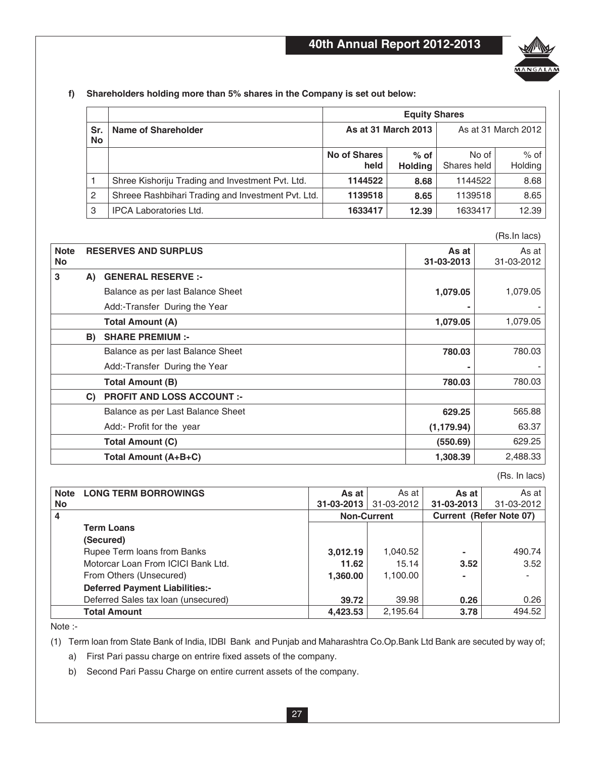**f) Shareholders holding more than 5% shares in the Company is set out below:**

| Sr. No | Name of Shareholder | Equity Shares | | | |
|---|---|---|---|---|---|
| | | **As at 31 March 2013** | | As at 31 March 2012 | |
| | | **No of Shares held** | **% of Holding** | No of Shares held | % of Holding |
| 1 | Shree Kishoriju Trading and Investment Pvt. Ltd. | **1144522** | **8.68** | 1144522 | 8.68 |
| 2 | Shreee Rashbihari Trading and Investment Pvt. Ltd. | **1139518** | **8.65** | 1139518 | 8.65 |
| 3 | IPCA Laboratories Ltd. | **1633417** | **12.39** | 1633417 | 12.39 |

(Rs.In lacs)

| Note No | RESERVES AND SURPLUS | As at 31-03-2013 | As at 31-03-2012 |
|---|---|---|---|
| 3 | **A) GENERAL RESERVE :-** | | |
| | Balance as per last Balance Sheet | **1,079.05** | 1,079.05 |
| | Add:-Transfer During the Year | **-** | - |
| | **Total Amount (A)** | **1,079.05** | 1,079.05 |
| | **B) SHARE PREMIUM :-** | | |
| | Balance as per last Balance Sheet | **780.03** | 780.03 |
| | Add:-Transfer During the Year | **-** | - |
| | **Total Amount (B)** | **780.03** | 780.03 |
| | **C) PROFIT AND LOSS ACCOUNT :-** | | |
| | Balance as per Last Balance Sheet | **629.25** | 565.88 |
| | Add:- Profit for the year | **(1,179.94)** | 63.37 |
| | **Total Amount (C)** | **(550.69)** | 629.25 |
| | **Total Amount (A+B+C)** | **1,308.39** | 2,488.33 |

(Rs. In lacs)

| Note No | LONG TERM BORROWINGS | As at 31-03-2013 | As at 31-03-2012 | As at 31-03-2013 | As at 31-03-2012 |
|---|---|---|---|---|---|
| 4 | | **Non-Current** | | **Current (Refer Note 07)** | |
| | **Term Loans** | | | | |
| | **(Secured)** | | | | |
| | Rupee Term loans from Banks | **3,012.19** | 1,040.52 | **-** | 490.74 |
| | Motorcar Loan From ICICI Bank Ltd. | **11.62** | 15.14 | **3.52** | 3.52 |
| | From Others (Unsecured) | **1,360.00** | 1,100.00 | **-** | - |
| | **Deferred Payment Liabilities:-** | | | | |
| | Deferred Sales tax loan (unsecured) | **39.72** | 39.98 | **0.26** | 0.26 |
| | **Total Amount** | **4,423.53** | 2,195.64 | **3.78** | 494.52 |

Note :-

(1) Term loan from State Bank of India, IDBI Bank and Punjab and Maharashtra Co.Op.Bank Ltd Bank are secuted by way of;

a) First Pari passu charge on entrire fixed assets of the company.

b) Second Pari Passu Charge on entire current assets of the company.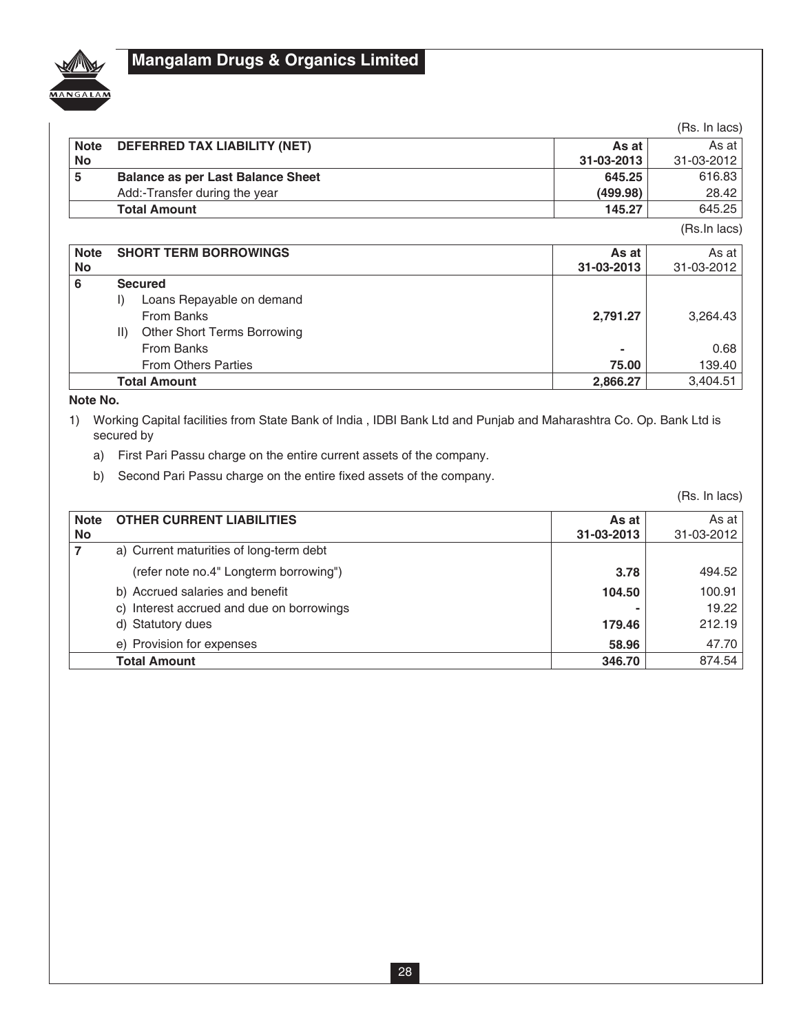(Rs. In lacs)

| Note No | DEFERRED TAX LIABILITY (NET) | As at 31-03-2013 | As at 31-03-2012 |
|---|---|---|---|
| 5 | **Balance as per Last Balance Sheet** | **645.25** | 616.83 |
| | Add:-Transfer during the year | **(499.98)** | 28.42 |
| | **Total Amount** | **145.27** | 645.25 |

(Rs.In lacs)

| Note No | SHORT TERM BORROWINGS | As at 31-03-2013 | As at 31-03-2012 |
|---|---|---|---|
| 6 | **Secured** | | |
| | I) Loans Repayable on demand | | |
| | From Banks | **2,791.27** | 3,264.43 |
| | II) Other Short Terms Borrowing | | |
| | From Banks | **-** | 0.68 |
| | From Others Parties | **75.00** | 139.40 |
| | **Total Amount** | **2,866.27** | 3,404.51 |

**Note No.**

1) Working Capital facilities from State Bank of India , IDBI Bank Ltd and Punjab and Maharashtra Co. Op. Bank Ltd is secured by

   a) First Pari Passu charge on the entire current assets of the company.

   b) Second Pari Passu charge on the entire fixed assets of the company.

(Rs. In lacs)

| Note No | OTHER CURRENT LIABILITIES | As at 31-03-2013 | As at 31-03-2012 |
|---|---|---|---|
| 7 | a) Current maturities of long-term debt | | |
| | (refer note no.4" Longterm borrowing") | **3.78** | 494.52 |
| | b) Accrued salaries and benefit | **104.50** | 100.91 |
| | c) Interest accrued and due on borrowings | **-** | 19.22 |
| | d) Statutory dues | **179.46** | 212.19 |
| | e) Provision for expenses | **58.96** | 47.70 |
| | **Total Amount** | **346.70** | 874.54 |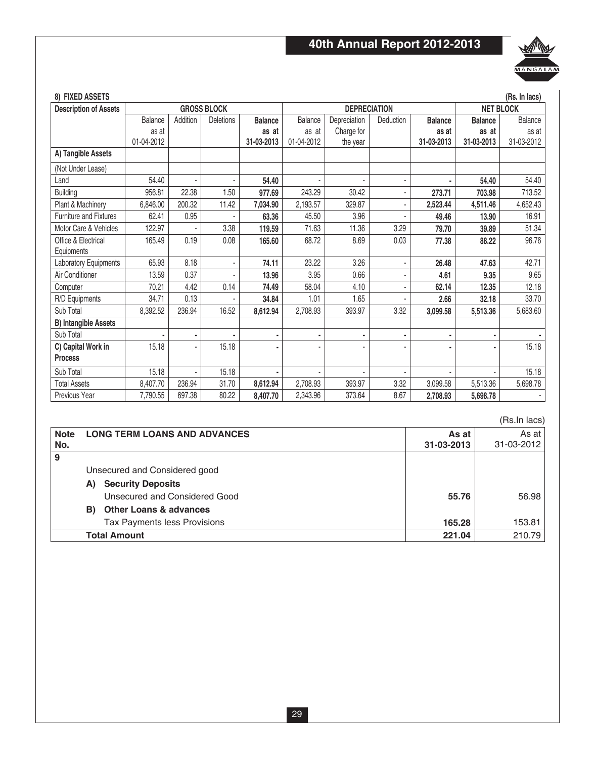## 8) FIXED ASSETS

(Rs. In lacs)

| Description of Assets | GROSS BLOCK | | | | DEPRECIATION | | | | NET BLOCK | |
|---|---|---|---|---|---|---|---|---|---|---|
| | Balance as at 01-04-2012 | Addition | Deletions | **Balance as at 31-03-2013** | Balance as at 01-04-2012 | Depreciation Charge for the year | Deduction | **Balance as at 31-03-2013** | **Balance as at 31-03-2013** | Balance as at 31-03-2012 |
| **A) Tangible Assets** | | | | | | | | | | |
| (Not Under Lease) | | | | | | | | | | |
| Land | 54.40 | - | - | **54.40** | - | - | - | - | **54.40** | 54.40 |
| Building | 956.81 | 22.38 | 1.50 | **977.69** | 243.29 | 30.42 | - | **273.71** | **703.98** | 713.52 |
| Plant & Machinery | 6,846.00 | 200.32 | 11.42 | **7,034.90** | 2,193.57 | 329.87 | - | **2,523.44** | **4,511.46** | 4,652.43 |
| Furniture and Fixtures | 62.41 | 0.95 | - | **63.36** | 45.50 | 3.96 | - | **49.46** | **13.90** | 16.91 |
| Motor Care & Vehicles | 122.97 | - | 3.38 | **119.59** | 71.63 | 11.36 | 3.29 | **79.70** | **39.89** | 51.34 |
| Office & Electrical Equipments | 165.49 | 0.19 | 0.08 | **165.60** | 68.72 | 8.69 | 0.03 | **77.38** | **88.22** | 96.76 |
| Laboratory Equipments | 65.93 | 8.18 | - | **74.11** | 23.22 | 3.26 | - | **26.48** | **47.63** | 42.71 |
| Air Conditioner | 13.59 | 0.37 | - | **13.96** | 3.95 | 0.66 | - | **4.61** | **9.35** | 9.65 |
| Computer | 70.21 | 4.42 | 0.14 | **74.49** | 58.04 | 4.10 | - | **62.14** | **12.35** | 12.18 |
| R/D Equipments | 34.71 | 0.13 | - | **34.84** | 1.01 | 1.65 | - | **2.66** | **32.18** | 33.70 |
| Sub Total | 8,392.52 | 236.94 | 16.52 | **8,612.94** | 2,708.93 | 393.97 | 3.32 | **3,099.58** | **5,513.36** | 5,683.60 |
| **B) Intangible Assets** | | | | | | | | | | |
| Sub Total | - | - | - | - | - | - | - | - | - | - |
| **C) Capital Work in Process** | 15.18 | - | 15.18 | - | - | - | - | - | - | 15.18 |
| Sub Total | 15.18 | - | 15.18 | - | - | - | - | - | - | 15.18 |
| Total Assets | 8,407.70 | 236.94 | 31.70 | **8,612.94** | 2,708.93 | 393.97 | 3.32 | 3,099.58 | 5,513.36 | 5,698.78 |
| Previous Year | 7,790.55 | 697.38 | 80.22 | **8,407.70** | 2,343.96 | 373.64 | 8.67 | **2,708.93** | **5,698.78** | - |

(Rs.In lacs)

| Note No. | LONG TERM LOANS AND ADVANCES | As at 31-03-2013 | As at 31-03-2012 |
|---|---|---|---|
| 9 | | | |
| | Unsecured and Considered good | | |
| | **A) Security Deposits** | | |
| | Unsecured and Considered Good | **55.76** | 56.98 |
| | **B) Other Loans & advances** | | |
| | Tax Payments less Provisions | **165.28** | 153.81 |
| | **Total Amount** | **221.04** | 210.79 |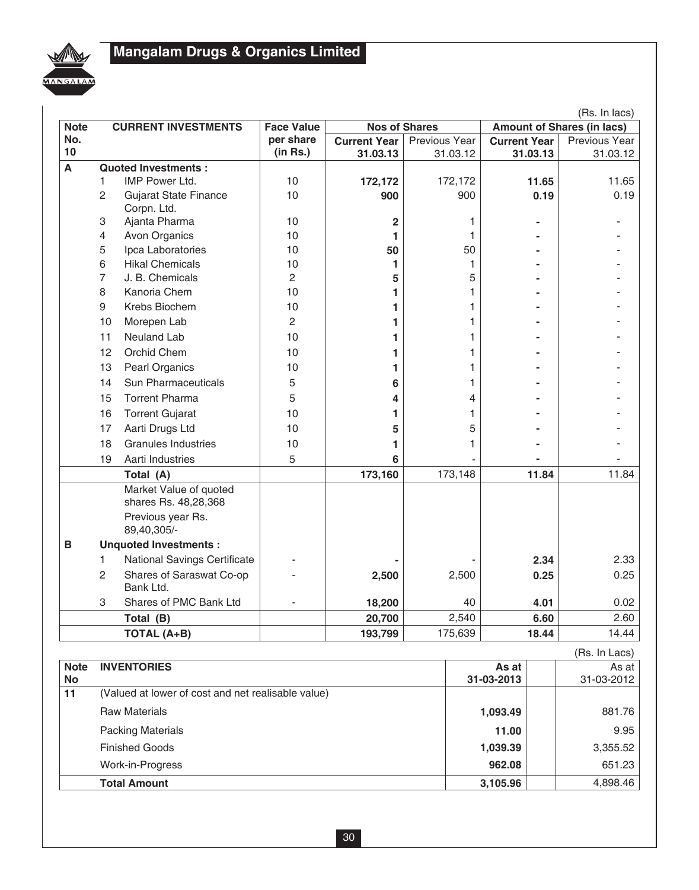(Rs. In lacs)

| Note No. 10 | | CURRENT INVESTMENTS | Face Value per share (in Rs.) | Nos of Shares | | Amount of Shares (in lacs) | |
|---|---|---|---|---|---|---|---|
| | | | | **Current Year 31.03.13** | Previous Year 31.03.12 | **Current Year 31.03.13** | Previous Year 31.03.12 |
| **A** | | **Quoted Investments :** | | | | | |
| | 1 | IMP Power Ltd. | 10 | **172,172** | 172,172 | **11.65** | 11.65 |
| | 2 | Gujarat State Finance Corpn. Ltd. | 10 | **900** | 900 | **0.19** | 0.19 |
| | 3 | Ajanta Pharma | 10 | **2** | 1 | **-** | - |
| | 4 | Avon Organics | 10 | **1** | 1 | **-** | - |
| | 5 | Ipca Laboratories | 10 | **50** | 50 | **-** | - |
| | 6 | Hikal Chemicals | 10 | **1** | 1 | **-** | - |
| | 7 | J. B. Chemicals | 2 | **5** | 5 | **-** | - |
| | 8 | Kanoria Chem | 10 | **1** | 1 | **-** | - |
| | 9 | Krebs Biochem | 10 | **1** | 1 | **-** | - |
| | 10 | Morepen Lab | 2 | **1** | 1 | **-** | - |
| | 11 | Neuland Lab | 10 | **1** | 1 | **-** | - |
| | 12 | Orchid Chem | 10 | **1** | 1 | **-** | - |
| | 13 | Pearl Organics | 10 | **1** | 1 | **-** | - |
| | 14 | Sun Pharmaceuticals | 5 | **6** | 1 | **-** | - |
| | 15 | Torrent Pharma | 5 | **4** | 4 | **-** | - |
| | 16 | Torrent Gujarat | 10 | **1** | 1 | **-** | - |
| | 17 | Aarti Drugs Ltd | 10 | **5** | 5 | **-** | - |
| | 18 | Granules Industries | 10 | **1** | 1 | **-** | - |
| | 19 | Aarti Industries | 5 | **6** | - | **-** | - |
| | | **Total (A)** | | **173,160** | 173,148 | **11.84** | 11.84 |
| | | Market Value of quoted shares Rs. 48,28,368<br>Previous year Rs. 89,40,305/- | | | | | |
| **B** | | **Unquoted Investments :** | | | | | |
| | 1 | National Savings Certificate | - | **-** | - | **2.34** | 2.33 |
| | 2 | Shares of Saraswat Co-op Bank Ltd. | - | **2,500** | 2,500 | **0.25** | 0.25 |
| | 3 | Shares of PMC Bank Ltd | - | **18,200** | 40 | **4.01** | 0.02 |
| | | **Total (B)** | | **20,700** | 2,540 | **6.60** | 2.60 |
| | | **TOTAL (A+B)** | | **193,799** | 175,639 | **18.44** | 14.44 |

(Rs. In Lacs)

| Note No | INVENTORIES | As at 31-03-2013 | As at 31-03-2012 |
|---|---|---|---|
| **11** | (Valued at lower of cost and net realisable value) | | |
| | Raw Materials | **1,093.49** | 881.76 |
| | Packing Materials | **11.00** | 9.95 |
| | Finished Goods | **1,039.39** | 3,355.52 |
| | Work-in-Progress | **962.08** | 651.23 |
| | **Total Amount** | **3,105.96** | 4,898.46 |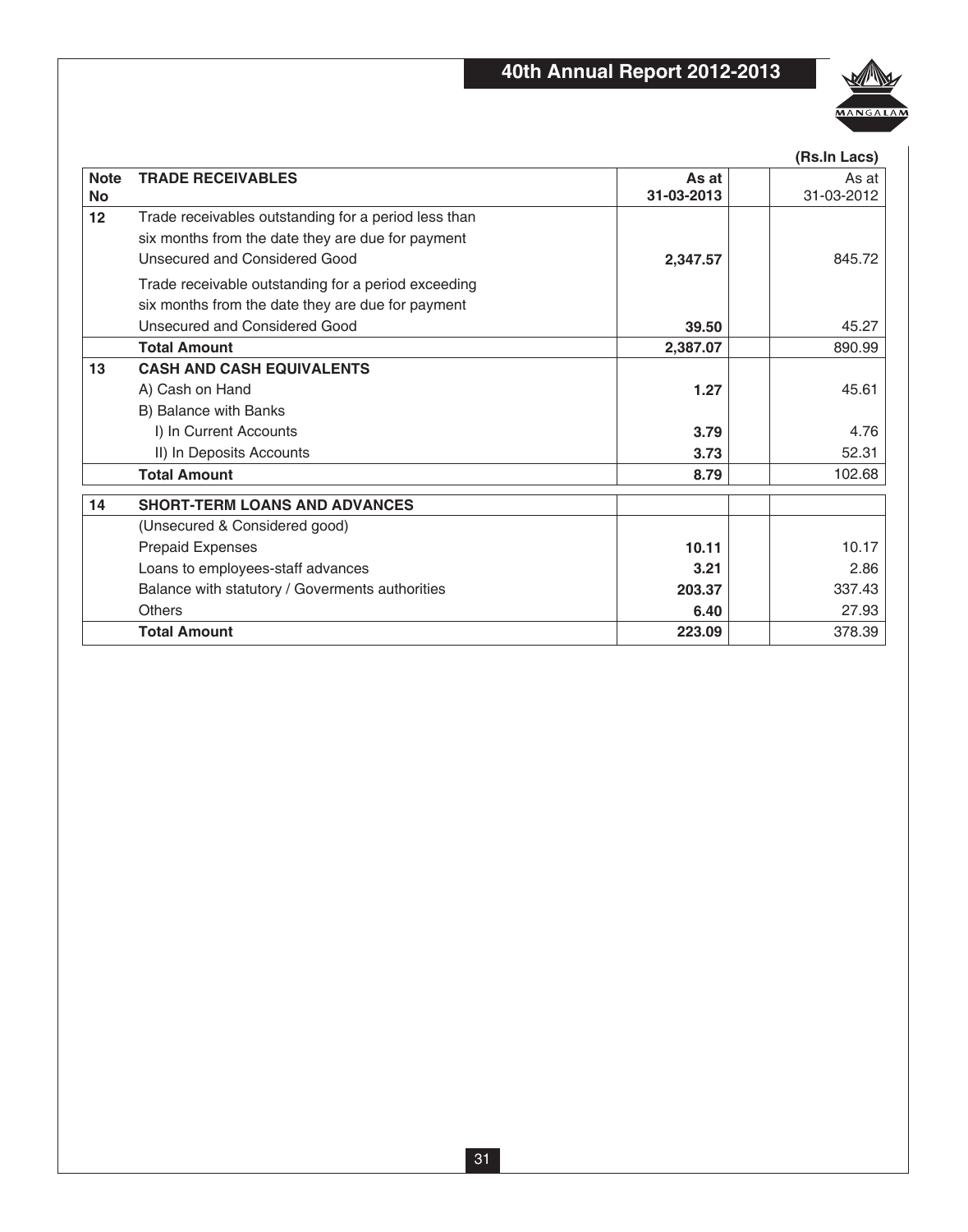(Rs.In Lacs)

| Note No | TRADE RECEIVABLES | As at 31-03-2013 | | As at 31-03-2012 |
|---|---|---|---|---|
| 12 | Trade receivables outstanding for a period less than six months from the date they are due for payment | | | |
| | Unsecured and Considered Good | **2,347.57** | | 845.72 |
| | Trade receivable outstanding for a period exceeding six months from the date they are due for payment | | | |
| | Unsecured and Considered Good | **39.50** | | 45.27 |
| | **Total Amount** | **2,387.07** | | 890.99 |
| 13 | **CASH AND CASH EQUIVALENTS** | | | |
| | A) Cash on Hand | **1.27** | | 45.61 |
| | B) Balance with Banks | | | |
| | I) In Current Accounts | **3.79** | | 4.76 |
| | II) In Deposits Accounts | **3.73** | | 52.31 |
| | **Total Amount** | **8.79** | | 102.68 |
| 14 | **SHORT-TERM LOANS AND ADVANCES** | | | |
| | (Unsecured & Considered good) | | | |
| | Prepaid Expenses | **10.11** | | 10.17 |
| | Loans to employees-staff advances | **3.21** | | 2.86 |
| | Balance with statutory / Goverments authorities | **203.37** | | 337.43 |
| | Others | **6.40** | | 27.93 |
| | **Total Amount** | **223.09** | | 378.39 |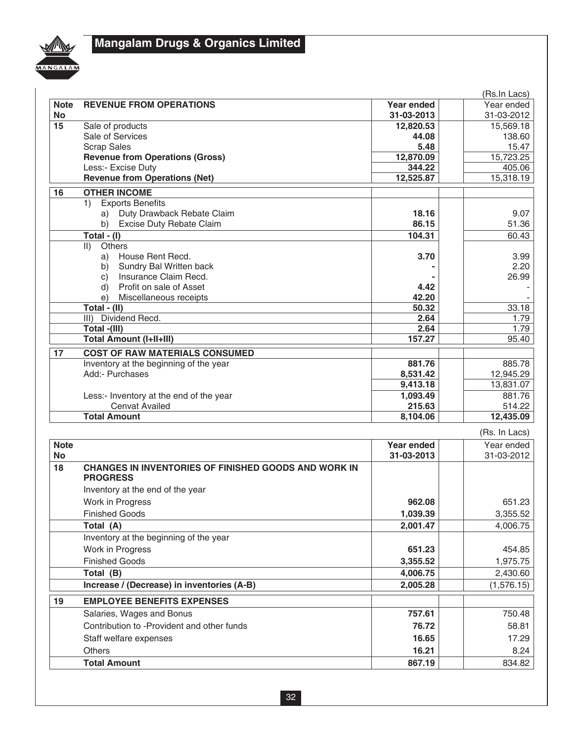(Rs.In Lacs)

| Note No | REVENUE FROM OPERATIONS | Year ended 31-03-2013 | Year ended 31-03-2012 |
|---|---|---|---|
| 15 | Sale of products | **12,820.53** | 15,569.18 |
| | Sale of Services | **44.08** | 138.60 |
| | Scrap Sales | **5.48** | 15.47 |
| | **Revenue from Operations (Gross)** | **12,870.09** | 15,723.25 |
| | Less:- Excise Duty | **344.22** | 405.06 |
| | **Revenue from Operations (Net)** | **12,525.87** | 15,318.19 |
| 16 | **OTHER INCOME** | | |
| | 1) Exports Benefits | | |
| | a) Duty Drawback Rebate Claim | **18.16** | 9.07 |
| | b) Excise Duty Rebate Claim | **86.15** | 51.36 |
| | **Total - (I)** | **104.31** | 60.43 |
| | II) Others | | |
| | a) House Rent Recd. | **3.70** | 3.99 |
| | b) Sundry Bal Written back | **-** | 2.20 |
| | c) Insurance Claim Recd. | **-** | 26.99 |
| | d) Profit on sale of Asset | **4.42** | - |
| | e) Miscellaneous receipts | **42.20** | - |
| | **Total - (II)** | **50.32** | 33.18 |
| | III) Dividend Recd. | **2.64** | 1.79 |
| | **Total -(III)** | **2.64** | 1.79 |
| | **Total Amount (I+II+III)** | **157.27** | 95.40 |
| 17 | **COST OF RAW MATERIALS CONSUMED** | | |
| | Inventory at the beginning of the year | **881.76** | 885.78 |
| | Add:- Purchases | **8,531.42** | 12,945.29 |
| | | **9,413.18** | 13,831.07 |
| | Less:- Inventory at the end of the year | **1,093.49** | 881.76 |
| | Cenvat Availed | **215.63** | 514.22 |
| | **Total Amount** | **8,104.06** | **12,435.09** |

(Rs. In Lacs)

| Note No | | Year ended 31-03-2013 | Year ended 31-03-2012 |
|---|---|---|---|
| 18 | **CHANGES IN INVENTORIES OF FINISHED GOODS AND WORK IN PROGRESS** | | |
| | Inventory at the end of the year | | |
| | Work in Progress | **962.08** | 651.23 |
| | Finished Goods | **1,039.39** | 3,355.52 |
| | **Total (A)** | **2,001.47** | 4,006.75 |
| | Inventory at the beginning of the year | | |
| | Work in Progress | **651.23** | 454.85 |
| | Finished Goods | **3,355.52** | 1,975.75 |
| | **Total (B)** | **4,006.75** | 2,430.60 |
| | **Increase / (Decrease) in inventories (A-B)** | **2,005.28** | (1,576.15) |
| 19 | **EMPLOYEE BENEFITS EXPENSES** | | |
| | Salaries, Wages and Bonus | **757.61** | 750.48 |
| | Contribution to -Provident and other funds | **76.72** | 58.81 |
| | Staff welfare expenses | **16.65** | 17.29 |
| | Others | **16.21** | 8.24 |
| | **Total Amount** | **867.19** | 834.82 |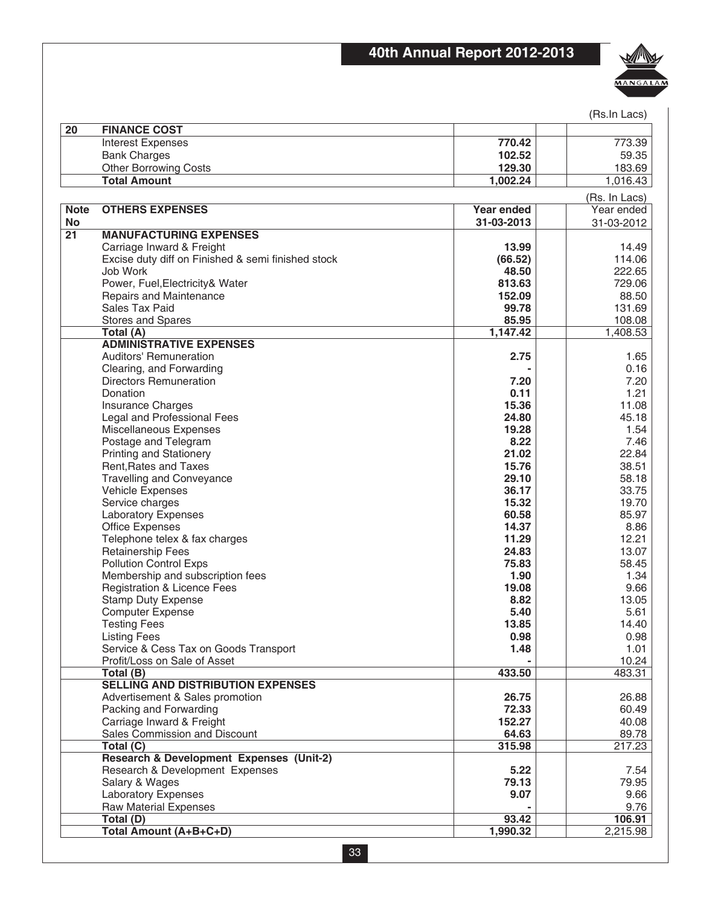(Rs.In Lacs)

| 20 | FINANCE COST | | |
|---|---|---|---|
| | Interest Expenses | **770.42** | 773.39 |
| | Bank Charges | **102.52** | 59.35 |
| | Other Borrowing Costs | **129.30** | 183.69 |
| | **Total Amount** | **1,002.24** | 1,016.43 |

(Rs. In Lacs)

| Note No | OTHERS EXPENSES | Year ended 31-03-2013 | Year ended 31-03-2012 |
|---|---|---|---|
| 21 | **MANUFACTURING EXPENSES** | | |
| | Carriage Inward & Freight | **13.99** | 14.49 |
| | Excise duty diff on Finished & semi finished stock | **(66.52)** | 114.06 |
| | Job Work | **48.50** | 222.65 |
| | Power, Fuel,Electricity& Water | **813.63** | 729.06 |
| | Repairs and Maintenance | **152.09** | 88.50 |
| | Sales Tax Paid | **99.78** | 131.69 |
| | Stores and Spares | **85.95** | 108.08 |
| | **Total (A)** | **1,147.42** | 1,408.53 |
| | **ADMINISTRATIVE EXPENSES** | | |
| | Auditors' Remuneration | **2.75** | 1.65 |
| | Clearing, and Forwarding | **-** | 0.16 |
| | Directors Remuneration | **7.20** | 7.20 |
| | Donation | **0.11** | 1.21 |
| | Insurance Charges | **15.36** | 11.08 |
| | Legal and Professional Fees | **24.80** | 45.18 |
| | Miscellaneous Expenses | **19.28** | 1.54 |
| | Postage and Telegram | **8.22** | 7.46 |
| | Printing and Stationery | **21.02** | 22.84 |
| | Rent,Rates and Taxes | **15.76** | 38.51 |
| | Travelling and Conveyance | **29.10** | 58.18 |
| | Vehicle Expenses | **36.17** | 33.75 |
| | Service charges | **15.32** | 19.70 |
| | Laboratory Expenses | **60.58** | 85.97 |
| | Office Expenses | **14.37** | 8.86 |
| | Telephone telex & fax charges | **11.29** | 12.21 |
| | Retainership Fees | **24.83** | 13.07 |
| | Pollution Control Exps | **75.83** | 58.45 |
| | Membership and subscription fees | **1.90** | 1.34 |
| | Registration & Licence Fees | **19.08** | 9.66 |
| | Stamp Duty Expense | **8.82** | 13.05 |
| | Computer Expense | **5.40** | 5.61 |
| | Testing Fees | **13.85** | 14.40 |
| | Listing Fees | **0.98** | 0.98 |
| | Service & Cess Tax on Goods Transport | **1.48** | 1.01 |
| | Profit/Loss on Sale of Asset | **-** | 10.24 |
| | **Total (B)** | **433.50** | 483.31 |
| | **SELLING AND DISTRIBUTION EXPENSES** | | |
| | Advertisement & Sales promotion | **26.75** | 26.88 |
| | Packing and Forwarding | **72.33** | 60.49 |
| | Carriage Inward & Freight | **152.27** | 40.08 |
| | Sales Commission and Discount | **64.63** | 89.78 |
| | **Total (C)** | **315.98** | 217.23 |
| | **Research & Development Expenses (Unit-2)** | | |
| | Research & Development Expenses | **5.22** | 7.54 |
| | Salary & Wages | **79.13** | 79.95 |
| | Laboratory Expenses | **9.07** | 9.66 |
| | Raw Material Expenses | **-** | 9.76 |
| | **Total (D)** | **93.42** | **106.91** |
| | **Total Amount (A+B+C+D)** | **1,990.32** | 2,215.98 |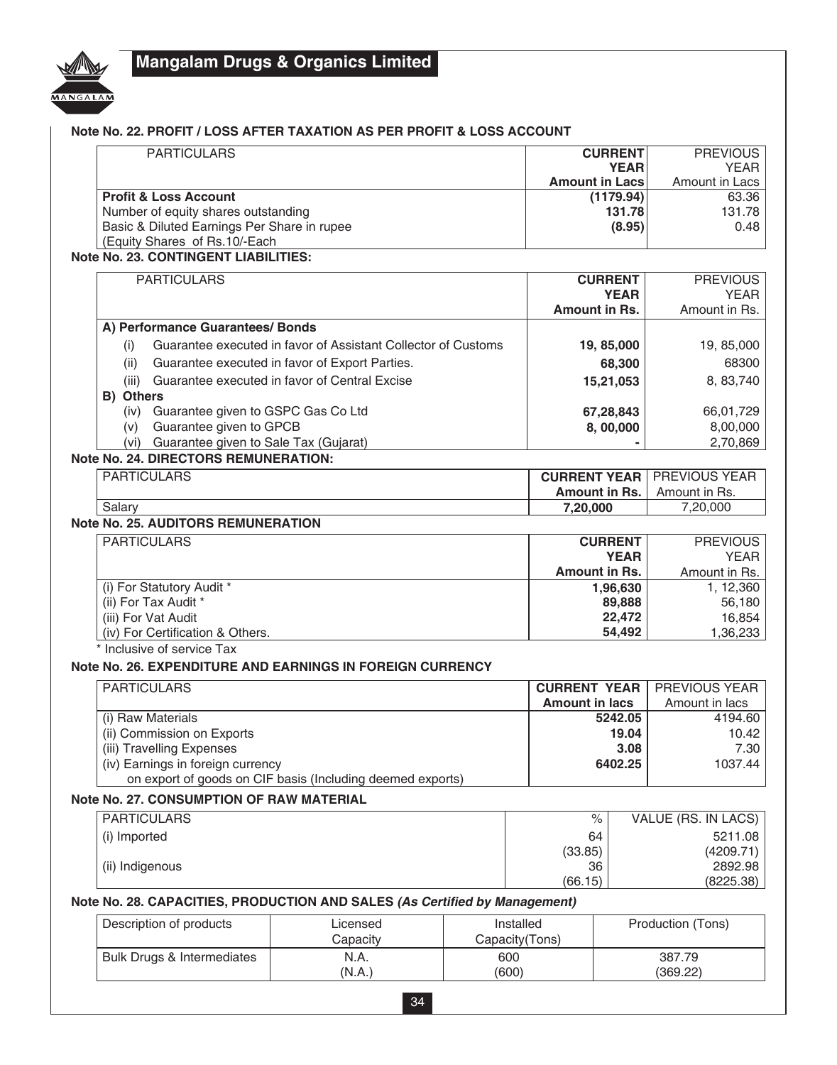### Note No. 22. PROFIT / LOSS AFTER TAXATION AS PER PROFIT & LOSS ACCOUNT

| PARTICULARS | CURRENT YEAR Amount in Lacs | PREVIOUS YEAR Amount in Lacs |
|---|---|---|
| **Profit & Loss Account** | **(1179.94)** | 63.36 |
| Number of equity shares outstanding | **131.78** | 131.78 |
| Basic & Diluted Earnings Per Share in rupee (Equity Shares of Rs.10/-Each | **(8.95)** | 0.48 |

### Note No. 23. CONTINGENT LIABILITIES:

| PARTICULARS | CURRENT YEAR Amount in Rs. | PREVIOUS YEAR Amount in Rs. |
|---|---|---|
| **A) Performance Guarantees/ Bonds** | | |
| (i) Guarantee executed in favor of Assistant Collector of Customs | **19, 85,000** | 19, 85,000 |
| (ii) Guarantee executed in favor of Export Parties. | **68,300** | 68300 |
| (iii) Guarantee executed in favor of Central Excise | **15,21,053** | 8, 83,740 |
| **B) Others** | | |
| (iv) Guarantee given to GSPC Gas Co Ltd | **67,28,843** | 66,01,729 |
| (v) Guarantee given to GPCB | **8, 00,000** | 8,00,000 |
| (vi) Guarantee given to Sale Tax (Gujarat) | **-** | 2,70,869 |

### Note No. 24. DIRECTORS REMUNERATION:

| PARTICULARS | CURRENT YEAR Amount in Rs. | PREVIOUS YEAR Amount in Rs. |
|---|---|---|
| Salary | **7,20,000** | 7,20,000 |

### Note No. 25. AUDITORS REMUNERATION

| PARTICULARS | CURRENT YEAR Amount in Rs. | PREVIOUS YEAR Amount in Rs. |
|---|---|---|
| (i) For Statutory Audit * | **1,96,630** | 1, 12,360 |
| (ii) For Tax Audit * | **89,888** | 56,180 |
| (iii) For Vat Audit | **22,472** | 16,854 |
| (iv) For Certification & Others. | **54,492** | 1,36,233 |

\* Inclusive of service Tax

### Note No. 26. EXPENDITURE AND EARNINGS IN FOREIGN CURRENCY

| PARTICULARS | CURRENT YEAR Amount in lacs | PREVIOUS YEAR Amount in lacs |
|---|---|---|
| (i) Raw Materials | **5242.05** | 4194.60 |
| (ii) Commission on Exports | **19.04** | 10.42 |
| (iii) Travelling Expenses | **3.08** | 7.30 |
| (iv) Earnings in foreign currency on export of goods on CIF basis (Including deemed exports) | **6402.25** | 1037.44 |

### Note No. 27. CONSUMPTION OF RAW MATERIAL

| PARTICULARS | % | VALUE (RS. IN LACS) |
|---|---|---|
| (i) Imported | 64<br>(33.85) | 5211.08<br>(4209.71) |
| (ii) Indigenous | 36<br>(66.15) | 2892.98<br>(8225.38) |

### Note No. 28. CAPACITIES, PRODUCTION AND SALES *(As Certified by Management)*

| Description of products | Licensed Capacity | Installed Capacity(Tons) | Production (Tons) |
|---|---|---|---|
| Bulk Drugs & Intermediates | N.A.<br>(N.A.) | 600<br>(600) | 387.79<br>(369.22) |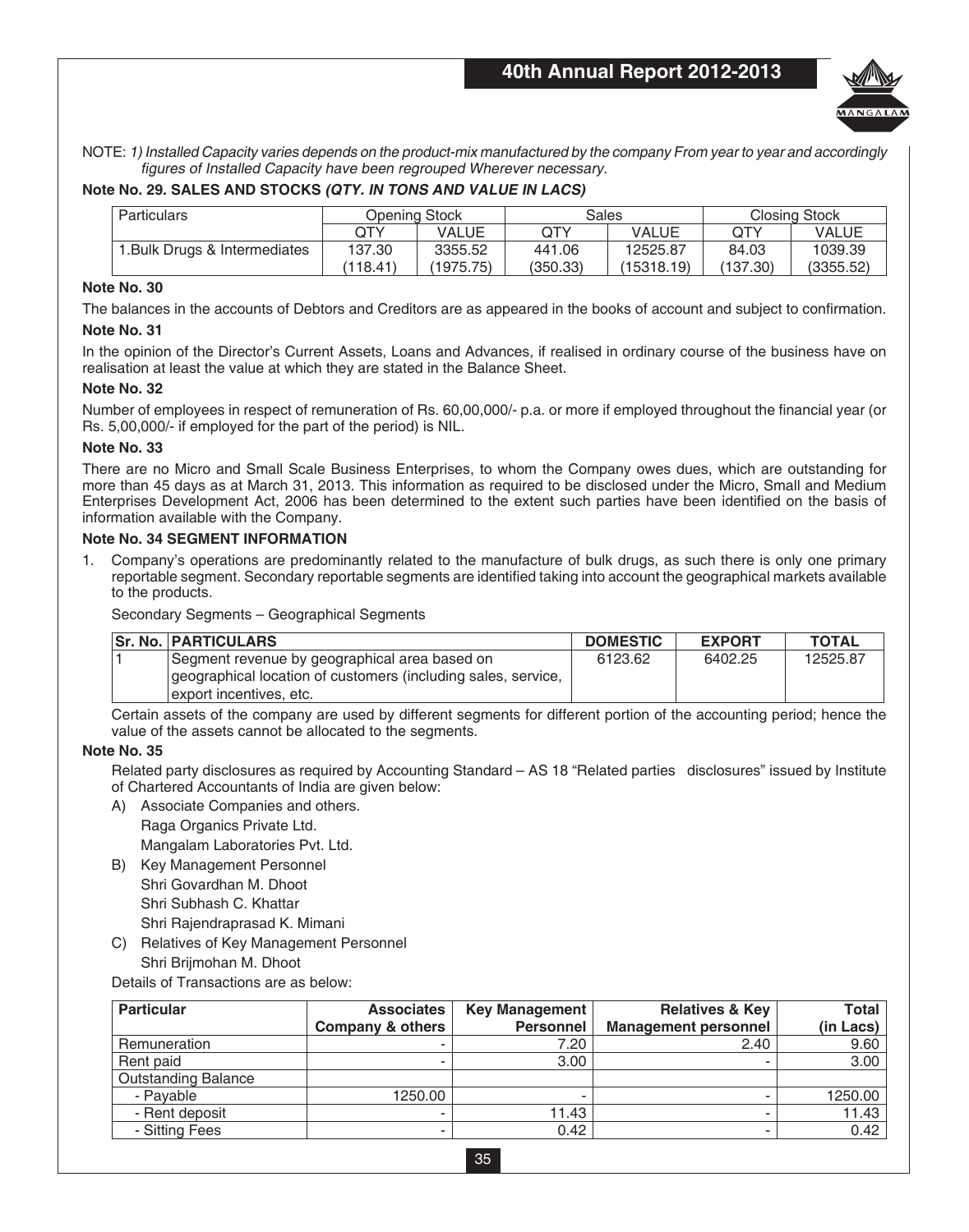NOTE: *1) Installed Capacity varies depends on the product-mix manufactured by the company From year to year and accordingly figures of Installed Capacity have been regrouped Wherever necessary.*

**Note No. 29. SALES AND STOCKS *(QTY. IN TONS AND VALUE IN LACS)***

| Particulars | Opening Stock | | Sales | | Closing Stock | |
|---|---|---|---|---|---|---|
| | QTY | VALUE | QTY | VALUE | QTY | VALUE |
| 1.Bulk Drugs & Intermediates | 137.30<br>(118.41) | 3355.52<br>(1975.75) | 441.06<br>(350.33) | 12525.87<br>(15318.19) | 84.03<br>(137.30) | 1039.39<br>(3355.52) |

**Note No. 30**

The balances in the accounts of Debtors and Creditors are as appeared in the books of account and subject to confirmation.

**Note No. 31**

In the opinion of the Director's Current Assets, Loans and Advances, if realised in ordinary course of the business have on realisation at least the value at which they are stated in the Balance Sheet.

**Note No. 32**

Number of employees in respect of remuneration of Rs. 60,00,000/- p.a. or more if employed throughout the financial year (or Rs. 5,00,000/- if employed for the part of the period) is NIL.

**Note No. 33**

There are no Micro and Small Scale Business Enterprises, to whom the Company owes dues, which are outstanding for more than 45 days as at March 31, 2013. This information as required to be disclosed under the Micro, Small and Medium Enterprises Development Act, 2006 has been determined to the extent such parties have been identified on the basis of information available with the Company.

**Note No. 34 SEGMENT INFORMATION**

1. Company's operations are predominantly related to the manufacture of bulk drugs, as such there is only one primary reportable segment. Secondary reportable segments are identified taking into account the geographical markets available to the products.

   Secondary Segments – Geographical Segments

| Sr. No. | PARTICULARS | DOMESTIC | EXPORT | TOTAL |
|---|---|---|---|---|
| 1 | Segment revenue by geographical area based on geographical location of customers (including sales, service, export incentives, etc. | 6123.62 | 6402.25 | 12525.87 |

   Certain assets of the company are used by different segments for different portion of the accounting period; hence the value of the assets cannot be allocated to the segments.

**Note No. 35**

Related party disclosures as required by Accounting Standard – AS 18 "Related parties disclosures" issued by Institute of Chartered Accountants of India are given below:

A) Associate Companies and others.
   Raga Organics Private Ltd.
   Mangalam Laboratories Pvt. Ltd.

B) Key Management Personnel
   Shri Govardhan M. Dhoot
   Shri Subhash C. Khattar
   Shri Rajendraprasad K. Mimani

C) Relatives of Key Management Personnel
   Shri Brijmohan M. Dhoot

Details of Transactions are as below:

| Particular | Associates Company & others | Key Management Personnel | Relatives & Key Management personnel | Total (in Lacs) |
|---|---|---|---|---|
| Remuneration | - | 7.20 | 2.40 | 9.60 |
| Rent paid | - | 3.00 | - | 3.00 |
| Outstanding Balance | | | | |
| - Payable | 1250.00 | - | - | 1250.00 |
| - Rent deposit | - | 11.43 | - | 11.43 |
| - Sitting Fees | - | 0.42 | - | 0.42 |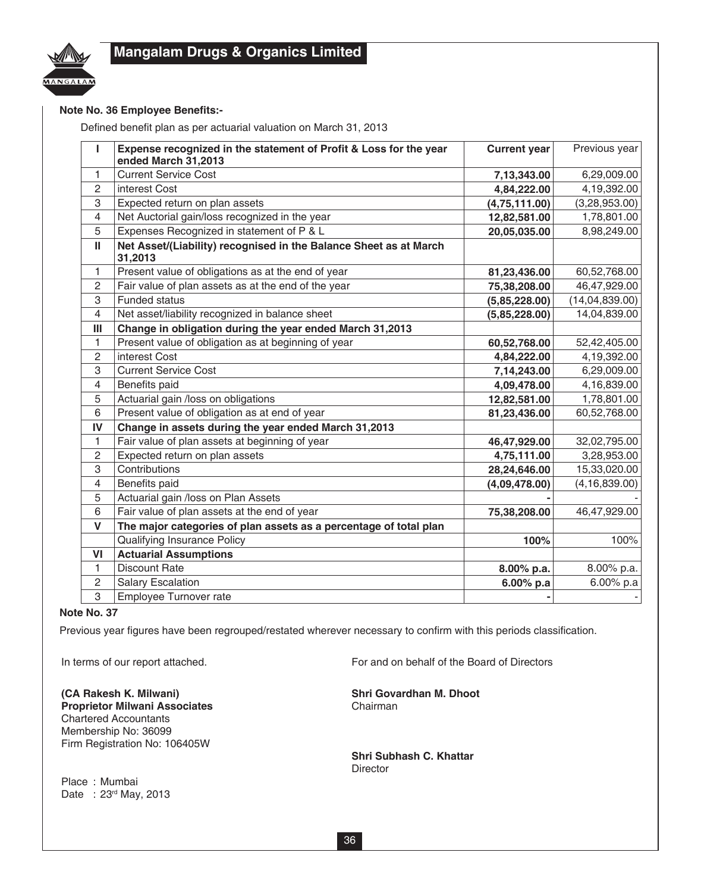**Note No. 36 Employee Benefits:-**

Defined benefit plan as per actuarial valuation on March 31, 2013

| I | Expense recognized in the statement of Profit & Loss for the year ended March 31,2013 | Current year | Previous year |
|---|---|---|---|
| 1 | Current Service Cost | **7,13,343.00** | 6,29,009.00 |
| 2 | interest Cost | **4,84,222.00** | 4,19,392.00 |
| 3 | Expected return on plan assets | **(4,75,111.00)** | (3,28,953.00) |
| 4 | Net Auctorial gain/loss recognized in the year | **12,82,581.00** | 1,78,801.00 |
| 5 | Expenses Recognized in statement of P & L | **20,05,035.00** | 8,98,249.00 |
| **II** | **Net Asset/(Liability) recognised in the Balance Sheet as at March 31,2013** | | |
| 1 | Present value of obligations as at the end of year | **81,23,436.00** | 60,52,768.00 |
| 2 | Fair value of plan assets as at the end of the year | **75,38,208.00** | 46,47,929.00 |
| 3 | Funded status | **(5,85,228.00)** | (14,04,839.00) |
| 4 | Net asset/liability recognized in balance sheet | **(5,85,228.00)** | 14,04,839.00 |
| **III** | **Change in obligation during the year ended March 31,2013** | | |
| 1 | Present value of obligation as at beginning of year | **60,52,768.00** | 52,42,405.00 |
| 2 | interest Cost | **4,84,222.00** | 4,19,392.00 |
| 3 | Current Service Cost | **7,14,243.00** | 6,29,009.00 |
| 4 | Benefits paid | **4,09,478.00** | 4,16,839.00 |
| 5 | Actuarial gain /loss on obligations | **12,82,581.00** | 1,78,801.00 |
| 6 | Present value of obligation as at end of year | **81,23,436.00** | 60,52,768.00 |
| **IV** | **Change in assets during the year ended March 31,2013** | | |
| 1 | Fair value of plan assets at beginning of year | **46,47,929.00** | 32,02,795.00 |
| 2 | Expected return on plan assets | **4,75,111.00** | 3,28,953.00 |
| 3 | Contributions | **28,24,646.00** | 15,33,020.00 |
| 4 | Benefits paid | **(4,09,478.00)** | (4,16,839.00) |
| 5 | Actuarial gain /loss on Plan Assets | **-** | - |
| 6 | Fair value of plan assets at the end of year | **75,38,208.00** | 46,47,929.00 |
| **V** | **The major categories of plan assets as a percentage of total plan** | | |
| | Qualifying Insurance Policy | **100%** | 100% |
| **VI** | **Actuarial Assumptions** | | |
| 1 | Discount Rate | **8.00% p.a.** | 8.00% p.a. |
| 2 | Salary Escalation | **6.00% p.a** | 6.00% p.a |
| 3 | Employee Turnover rate | **-** | - |

**Note No. 37**

Previous year figures have been regrouped/restated wherever necessary to confirm with this periods classification.

In terms of our report attached.

**(CA Rakesh K. Milwani)**
**Proprietor Milwani Associates**
Chartered Accountants
Membership No: 36099
Firm Registration No: 106405W

Place : Mumbai
Date : 23rd May, 2013

For and on behalf of the Board of Directors

**Shri Govardhan M. Dhoot**
Chairman

**Shri Subhash C. Khattar**
Director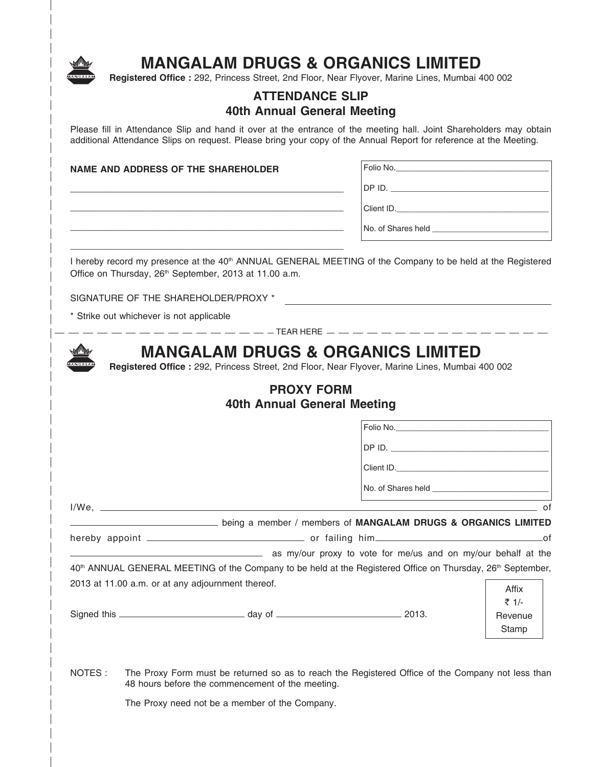# MANGALAM DRUGS & ORGANICS LIMITED

**Registered Office :** 292, Princess Street, 2nd Floor, Near Flyover, Marine Lines, Mumbai 400 002

## ATTENDANCE SLIP
## 40th Annual General Meeting

Please fill in Attendance Slip and hand it over at the entrance of the meeting hall. Joint Shareholders may obtain additional Attendance Slips on request. Please bring your copy of the Annual Report for reference at the Meeting.

**NAME AND ADDRESS OF THE SHAREHOLDER**

______________________________________________

______________________________________________

______________________________________________

______________________________________________

Folio No.______________________

DP ID. ______________________

Client ID.______________________

No. of Shares held ______________________

I hereby record my presence at the 40th ANNUAL GENERAL MEETING of the Company to be held at the Registered Office on Thursday, 26th September, 2013 at 11.00 a.m.

SIGNATURE OF THE SHAREHOLDER/PROXY * ______________________________

* Strike out whichever is not applicable

— — — — — — — — — — — — — — — — — TEAR HERE — — — — — — — — — — — — — — — — —

# MANGALAM DRUGS & ORGANICS LIMITED

**Registered Office :** 292, Princess Street, 2nd Floor, Near Flyover, Marine Lines, Mumbai 400 002

## PROXY FORM
## 40th Annual General Meeting

Folio No.______________________

DP ID. ______________________

Client ID.______________________

No. of Shares held ______________________

I/We, ______________________________________________ of ______________________ being a member / members of **MANGALAM DRUGS & ORGANICS LIMITED** hereby appoint ______________________ or failing him ______________________ of ______________________ as my/our proxy to vote for me/us and on my/our behalf at the 40th ANNUAL GENERAL MEETING of the Company to be held at the Registered Office on Thursday, 26th September, 2013 at 11.00 a.m. or at any adjournment thereof.

Signed this ______________________ day of ______________________ 2013.

Affix ₹ 1/- Revenue Stamp

NOTES : The Proxy Form must be returned so as to reach the Registered Office of the Company not less than 48 hours before the commencement of the meeting.

The Proxy need not be a member of the Company.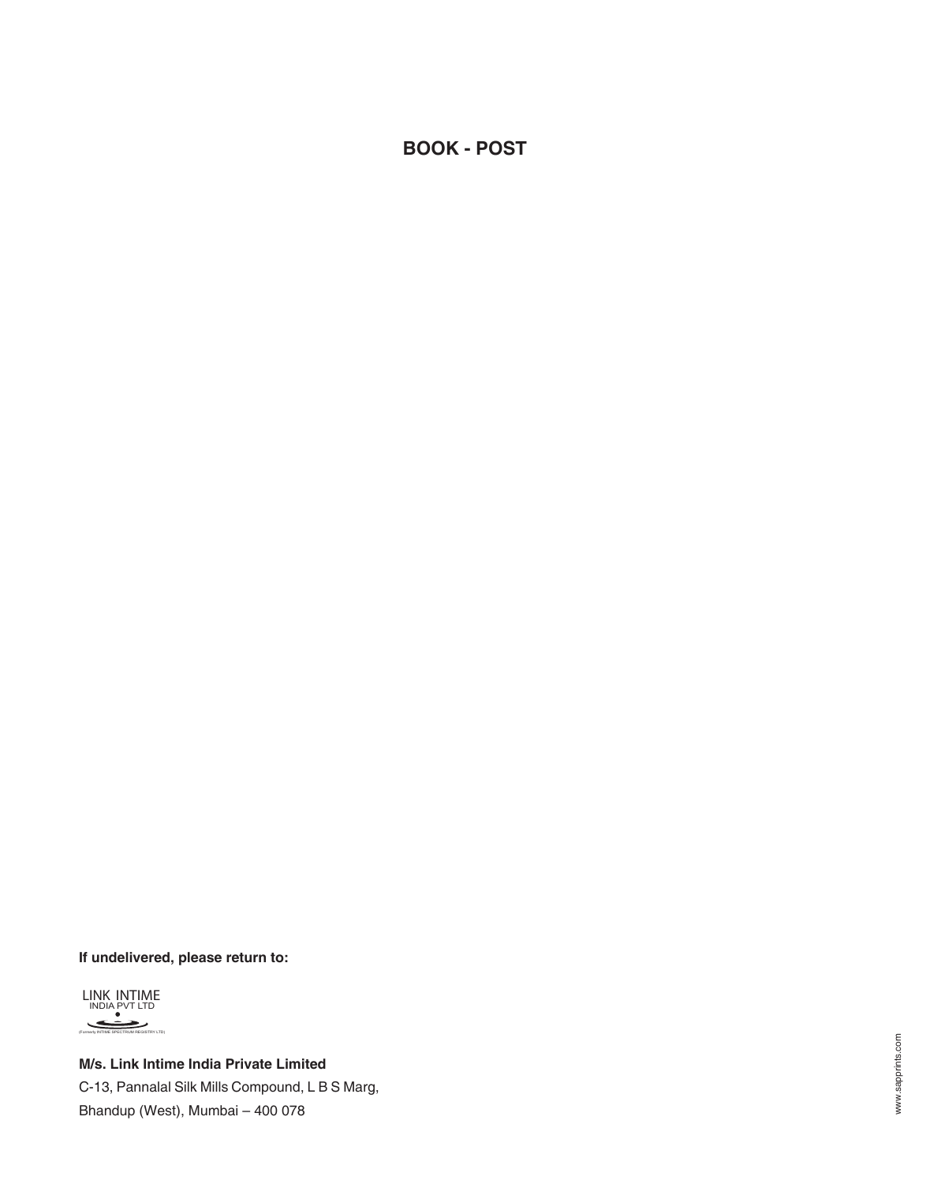**BOOK - POST**

**If undelivered, please return to:**

LINK INTIME
INDIA PVT LTD
(Formerly INTIME SPECTRUM REGISTRY LTD)

**M/s. Link Intime India Private Limited**
C-13, Pannalal Silk Mills Compound, L B S Marg,
Bhandup (West), Mumbai – 400 078

www.sapprints.com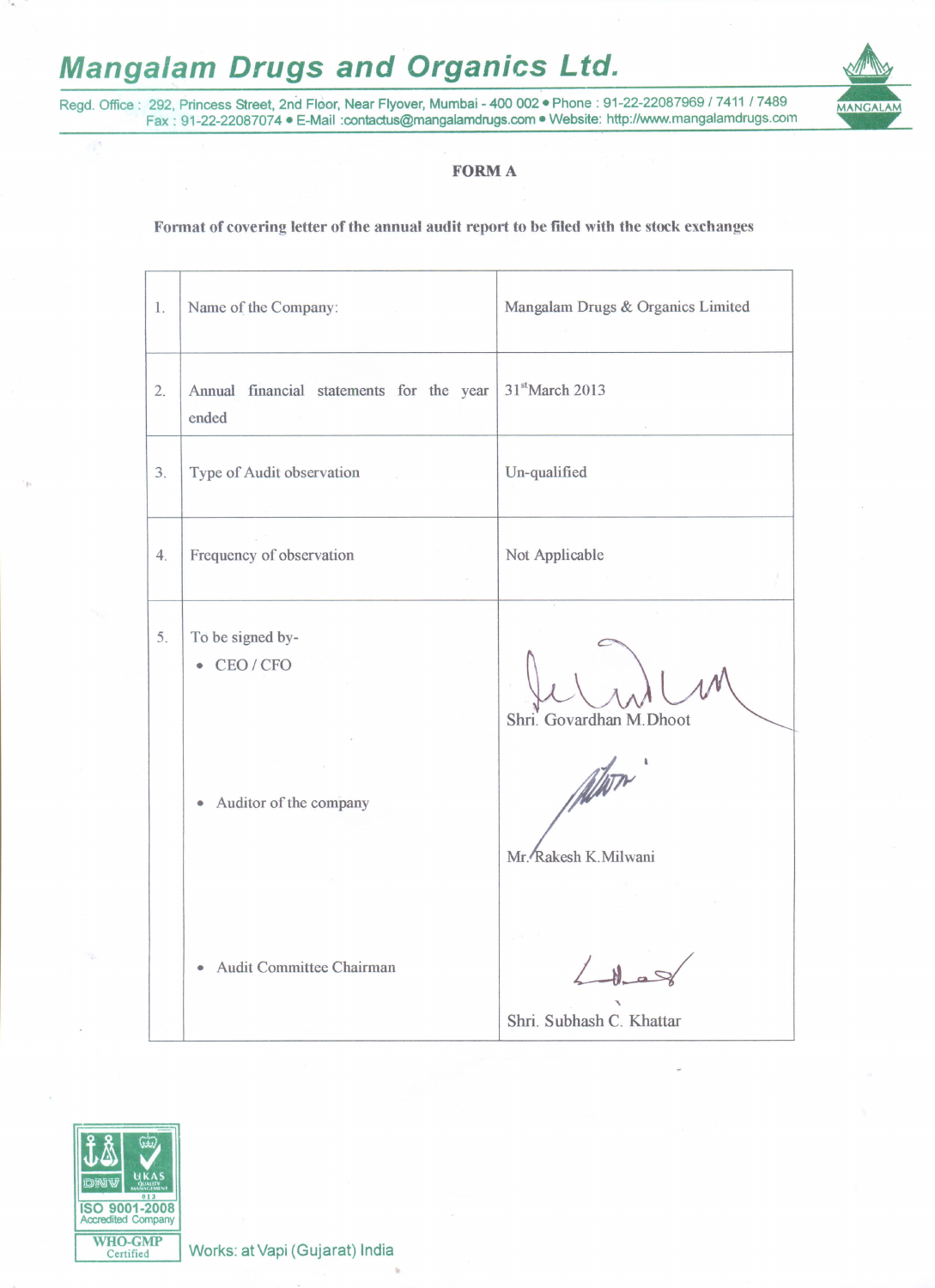# Mangalam Drugs and Organics Ltd.

Regd. Office : 292, Princess Street, 2nd Floor, Near Flyover, Mumbai - 400 002 • Phone : 91-22-22087969 / 7411 / 7489
Fax : 91-22-22087074 • E-Mail :contactus@mangalamdrugs.com • Website: http://www.mangalamdrugs.com

MANGALAM

## FORM A

**Format of covering letter of the annual audit report to be filed with the stock exchanges**

| | | |
|---|---|---|
| 1. | Name of the Company: | Mangalam Drugs & Organics Limited |
| 2. | Annual financial statements for the year ended | 31[st] March 2013 |
| 3. | Type of Audit observation | Un-qualified |
| 4. | Frequency of observation | Not Applicable |
| 5. | To be signed by-<br>• CEO / CFO<br><br>• Auditor of the company<br><br>• Audit Committee Chairman | Shri. Govardhan M.Dhoot<br><br>Mr. Rakesh K.Milwani<br><br>Shri. Subhash C. Khattar |

DNV UKAS QUALITY MANAGEMENT 013
ISO 9001-2008 Accredited Company
WHO-GMP Certified

Works: at Vapi (Gujarat) India